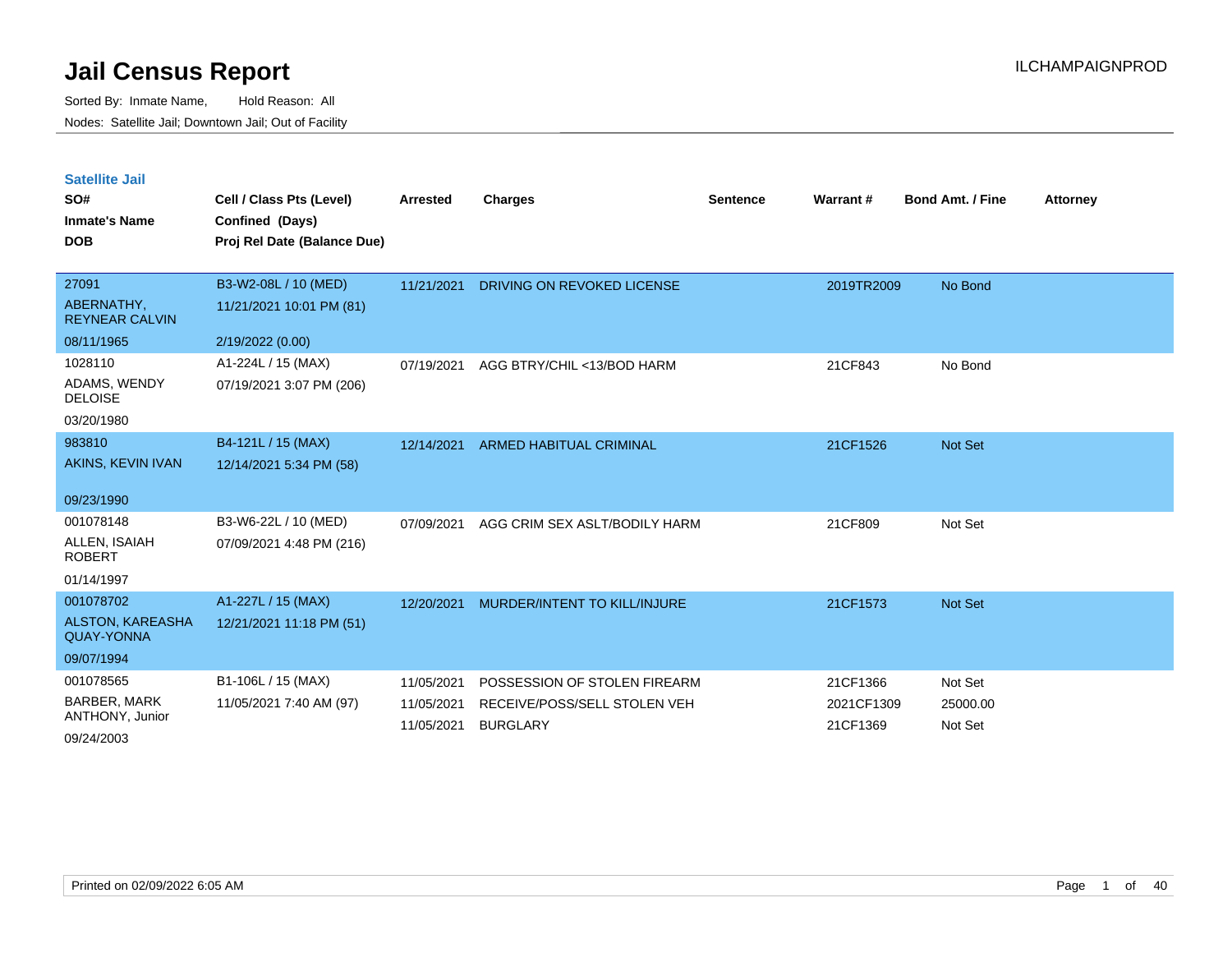# Jail Census Report

ILCHAMPAIGNPROD

Sorted By: Inmate Name, Hold Reason: All

Nodes: Satellite Jail; Downtown Jail; Out of Facility

## Satellite Jail

| SO# / Inmate's Name / DOB | Cell / Class Pts (Level) / Confined (Days) / Proj Rel Date (Balance Due) | Arrested | Charges | Sentence | Warrant # | Bond Amt. / Fine | Attorney |
|---|---|---|---|---|---|---|---|
| 27091<br>ABERNATHY, REYNEAR CALVIN<br>08/11/1965 | B3-W2-08L / 10 (MED)<br>11/21/2021 10:01 PM (81)<br>2/19/2022 (0.00) | 11/21/2021 | DRIVING ON REVOKED LICENSE | | 2019TR2009 | No Bond | |
| 1028110<br>ADAMS, WENDY DELOISE<br>03/20/1980 | A1-224L / 15 (MAX)<br>07/19/2021 3:07 PM (206) | 07/19/2021 | AGG BTRY/CHIL <13/BOD HARM | | 21CF843 | No Bond | |
| 983810<br>AKINS, KEVIN IVAN<br>09/23/1990 | B4-121L / 15 (MAX)<br>12/14/2021 5:34 PM (58) | 12/14/2021 | ARMED HABITUAL CRIMINAL | | 21CF1526 | Not Set | |
| 001078148<br>ALLEN, ISAIAH ROBERT<br>01/14/1997 | B3-W6-22L / 10 (MED)<br>07/09/2021 4:48 PM (216) | 07/09/2021 | AGG CRIM SEX ASLT/BODILY HARM | | 21CF809 | Not Set | |
| 001078702<br>ALSTON, KAREASHA QUAY-YONNA<br>09/07/1994 | A1-227L / 15 (MAX)<br>12/21/2021 11:18 PM (51) | 12/20/2021 | MURDER/INTENT TO KILL/INJURE | | 21CF1573 | Not Set | |
| 001078565<br>BARBER, MARK ANTHONY, Junior<br>09/24/2003 | B1-106L / 15 (MAX)<br>11/05/2021 7:40 AM (97) | 11/05/2021 | POSSESSION OF STOLEN FIREARM | | 21CF1366 | Not Set | |
| | | 11/05/2021 | RECEIVE/POSS/SELL STOLEN VEH | | 2021CF1309 | 25000.00 | |
| | | 11/05/2021 | BURGLARY | | 21CF1369 | Not Set | |

Printed on 02/09/2022 6:05 AM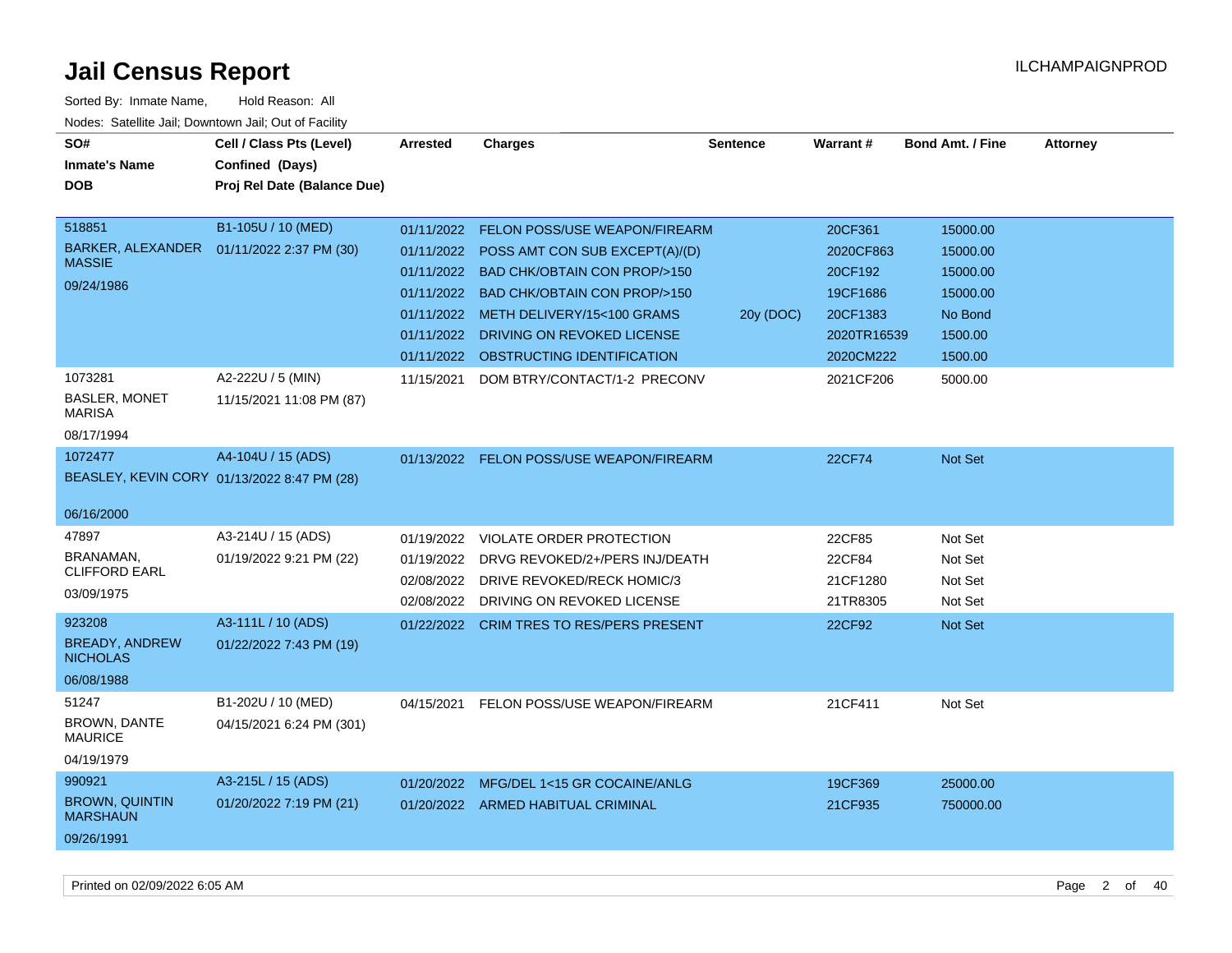# Jail Census Report

ILCHAMPAIGNPROD

Sorted By: Inmate Name, Hold Reason: All

Nodes: Satellite Jail; Downtown Jail; Out of Facility

| SO# / Inmate's Name / DOB | Cell / Class Pts (Level) / Confined (Days) / Proj Rel Date (Balance Due) | Arrested | Charges | Sentence | Warrant # | Bond Amt. / Fine | Attorney |
|---|---|---|---|---|---|---|---|
| 518851 BARKER, ALEXANDER MASSIE 09/24/1986 | B1-105U / 10 (MED) 01/11/2022 2:37 PM (30) | 01/11/2022 | FELON POSS/USE WEAPON/FIREARM | | 20CF361 | 15000.00 | |
| | | 01/11/2022 | POSS AMT CON SUB EXCEPT(A)/(D) | | 2020CF863 | 15000.00 | |
| | | 01/11/2022 | BAD CHK/OBTAIN CON PROP/>150 | | 20CF192 | 15000.00 | |
| | | 01/11/2022 | BAD CHK/OBTAIN CON PROP/>150 | | 19CF1686 | 15000.00 | |
| | | 01/11/2022 | METH DELIVERY/15<100 GRAMS | 20y (DOC) | 20CF1383 | No Bond | |
| | | 01/11/2022 | DRIVING ON REVOKED LICENSE | | 2020TR16539 | 1500.00 | |
| | | 01/11/2022 | OBSTRUCTING IDENTIFICATION | | 2020CM222 | 1500.00 | |
| 1073281 BASLER, MONET MARISA 08/17/1994 | A2-222U / 5 (MIN) 11/15/2021 11:08 PM (87) | 11/15/2021 | DOM BTRY/CONTACT/1-2 PRECONV | | 2021CF206 | 5000.00 | |
| 1072477 BEASLEY, KEVIN CORY 06/16/2000 | A4-104U / 15 (ADS) 01/13/2022 8:47 PM (28) | 01/13/2022 | FELON POSS/USE WEAPON/FIREARM | | 22CF74 | Not Set | |
| 47897 BRANAMAN, CLIFFORD EARL 03/09/1975 | A3-214U / 15 (ADS) 01/19/2022 9:21 PM (22) | 01/19/2022 | VIOLATE ORDER PROTECTION | | 22CF85 | Not Set | |
| | | 01/19/2022 | DRVG REVOKED/2+/PERS INJ/DEATH | | 22CF84 | Not Set | |
| | | 02/08/2022 | DRIVE REVOKED/RECK HOMIC/3 | | 21CF1280 | Not Set | |
| | | 02/08/2022 | DRIVING ON REVOKED LICENSE | | 21TR8305 | Not Set | |
| 923208 BREADY, ANDREW NICHOLAS 06/08/1988 | A3-111L / 10 (ADS) 01/22/2022 7:43 PM (19) | 01/22/2022 | CRIM TRES TO RES/PERS PRESENT | | 22CF92 | Not Set | |
| 51247 BROWN, DANTE MAURICE 04/19/1979 | B1-202U / 10 (MED) 04/15/2021 6:24 PM (301) | 04/15/2021 | FELON POSS/USE WEAPON/FIREARM | | 21CF411 | Not Set | |
| 990921 BROWN, QUINTIN MARSHAUN 09/26/1991 | A3-215L / 15 (ADS) 01/20/2022 7:19 PM (21) | 01/20/2022 | MFG/DEL 1<15 GR COCAINE/ANLG | | 19CF369 | 25000.00 | |
| | | 01/20/2022 | ARMED HABITUAL CRIMINAL | | 21CF935 | 750000.00 | |

Printed on 02/09/2022 6:05 AM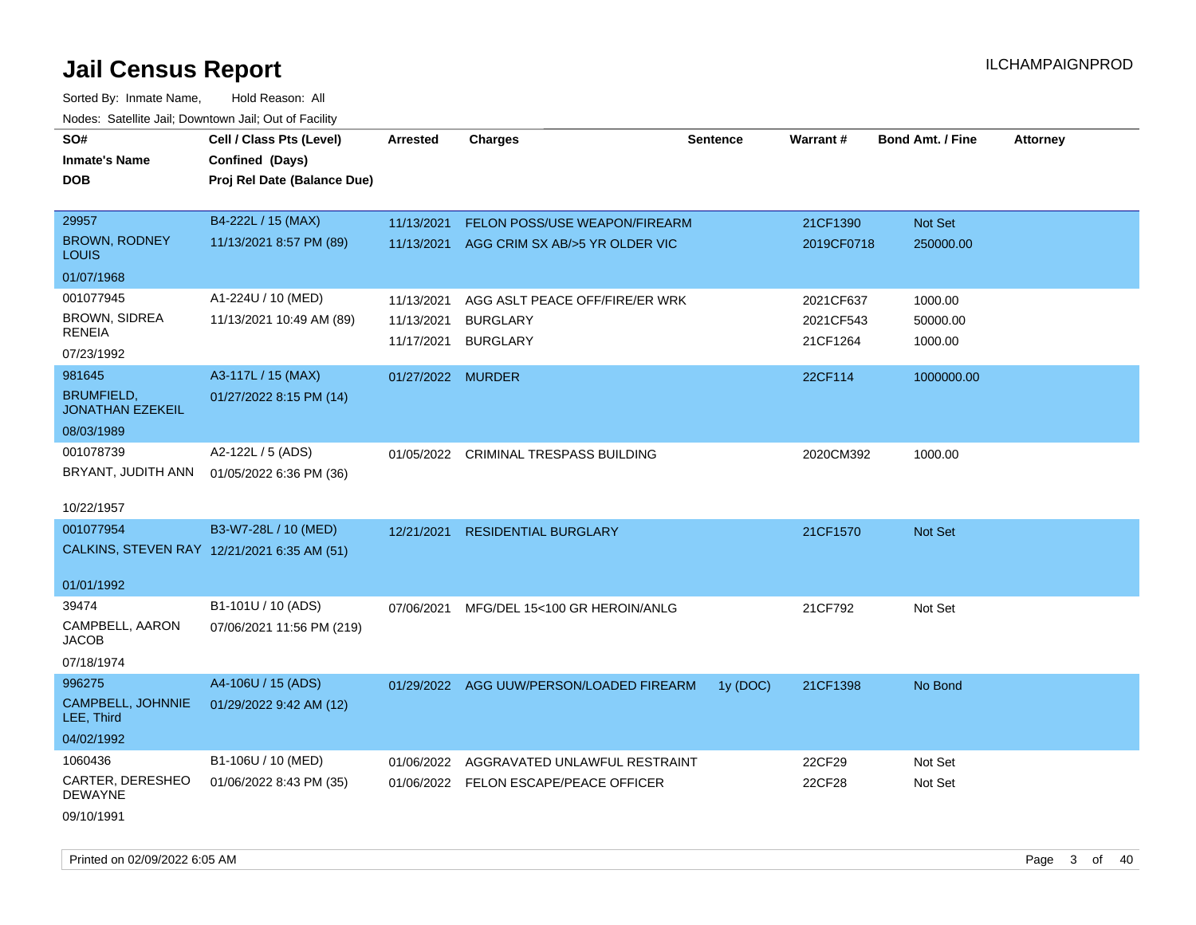# Jail Census Report

ILCHAMPAIGNPROD

Sorted By: Inmate Name, Hold Reason: All

Nodes: Satellite Jail; Downtown Jail; Out of Facility

| SO# / Inmate's Name / DOB | Cell / Class Pts (Level) / Confined (Days) / Proj Rel Date (Balance Due) | Arrested | Charges | Sentence | Warrant # | Bond Amt. / Fine | Attorney |
|---|---|---|---|---|---|---|---|
| 29957<br>BROWN, RODNEY LOUIS<br>01/07/1968 | B4-222L / 15 (MAX)<br>11/13/2021 8:57 PM (89) | 11/13/2021<br>11/13/2021 | FELON POSS/USE WEAPON/FIREARM<br>AGG CRIM SX AB/>5 YR OLDER VIC | | 21CF1390<br>2019CF0718 | Not Set<br>250000.00 | |
| 001077945<br>BROWN, SIDREA RENEIA<br>07/23/1992 | A1-224U / 10 (MED)<br>11/13/2021 10:49 AM (89) | 11/13/2021<br>11/13/2021<br>11/17/2021 | AGG ASLT PEACE OFF/FIRE/ER WRK<br>BURGLARY<br>BURGLARY | | 2021CF637<br>2021CF543<br>21CF1264 | 1000.00<br>50000.00<br>1000.00 | |
| 981645<br>BRUMFIELD, JONATHAN EZEKEIL<br>08/03/1989 | A3-117L / 15 (MAX)<br>01/27/2022 8:15 PM (14) | 01/27/2022 | MURDER | | 22CF114 | 1000000.00 | |
| 001078739<br>BRYANT, JUDITH ANN<br>10/22/1957 | A2-122L / 5 (ADS)<br>01/05/2022 6:36 PM (36) | 01/05/2022 | CRIMINAL TRESPASS BUILDING | | 2020CM392 | 1000.00 | |
| 001077954<br>CALKINS, STEVEN RAY<br>01/01/1992 | B3-W7-28L / 10 (MED)<br>12/21/2021 6:35 AM (51) | 12/21/2021 | RESIDENTIAL BURGLARY | | 21CF1570 | Not Set | |
| 39474<br>CAMPBELL, AARON JACOB<br>07/18/1974 | B1-101U / 10 (ADS)<br>07/06/2021 11:56 PM (219) | 07/06/2021 | MFG/DEL 15<100 GR HEROIN/ANLG | | 21CF792 | Not Set | |
| 996275<br>CAMPBELL, JOHNNIE LEE, Third<br>04/02/1992 | A4-106U / 15 (ADS)<br>01/29/2022 9:42 AM (12) | 01/29/2022 | AGG UUW/PERSON/LOADED FIREARM | 1y (DOC) | 21CF1398 | No Bond | |
| 1060436<br>CARTER, DERESHEO DEWAYNE<br>09/10/1991 | B1-106U / 10 (MED)<br>01/06/2022 8:43 PM (35) | 01/06/2022<br>01/06/2022 | AGGRAVATED UNLAWFUL RESTRAINT<br>FELON ESCAPE/PEACE OFFICER | | 22CF29<br>22CF28 | Not Set<br>Not Set | |

Printed on 02/09/2022 6:05 AM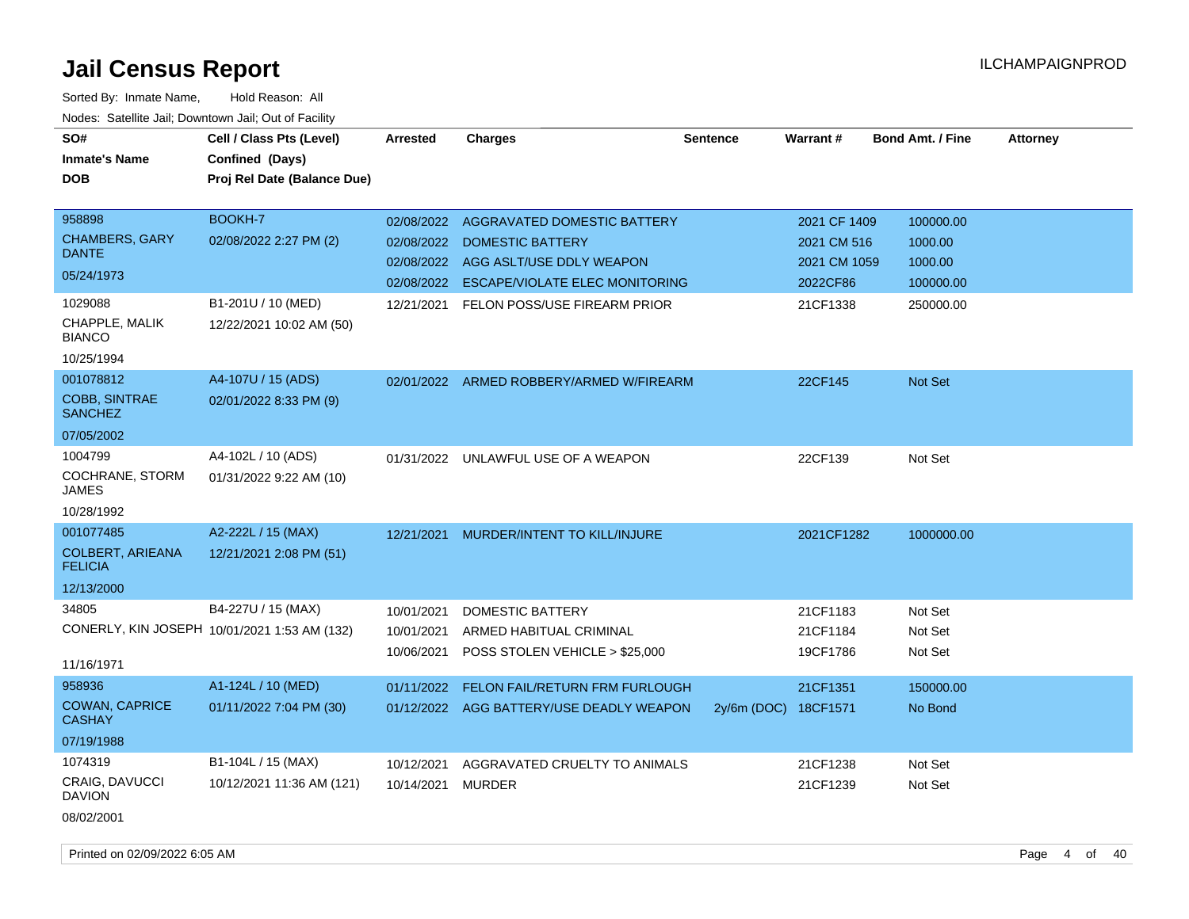# Jail Census Report

ILCHAMPAIGNPROD

Sorted By: Inmate Name, Hold Reason: All

Nodes: Satellite Jail; Downtown Jail; Out of Facility

| SO# / Inmate's Name / DOB | Cell / Class Pts (Level) / Confined (Days) / Proj Rel Date (Balance Due) | Arrested | Charges | Sentence | Warrant # | Bond Amt. / Fine | Attorney |
|---|---|---|---|---|---|---|---|
| 958898<br>CHAMBERS, GARY DANTE<br>05/24/1973 | BOOKH-7<br>02/08/2022 2:27 PM (2) | 02/08/2022 | AGGRAVATED DOMESTIC BATTERY | | 2021 CF 1409 | 100000.00 | |
| | | 02/08/2022 | DOMESTIC BATTERY | | 2021 CM 516 | 1000.00 | |
| | | 02/08/2022 | AGG ASLT/USE DDLY WEAPON | | 2021 CM 1059 | 1000.00 | |
| | | 02/08/2022 | ESCAPE/VIOLATE ELEC MONITORING | | 2022CF86 | 100000.00 | |
| 1029088<br>CHAPPLE, MALIK BIANCO<br>10/25/1994 | B1-201U / 10 (MED)<br>12/22/2021 10:02 AM (50) | 12/21/2021 | FELON POSS/USE FIREARM PRIOR | | 21CF1338 | 250000.00 | |
| 001078812<br>COBB, SINTRAE SANCHEZ<br>07/05/2002 | A4-107U / 15 (ADS)<br>02/01/2022 8:33 PM (9) | 02/01/2022 | ARMED ROBBERY/ARMED W/FIREARM | | 22CF145 | Not Set | |
| 1004799<br>COCHRANE, STORM JAMES<br>10/28/1992 | A4-102L / 10 (ADS)<br>01/31/2022 9:22 AM (10) | 01/31/2022 | UNLAWFUL USE OF A WEAPON | | 22CF139 | Not Set | |
| 001077485<br>COLBERT, ARIEANA FELICIA<br>12/13/2000 | A2-222L / 15 (MAX)<br>12/21/2021 2:08 PM (51) | 12/21/2021 | MURDER/INTENT TO KILL/INJURE | | 2021CF1282 | 1000000.00 | |
| 34805<br>CONERLY, KIN JOSEPH<br>11/16/1971 | B4-227U / 15 (MAX)<br>10/01/2021 1:53 AM (132) | 10/01/2021 | DOMESTIC BATTERY | | 21CF1183 | Not Set | |
| | | 10/01/2021 | ARMED HABITUAL CRIMINAL | | 21CF1184 | Not Set | |
| | | 10/06/2021 | POSS STOLEN VEHICLE > $25,000 | | 19CF1786 | Not Set | |
| 958936<br>COWAN, CAPRICE CASHAY<br>07/19/1988 | A1-124L / 10 (MED)<br>01/11/2022 7:04 PM (30) | 01/11/2022 | FELON FAIL/RETURN FRM FURLOUGH | | 21CF1351 | 150000.00 | |
| | | 01/12/2022 | AGG BATTERY/USE DEADLY WEAPON | 2y/6m (DOC) | 18CF1571 | No Bond | |
| 1074319<br>CRAIG, DAVUCCI DAVION<br>08/02/2001 | B1-104L / 15 (MAX)<br>10/12/2021 11:36 AM (121) | 10/12/2021 | AGGRAVATED CRUELTY TO ANIMALS | | 21CF1238 | Not Set | |
| | | 10/14/2021 | MURDER | | 21CF1239 | Not Set | |

Printed on 02/09/2022 6:05 AM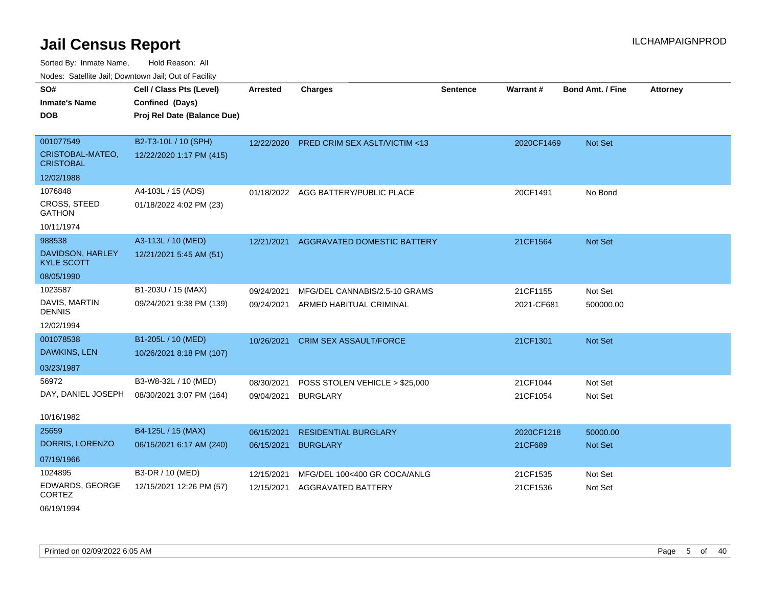# Jail Census Report

ILCHAMPAIGNPROD

Sorted By: Inmate Name, Hold Reason: All

Nodes: Satellite Jail; Downtown Jail; Out of Facility

| SO# / Inmate's Name / DOB | Cell / Class Pts (Level) / Confined (Days) / Proj Rel Date (Balance Due) | Arrested | Charges | Sentence | Warrant # | Bond Amt. / Fine | Attorney |
|---|---|---|---|---|---|---|---|
| 001077549 CRISTOBAL-MATEO, CRISTOBAL 12/02/1988 | B2-T3-10L / 10 (SPH) 12/22/2020 1:17 PM (415) | 12/22/2020 | PRED CRIM SEX ASLT/VICTIM <13 | | 2020CF1469 | Not Set | |
| 1076848 CROSS, STEED GATHON 10/11/1974 | A4-103L / 15 (ADS) 01/18/2022 4:02 PM (23) | 01/18/2022 | AGG BATTERY/PUBLIC PLACE | | 20CF1491 | No Bond | |
| 988538 DAVIDSON, HARLEY KYLE SCOTT 08/05/1990 | A3-113L / 10 (MED) 12/21/2021 5:45 AM (51) | 12/21/2021 | AGGRAVATED DOMESTIC BATTERY | | 21CF1564 | Not Set | |
| 1023587 DAVIS, MARTIN DENNIS 12/02/1994 | B1-203U / 15 (MAX) 09/24/2021 9:38 PM (139) | 09/24/2021 | MFG/DEL CANNABIS/2.5-10 GRAMS | | 21CF1155 | Not Set | |
| | | 09/24/2021 | ARMED HABITUAL CRIMINAL | | 2021-CF681 | 500000.00 | |
| 001078538 DAWKINS, LEN 03/23/1987 | B1-205L / 10 (MED) 10/26/2021 8:18 PM (107) | 10/26/2021 | CRIM SEX ASSAULT/FORCE | | 21CF1301 | Not Set | |
| 56972 DAY, DANIEL JOSEPH 10/16/1982 | B3-W8-32L / 10 (MED) 08/30/2021 3:07 PM (164) | 08/30/2021 | POSS STOLEN VEHICLE > $25,000 | | 21CF1044 | Not Set | |
| | | 09/04/2021 | BURGLARY | | 21CF1054 | Not Set | |
| 25659 DORRIS, LORENZO 07/19/1966 | B4-125L / 15 (MAX) 06/15/2021 6:17 AM (240) | 06/15/2021 | RESIDENTIAL BURGLARY | | 2020CF1218 | 50000.00 | |
| | | 06/15/2021 | BURGLARY | | 21CF689 | Not Set | |
| 1024895 EDWARDS, GEORGE CORTEZ 06/19/1994 | B3-DR / 10 (MED) 12/15/2021 12:26 PM (57) | 12/15/2021 | MFG/DEL 100<400 GR COCA/ANLG | | 21CF1535 | Not Set | |
| | | 12/15/2021 | AGGRAVATED BATTERY | | 21CF1536 | Not Set | |

Printed on 02/09/2022 6:05 AM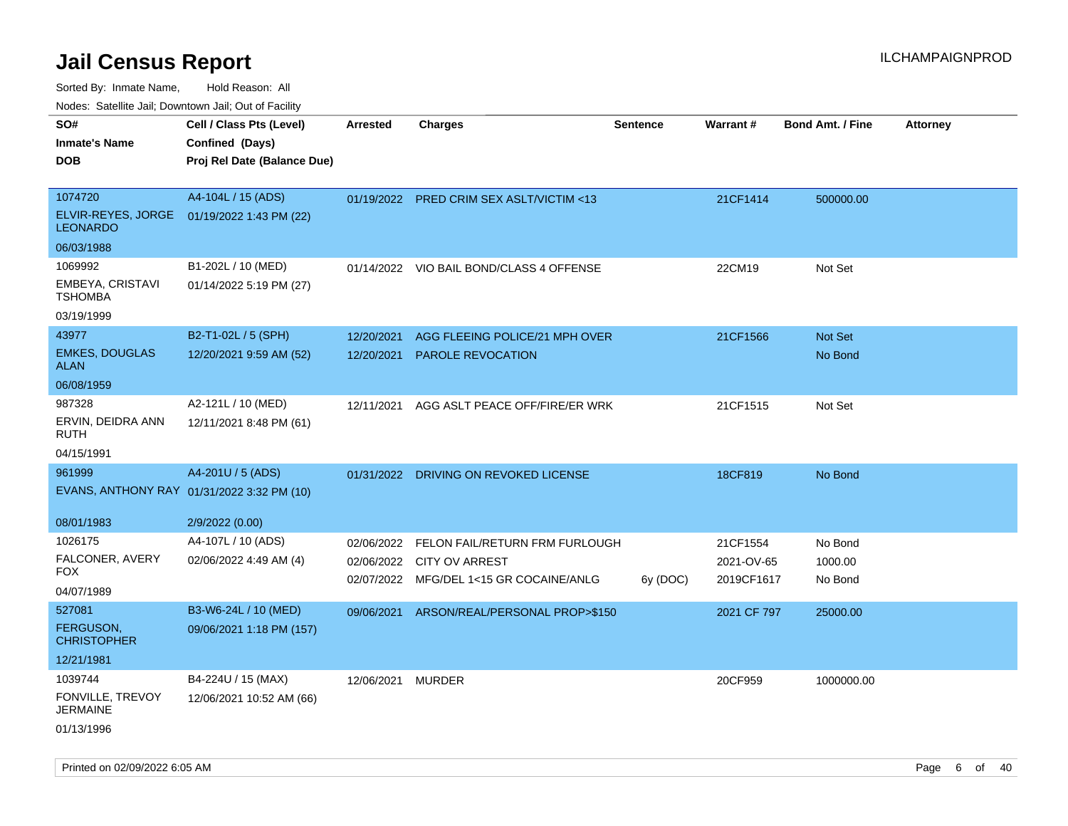# Jail Census Report

ILCHAMPAIGNPROD

Sorted By: Inmate Name, Hold Reason: All

Nodes: Satellite Jail; Downtown Jail; Out of Facility

| SO# / Inmate's Name / DOB | Cell / Class Pts (Level) / Confined (Days) / Proj Rel Date (Balance Due) | Arrested | Charges | Sentence | Warrant # | Bond Amt. / Fine | Attorney |
|---|---|---|---|---|---|---|---|
| 1074720<br>ELVIR-REYES, JORGE LEONARDO<br>06/03/1988 | A4-104L / 15 (ADS)<br>01/19/2022 1:43 PM (22) | 01/19/2022 | PRED CRIM SEX ASLT/VICTIM <13 | | 21CF1414 | 500000.00 | |
| 1069992<br>EMBEYA, CRISTAVI TSHOMBA<br>03/19/1999 | B1-202L / 10 (MED)<br>01/14/2022 5:19 PM (27) | 01/14/2022 | VIO BAIL BOND/CLASS 4 OFFENSE | | 22CM19 | Not Set | |
| 43977<br>EMKES, DOUGLAS ALAN<br>06/08/1959 | B2-T1-02L / 5 (SPH)<br>12/20/2021 9:59 AM (52) | 12/20/2021<br>12/20/2021 | AGG FLEEING POLICE/21 MPH OVER<br>PAROLE REVOCATION | | 21CF1566 | Not Set<br>No Bond | |
| 987328<br>ERVIN, DEIDRA ANN RUTH<br>04/15/1991 | A2-121L / 10 (MED)<br>12/11/2021 8:48 PM (61) | 12/11/2021 | AGG ASLT PEACE OFF/FIRE/ER WRK | | 21CF1515 | Not Set | |
| 961999<br>EVANS, ANTHONY RAY<br>08/01/1983 | A4-201U / 5 (ADS)<br>01/31/2022 3:32 PM (10)<br>2/9/2022 (0.00) | 01/31/2022 | DRIVING ON REVOKED LICENSE | | 18CF819 | No Bond | |
| 1026175<br>FALCONER, AVERY FOX<br>04/07/1989 | A4-107L / 10 (ADS)<br>02/06/2022 4:49 AM (4) | 02/06/2022<br>02/06/2022<br>02/07/2022 | FELON FAIL/RETURN FRM FURLOUGH<br>CITY OV ARREST<br>MFG/DEL 1<15 GR COCAINE/ANLG | <br><br>6y (DOC) | 21CF1554<br>2021-OV-65<br>2019CF1617 | No Bond<br>1000.00<br>No Bond | |
| 527081<br>FERGUSON, CHRISTOPHER<br>12/21/1981 | B3-W6-24L / 10 (MED)<br>09/06/2021 1:18 PM (157) | 09/06/2021 | ARSON/REAL/PERSONAL PROP>$150 | | 2021 CF 797 | 25000.00 | |
| 1039744<br>FONVILLE, TREVOY JERMAINE<br>01/13/1996 | B4-224U / 15 (MAX)<br>12/06/2021 10:52 AM (66) | 12/06/2021 | MURDER | | 20CF959 | 1000000.00 | |

Printed on 02/09/2022 6:05 AM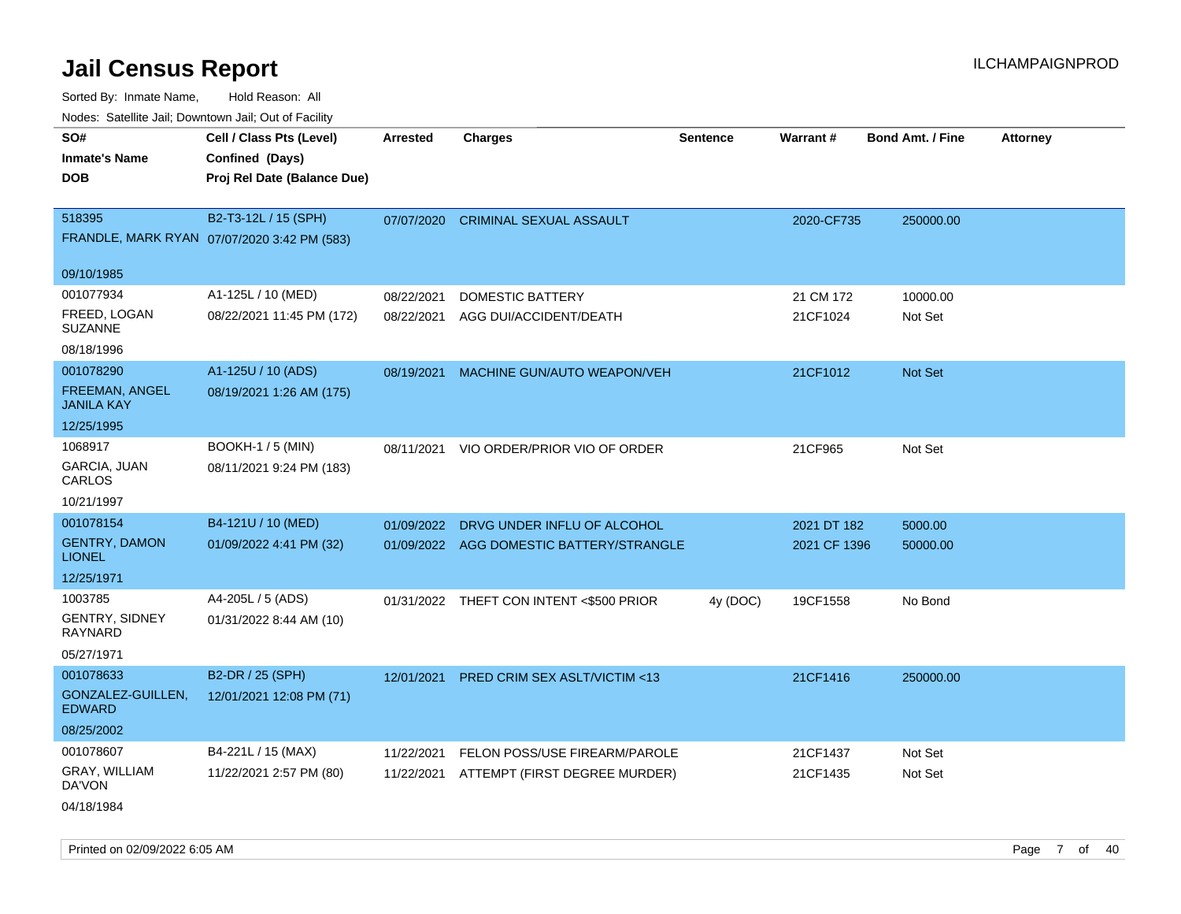# Jail Census Report

ILCHAMPAIGNPROD

Sorted By: Inmate Name, Hold Reason: All

Nodes: Satellite Jail; Downtown Jail; Out of Facility

| SO# / Inmate's Name / DOB | Cell / Class Pts (Level) / Confined (Days) / Proj Rel Date (Balance Due) | Arrested | Charges | Sentence | Warrant # | Bond Amt. / Fine | Attorney |
|---|---|---|---|---|---|---|---|
| 518395<br>FRANDLE, MARK RYAN<br>09/10/1985 | B2-T3-12L / 15 (SPH)<br>07/07/2020 3:42 PM (583) | 07/07/2020 | CRIMINAL SEXUAL ASSAULT | | 2020-CF735 | 250000.00 | |
| 001077934<br>FREED, LOGAN SUZANNE<br>08/18/1996 | A1-125L / 10 (MED)<br>08/22/2021 11:45 PM (172) | 08/22/2021<br>08/22/2021 | DOMESTIC BATTERY<br>AGG DUI/ACCIDENT/DEATH | | 21 CM 172<br>21CF1024 | 10000.00<br>Not Set | |
| 001078290<br>FREEMAN, ANGEL JANILA KAY<br>12/25/1995 | A1-125U / 10 (ADS)<br>08/19/2021 1:26 AM (175) | 08/19/2021 | MACHINE GUN/AUTO WEAPON/VEH | | 21CF1012 | Not Set | |
| 1068917<br>GARCIA, JUAN CARLOS<br>10/21/1997 | BOOKH-1 / 5 (MIN)<br>08/11/2021 9:24 PM (183) | 08/11/2021 | VIO ORDER/PRIOR VIO OF ORDER | | 21CF965 | Not Set | |
| 001078154<br>GENTRY, DAMON LIONEL<br>12/25/1971 | B4-121U / 10 (MED)<br>01/09/2022 4:41 PM (32) | 01/09/2022<br>01/09/2022 | DRVG UNDER INFLU OF ALCOHOL<br>AGG DOMESTIC BATTERY/STRANGLE | | 2021 DT 182<br>2021 CF 1396 | 5000.00<br>50000.00 | |
| 1003785<br>GENTRY, SIDNEY RAYNARD<br>05/27/1971 | A4-205L / 5 (ADS)<br>01/31/2022 8:44 AM (10) | 01/31/2022 | THEFT CON INTENT <$500 PRIOR | 4y (DOC) | 19CF1558 | No Bond | |
| 001078633<br>GONZALEZ-GUILLEN, EDWARD<br>08/25/2002 | B2-DR / 25 (SPH)<br>12/01/2021 12:08 PM (71) | 12/01/2021 | PRED CRIM SEX ASLT/VICTIM <13 | | 21CF1416 | 250000.00 | |
| 001078607<br>GRAY, WILLIAM DA'VON<br>04/18/1984 | B4-221L / 15 (MAX)<br>11/22/2021 2:57 PM (80) | 11/22/2021<br>11/22/2021 | FELON POSS/USE FIREARM/PAROLE<br>ATTEMPT (FIRST DEGREE MURDER) | | 21CF1437<br>21CF1435 | Not Set<br>Not Set | |

Printed on 02/09/2022 6:05 AM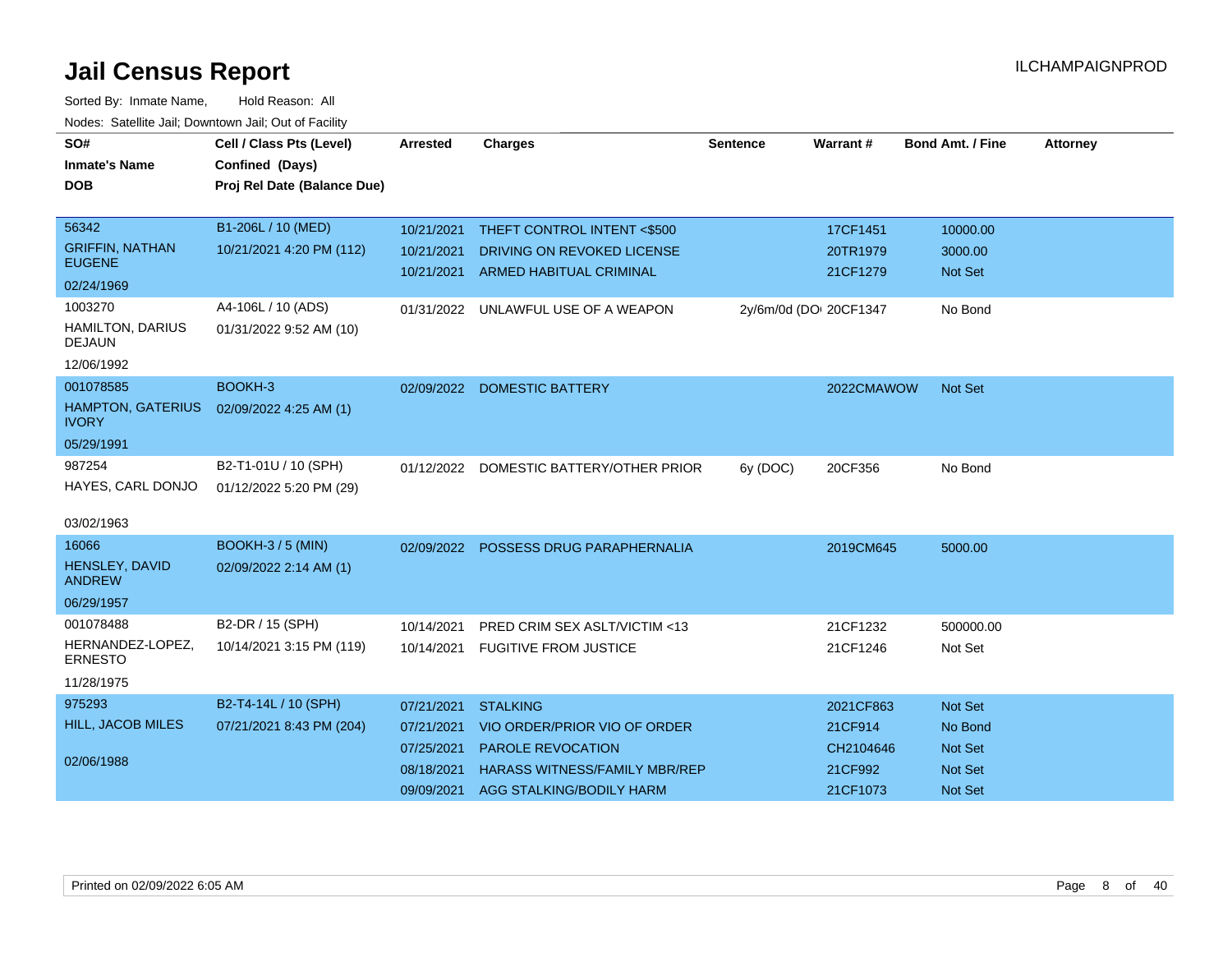# Jail Census Report

ILCHAMPAIGNPROD

Sorted By: Inmate Name, Hold Reason: All

Nodes: Satellite Jail; Downtown Jail; Out of Facility

| SO# / Inmate's Name / DOB | Cell / Class Pts (Level) / Confined (Days) / Proj Rel Date (Balance Due) | Arrested | Charges | Sentence | Warrant # | Bond Amt. / Fine | Attorney |
|---|---|---|---|---|---|---|---|
| 56342<br>GRIFFIN, NATHAN EUGENE<br>02/24/1969 | B1-206L / 10 (MED)<br>10/21/2021 4:20 PM (112) | 10/21/2021 | THEFT CONTROL INTENT <$500 | | 17CF1451 | 10000.00 | |
| | | 10/21/2021 | DRIVING ON REVOKED LICENSE | | 20TR1979 | 3000.00 | |
| | | 10/21/2021 | ARMED HABITUAL CRIMINAL | | 21CF1279 | Not Set | |
| 1003270<br>HAMILTON, DARIUS DEJAUN<br>12/06/1992 | A4-106L / 10 (ADS)<br>01/31/2022 9:52 AM (10) | 01/31/2022 | UNLAWFUL USE OF A WEAPON | 2y/6m/0d (DO | 20CF1347 | No Bond | |
| 001078585<br>HAMPTON, GATERIUS IVORY<br>05/29/1991 | BOOKH-3<br>02/09/2022 4:25 AM (1) | 02/09/2022 | DOMESTIC BATTERY | | 2022CMAWOW | Not Set | |
| 987254<br>HAYES, CARL DONJO<br>03/02/1963 | B2-T1-01U / 10 (SPH)<br>01/12/2022 5:20 PM (29) | 01/12/2022 | DOMESTIC BATTERY/OTHER PRIOR | 6y (DOC) | 20CF356 | No Bond | |
| 16066<br>HENSLEY, DAVID ANDREW<br>06/29/1957 | BOOKH-3 / 5 (MIN)<br>02/09/2022 2:14 AM (1) | 02/09/2022 | POSSESS DRUG PARAPHERNALIA | | 2019CM645 | 5000.00 | |
| 001078488<br>HERNANDEZ-LOPEZ, ERNESTO<br>11/28/1975 | B2-DR / 15 (SPH)<br>10/14/2021 3:15 PM (119) | 10/14/2021 | PRED CRIM SEX ASLT/VICTIM <13 | | 21CF1232 | 500000.00 | |
| | | 10/14/2021 | FUGITIVE FROM JUSTICE | | 21CF1246 | Not Set | |
| 975293<br>HILL, JACOB MILES<br>02/06/1988 | B2-T4-14L / 10 (SPH)<br>07/21/2021 8:43 PM (204) | 07/21/2021 | STALKING | | 2021CF863 | Not Set | |
| | | 07/21/2021 | VIO ORDER/PRIOR VIO OF ORDER | | 21CF914 | No Bond | |
| | | 07/25/2021 | PAROLE REVOCATION | | CH2104646 | Not Set | |
| | | 08/18/2021 | HARASS WITNESS/FAMILY MBR/REP | | 21CF992 | Not Set | |
| | | 09/09/2021 | AGG STALKING/BODILY HARM | | 21CF1073 | Not Set | |

Printed on 02/09/2022 6:05 AM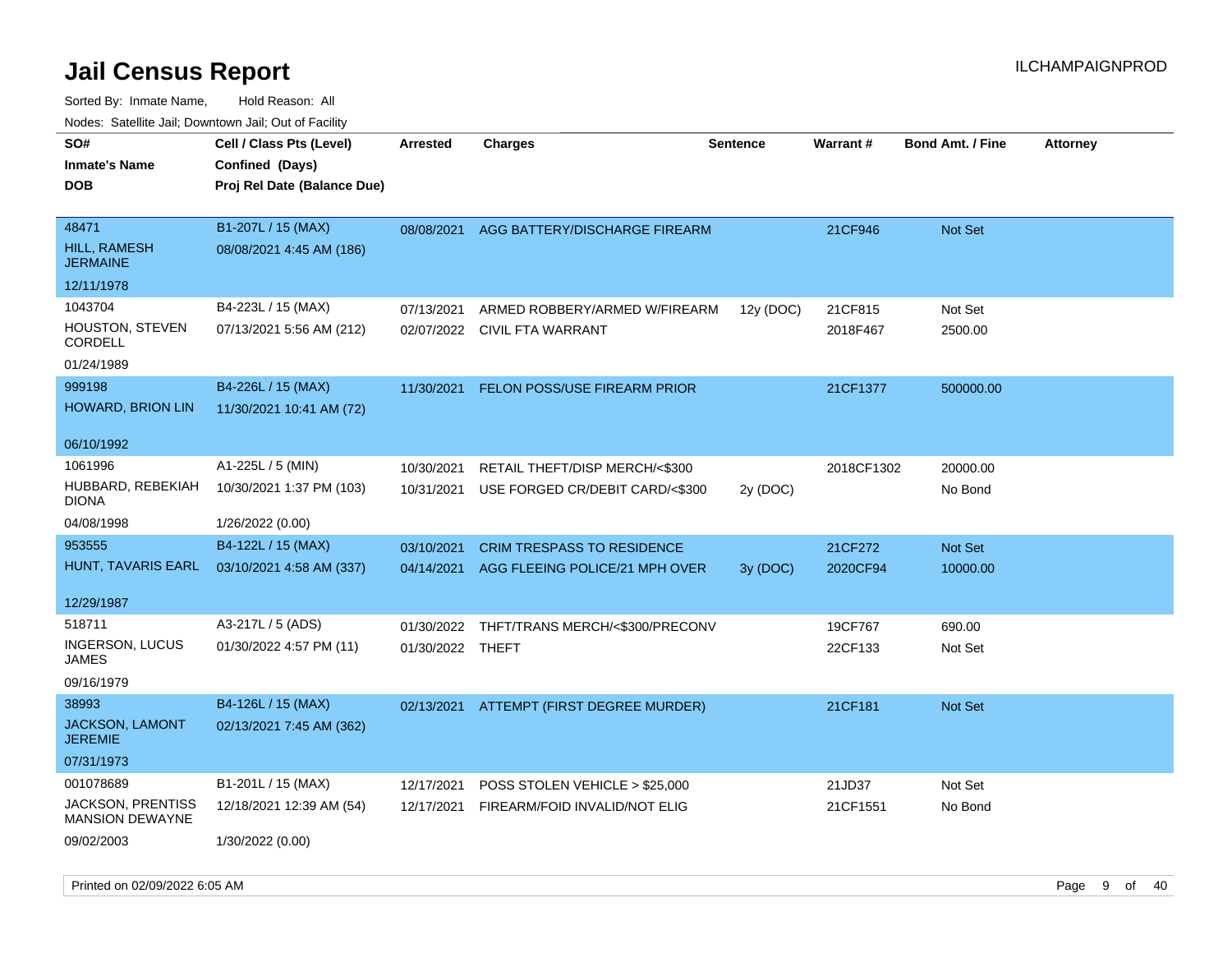# Jail Census Report

ILCHAMPAIGNPROD

Sorted By: Inmate Name, Hold Reason: All

Nodes: Satellite Jail; Downtown Jail; Out of Facility

| SO# / Inmate's Name / DOB | Cell / Class Pts (Level) / Confined (Days) / Proj Rel Date (Balance Due) | Arrested | Charges | Sentence | Warrant # | Bond Amt. / Fine | Attorney |
|---|---|---|---|---|---|---|---|
| 48471 HILL, RAMESH JERMAINE 12/11/1978 | B1-207L / 15 (MAX) 08/08/2021 4:45 AM (186) | 08/08/2021 | AGG BATTERY/DISCHARGE FIREARM | | 21CF946 | Not Set | |
| 1043704 HOUSTON, STEVEN CORDELL 01/24/1989 | B4-223L / 15 (MAX) 07/13/2021 5:56 AM (212) | 07/13/2021 | ARMED ROBBERY/ARMED W/FIREARM | 12y (DOC) | 21CF815 | Not Set | |
| | | 02/07/2022 | CIVIL FTA WARRANT | | 2018F467 | 2500.00 | |
| 999198 HOWARD, BRION LIN 06/10/1992 | B4-226L / 15 (MAX) 11/30/2021 10:41 AM (72) | 11/30/2021 | FELON POSS/USE FIREARM PRIOR | | 21CF1377 | 500000.00 | |
| 1061996 HUBBARD, REBEKIAH DIONA 04/08/1998 | A1-225L / 5 (MIN) 10/30/2021 1:37 PM (103) 1/26/2022 (0.00) | 10/30/2021 | RETAIL THEFT/DISP MERCH/<$300 | | 2018CF1302 | 20000.00 | |
| | | 10/31/2021 | USE FORGED CR/DEBIT CARD/<$300 | 2y (DOC) | | No Bond | |
| 953555 HUNT, TAVARIS EARL 12/29/1987 | B4-122L / 15 (MAX) 03/10/2021 4:58 AM (337) | 03/10/2021 | CRIM TRESPASS TO RESIDENCE | | 21CF272 | Not Set | |
| | | 04/14/2021 | AGG FLEEING POLICE/21 MPH OVER | 3y (DOC) | 2020CF94 | 10000.00 | |
| 518711 INGERSON, LUCUS JAMES 09/16/1979 | A3-217L / 5 (ADS) 01/30/2022 4:57 PM (11) | 01/30/2022 | THFT/TRANS MERCH/<$300/PRECONV | | 19CF767 | 690.00 | |
| | | 01/30/2022 | THEFT | | 22CF133 | Not Set | |
| 38993 JACKSON, LAMONT JEREMIE 07/31/1973 | B4-126L / 15 (MAX) 02/13/2021 7:45 AM (362) | 02/13/2021 | ATTEMPT (FIRST DEGREE MURDER) | | 21CF181 | Not Set | |
| 001078689 JACKSON, PRENTISS MANSION DEWAYNE 09/02/2003 | B1-201L / 15 (MAX) 12/18/2021 12:39 AM (54) 1/30/2022 (0.00) | 12/17/2021 | POSS STOLEN VEHICLE > $25,000 | | 21JD37 | Not Set | |
| | | 12/17/2021 | FIREARM/FOID INVALID/NOT ELIG | | 21CF1551 | No Bond | |

Printed on 02/09/2022 6:05 AM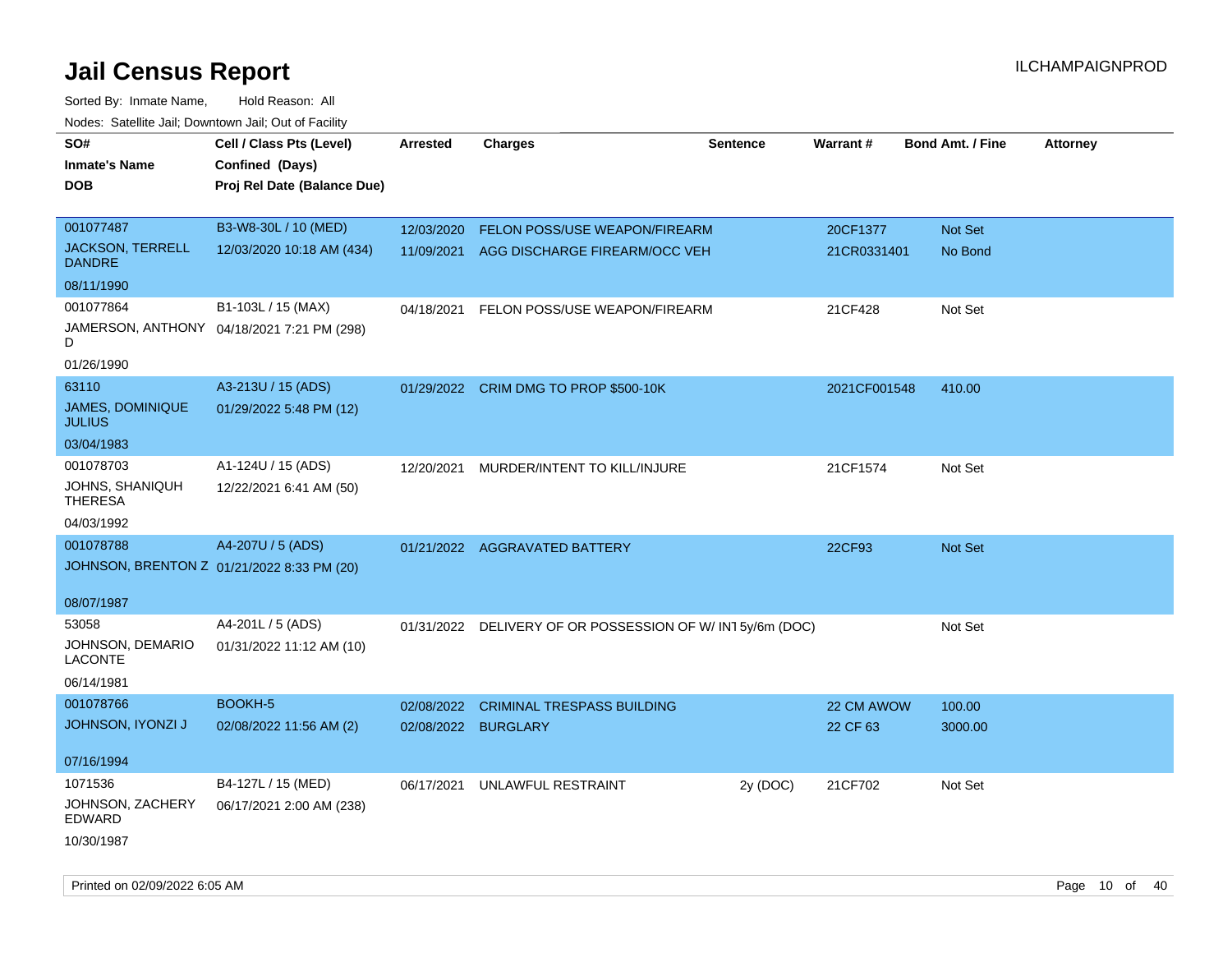# Jail Census Report

ILCHAMPAIGNPROD

Sorted By: Inmate Name, Hold Reason: All

Nodes: Satellite Jail; Downtown Jail; Out of Facility

| SO# / Inmate's Name / DOB | Cell / Class Pts (Level) / Confined (Days) / Proj Rel Date (Balance Due) | Arrested | Charges | Sentence | Warrant # | Bond Amt. / Fine | Attorney |
|---|---|---|---|---|---|---|---|
| 001077487 JACKSON, TERRELL DANDRE 08/11/1990 | B3-W8-30L / 10 (MED) 12/03/2020 10:18 AM (434) | 12/03/2020 | FELON POSS/USE WEAPON/FIREARM | | 20CF1377 | Not Set | |
| | | 11/09/2021 | AGG DISCHARGE FIREARM/OCC VEH | | 21CR0331401 | No Bond | |
| 001077864 JAMERSON, ANTHONY D 01/26/1990 | B1-103L / 15 (MAX) 04/18/2021 7:21 PM (298) | 04/18/2021 | FELON POSS/USE WEAPON/FIREARM | | 21CF428 | Not Set | |
| 63110 JAMES, DOMINIQUE JULIUS 03/04/1983 | A3-213U / 15 (ADS) 01/29/2022 5:48 PM (12) | 01/29/2022 | CRIM DMG TO PROP $500-10K | | 2021CF001548 | 410.00 | |
| 001078703 JOHNS, SHANIQUH THERESA 04/03/1992 | A1-124U / 15 (ADS) 12/22/2021 6:41 AM (50) | 12/20/2021 | MURDER/INTENT TO KILL/INJURE | | 21CF1574 | Not Set | |
| 001078788 JOHNSON, BRENTON Z 08/07/1987 | A4-207U / 5 (ADS) 01/21/2022 8:33 PM (20) | 01/21/2022 | AGGRAVATED BATTERY | | 22CF93 | Not Set | |
| 53058 JOHNSON, DEMARIO LACONTE 06/14/1981 | A4-201L / 5 (ADS) 01/31/2022 11:12 AM (10) | 01/31/2022 | DELIVERY OF OR POSSESSION OF W/ INT | 5y/6m (DOC) | | Not Set | |
| 001078766 JOHNSON, IYONZI J 07/16/1994 | BOOKH-5 02/08/2022 11:56 AM (2) | 02/08/2022 | CRIMINAL TRESPASS BUILDING | | 22 CM AWOW | 100.00 | |
| | | 02/08/2022 | BURGLARY | | 22 CF 63 | 3000.00 | |
| 1071536 JOHNSON, ZACHERY EDWARD 10/30/1987 | B4-127L / 15 (MED) 06/17/2021 2:00 AM (238) | 06/17/2021 | UNLAWFUL RESTRAINT | 2y (DOC) | 21CF702 | Not Set | |

Printed on 02/09/2022 6:05 AM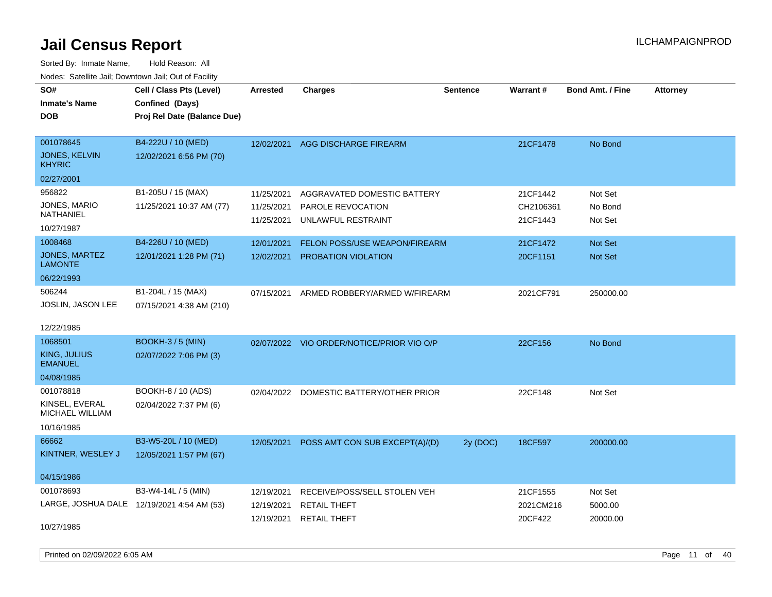# Jail Census Report

ILCHAMPAIGNPROD

Sorted By: Inmate Name, Hold Reason: All

Nodes: Satellite Jail; Downtown Jail; Out of Facility

| SO# / Inmate's Name / DOB | Cell / Class Pts (Level) / Confined (Days) / Proj Rel Date (Balance Due) | Arrested | Charges | Sentence | Warrant # | Bond Amt. / Fine | Attorney |
|---|---|---|---|---|---|---|---|
| 001078645<br>JONES, KELVIN KHYRIC<br>02/27/2001 | B4-222U / 10 (MED)<br>12/02/2021 6:56 PM (70) | 12/02/2021 | AGG DISCHARGE FIREARM | | 21CF1478 | No Bond | |
| 956822<br>JONES, MARIO NATHANIEL<br>10/27/1987 | B1-205U / 15 (MAX)<br>11/25/2021 10:37 AM (77) | 11/25/2021 | AGGRAVATED DOMESTIC BATTERY | | 21CF1442 | Not Set | |
| | | 11/25/2021 | PAROLE REVOCATION | | CH2106361 | No Bond | |
| | | 11/25/2021 | UNLAWFUL RESTRAINT | | 21CF1443 | Not Set | |
| 1008468<br>JONES, MARTEZ LAMONTE<br>06/22/1993 | B4-226U / 10 (MED)<br>12/01/2021 1:28 PM (71) | 12/01/2021 | FELON POSS/USE WEAPON/FIREARM | | 21CF1472 | Not Set | |
| | | 12/02/2021 | PROBATION VIOLATION | | 20CF1151 | Not Set | |
| 506244<br>JOSLIN, JASON LEE<br>12/22/1985 | B1-204L / 15 (MAX)<br>07/15/2021 4:38 AM (210) | 07/15/2021 | ARMED ROBBERY/ARMED W/FIREARM | | 2021CF791 | 250000.00 | |
| 1068501<br>KING, JULIUS EMANUEL<br>04/08/1985 | BOOKH-3 / 5 (MIN)<br>02/07/2022 7:06 PM (3) | 02/07/2022 | VIO ORDER/NOTICE/PRIOR VIO O/P | | 22CF156 | No Bond | |
| 001078818<br>KINSEL, EVERAL MICHAEL WILLIAM<br>10/16/1985 | BOOKH-8 / 10 (ADS)<br>02/04/2022 7:37 PM (6) | 02/04/2022 | DOMESTIC BATTERY/OTHER PRIOR | | 22CF148 | Not Set | |
| 66662<br>KINTNER, WESLEY J<br>04/15/1986 | B3-W5-20L / 10 (MED)<br>12/05/2021 1:57 PM (67) | 12/05/2021 | POSS AMT CON SUB EXCEPT(A)/(D) | 2y (DOC) | 18CF597 | 200000.00 | |
| 001078693<br>LARGE, JOSHUA DALE<br>10/27/1985 | B3-W4-14L / 5 (MIN)<br>12/19/2021 4:54 AM (53) | 12/19/2021 | RECEIVE/POSS/SELL STOLEN VEH | | 21CF1555 | Not Set | |
| | | 12/19/2021 | RETAIL THEFT | | 2021CM216 | 5000.00 | |
| | | 12/19/2021 | RETAIL THEFT | | 20CF422 | 20000.00 | |

Printed on 02/09/2022 6:05 AM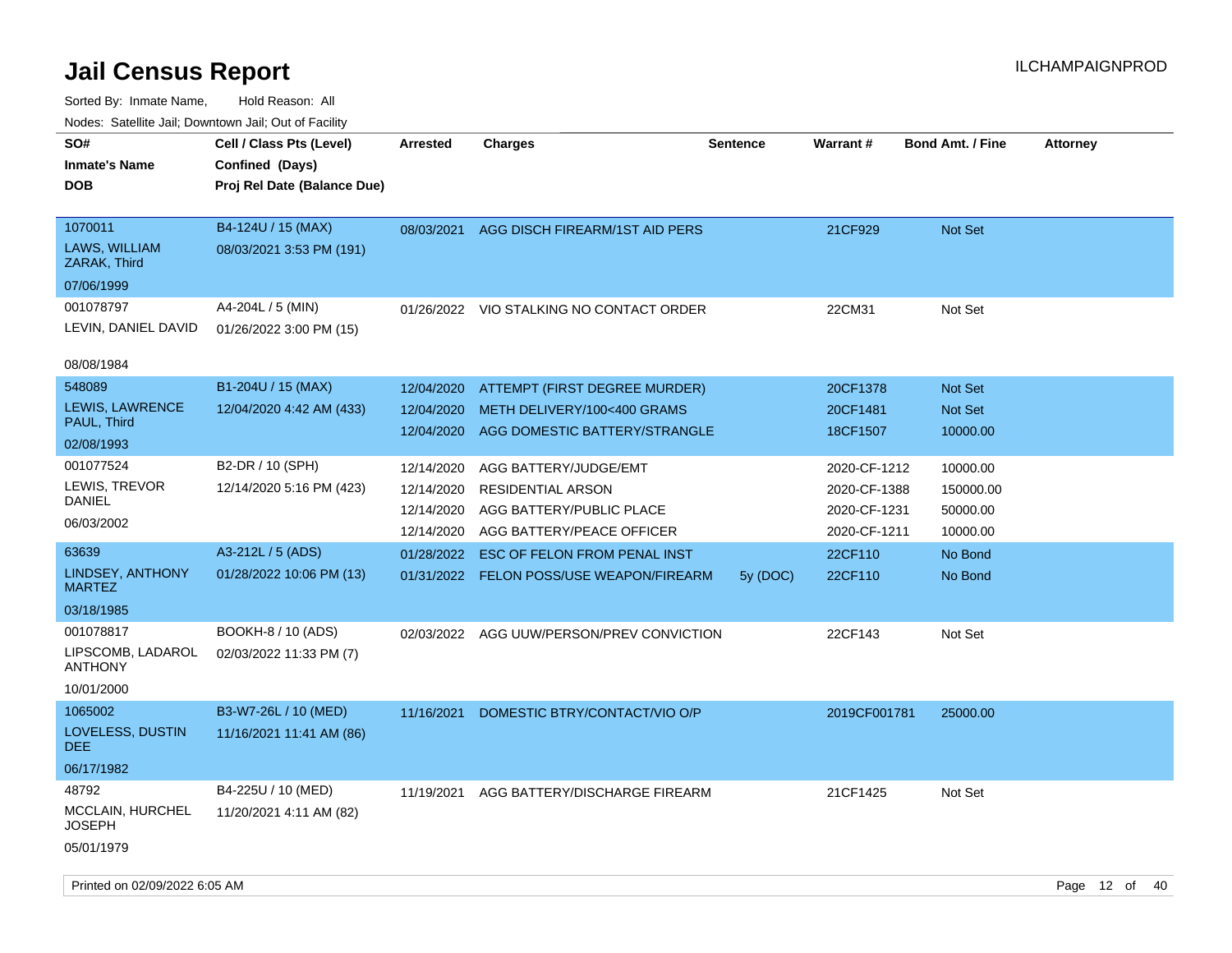# Jail Census Report

ILCHAMPAIGNPROD

Sorted By: Inmate Name, Hold Reason: All

Nodes: Satellite Jail; Downtown Jail; Out of Facility

| SO# / Inmate's Name / DOB | Cell / Class Pts (Level) / Confined (Days) / Proj Rel Date (Balance Due) | Arrested | Charges | Sentence | Warrant # | Bond Amt. / Fine | Attorney |
|---|---|---|---|---|---|---|---|
| 1070011<br>LAWS, WILLIAM ZARAK, Third<br>07/06/1999 | B4-124U / 15 (MAX)<br>08/03/2021 3:53 PM (191) | 08/03/2021 | AGG DISCH FIREARM/1ST AID PERS | | 21CF929 | Not Set | |
| 001078797<br>LEVIN, DANIEL DAVID<br>08/08/1984 | A4-204L / 5 (MIN)<br>01/26/2022 3:00 PM (15) | 01/26/2022 | VIO STALKING NO CONTACT ORDER | | 22CM31 | Not Set | |
| 548089<br>LEWIS, LAWRENCE PAUL, Third<br>02/08/1993 | B1-204U / 15 (MAX)<br>12/04/2020 4:42 AM (433) | 12/04/2020 | ATTEMPT (FIRST DEGREE MURDER) | | 20CF1378 | Not Set | |
| | | 12/04/2020 | METH DELIVERY/100<400 GRAMS | | 20CF1481 | Not Set | |
| | | 12/04/2020 | AGG DOMESTIC BATTERY/STRANGLE | | 18CF1507 | 10000.00 | |
| 001077524<br>LEWIS, TREVOR DANIEL<br>06/03/2002 | B2-DR / 10 (SPH)<br>12/14/2020 5:16 PM (423) | 12/14/2020 | AGG BATTERY/JUDGE/EMT | | 2020-CF-1212 | 10000.00 | |
| | | 12/14/2020 | RESIDENTIAL ARSON | | 2020-CF-1388 | 150000.00 | |
| | | 12/14/2020 | AGG BATTERY/PUBLIC PLACE | | 2020-CF-1231 | 50000.00 | |
| | | 12/14/2020 | AGG BATTERY/PEACE OFFICER | | 2020-CF-1211 | 10000.00 | |
| 63639<br>LINDSEY, ANTHONY MARTEZ<br>03/18/1985 | A3-212L / 5 (ADS)<br>01/28/2022 10:06 PM (13) | 01/28/2022 | ESC OF FELON FROM PENAL INST | | 22CF110 | No Bond | |
| | | 01/31/2022 | FELON POSS/USE WEAPON/FIREARM | 5y (DOC) | 22CF110 | No Bond | |
| 001078817<br>LIPSCOMB, LADAROL ANTHONY<br>10/01/2000 | BOOKH-8 / 10 (ADS)<br>02/03/2022 11:33 PM (7) | 02/03/2022 | AGG UUW/PERSON/PREV CONVICTION | | 22CF143 | Not Set | |
| 1065002<br>LOVELESS, DUSTIN DEE<br>06/17/1982 | B3-W7-26L / 10 (MED)<br>11/16/2021 11:41 AM (86) | 11/16/2021 | DOMESTIC BTRY/CONTACT/VIO O/P | | 2019CF001781 | 25000.00 | |
| 48792<br>MCCLAIN, HURCHEL JOSEPH<br>05/01/1979 | B4-225U / 10 (MED)<br>11/20/2021 4:11 AM (82) | 11/19/2021 | AGG BATTERY/DISCHARGE FIREARM | | 21CF1425 | Not Set | |

Printed on 02/09/2022 6:05 AM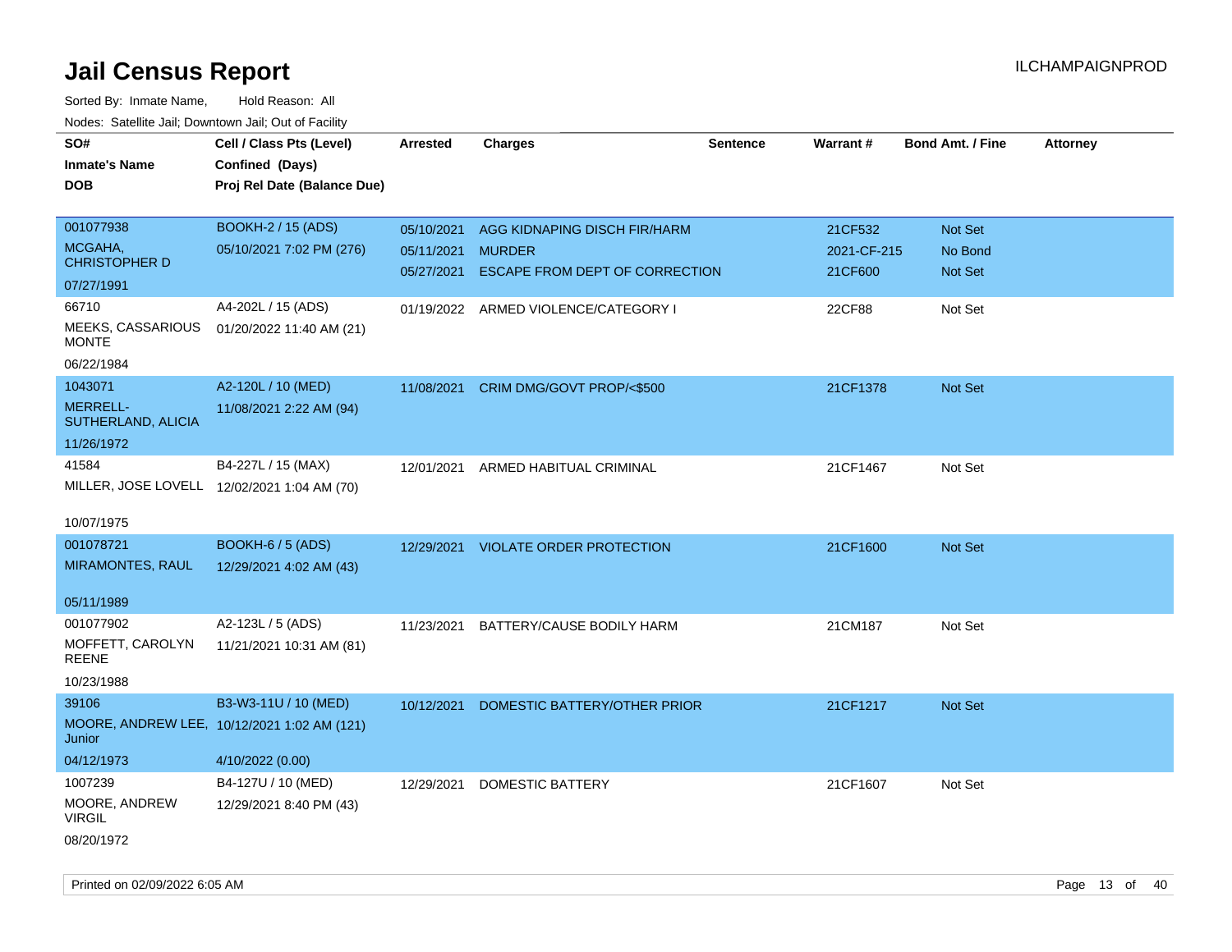# Jail Census Report

ILCHAMPAIGNPROD

Sorted By: Inmate Name, Hold Reason: All

Nodes: Satellite Jail; Downtown Jail; Out of Facility

| SO# / Inmate's Name / DOB | Cell / Class Pts (Level) / Confined (Days) / Proj Rel Date (Balance Due) | Arrested | Charges | Sentence | Warrant # | Bond Amt. / Fine | Attorney |
|---|---|---|---|---|---|---|---|
| 001077938<br>MCGAHA, CHRISTOPHER D<br>07/27/1991 | BOOKH-2 / 15 (ADS)<br>05/10/2021 7:02 PM (276) | 05/10/2021<br>05/11/2021<br>05/27/2021 | AGG KIDNAPING DISCH FIR/HARM<br>MURDER<br>ESCAPE FROM DEPT OF CORRECTION | | 21CF532<br>2021-CF-215<br>21CF600 | Not Set<br>No Bond<br>Not Set | |
| 66710<br>MEEKS, CASSARIOUS MONTE<br>06/22/1984 | A4-202L / 15 (ADS)<br>01/20/2022 11:40 AM (21) | 01/19/2022 | ARMED VIOLENCE/CATEGORY I | | 22CF88 | Not Set | |
| 1043071<br>MERRELL-SUTHERLAND, ALICIA<br>11/26/1972 | A2-120L / 10 (MED)<br>11/08/2021 2:22 AM (94) | 11/08/2021 | CRIM DMG/GOVT PROP/<$500 | | 21CF1378 | Not Set | |
| 41584<br>MILLER, JOSE LOVELL<br>10/07/1975 | B4-227L / 15 (MAX)<br>12/02/2021 1:04 AM (70) | 12/01/2021 | ARMED HABITUAL CRIMINAL | | 21CF1467 | Not Set | |
| 001078721<br>MIRAMONTES, RAUL<br>05/11/1989 | BOOKH-6 / 5 (ADS)<br>12/29/2021 4:02 AM (43) | 12/29/2021 | VIOLATE ORDER PROTECTION | | 21CF1600 | Not Set | |
| 001077902<br>MOFFETT, CAROLYN REENE<br>10/23/1988 | A2-123L / 5 (ADS)<br>11/21/2021 10:31 AM (81) | 11/23/2021 | BATTERY/CAUSE BODILY HARM | | 21CM187 | Not Set | |
| 39106<br>MOORE, ANDREW LEE, Junior<br>04/12/1973 | B3-W3-11U / 10 (MED)<br>10/12/2021 1:02 AM (121)<br>4/10/2022 (0.00) | 10/12/2021 | DOMESTIC BATTERY/OTHER PRIOR | | 21CF1217 | Not Set | |
| 1007239<br>MOORE, ANDREW VIRGIL<br>08/20/1972 | B4-127U / 10 (MED)<br>12/29/2021 8:40 PM (43) | 12/29/2021 | DOMESTIC BATTERY | | 21CF1607 | Not Set | |

Printed on 02/09/2022 6:05 AM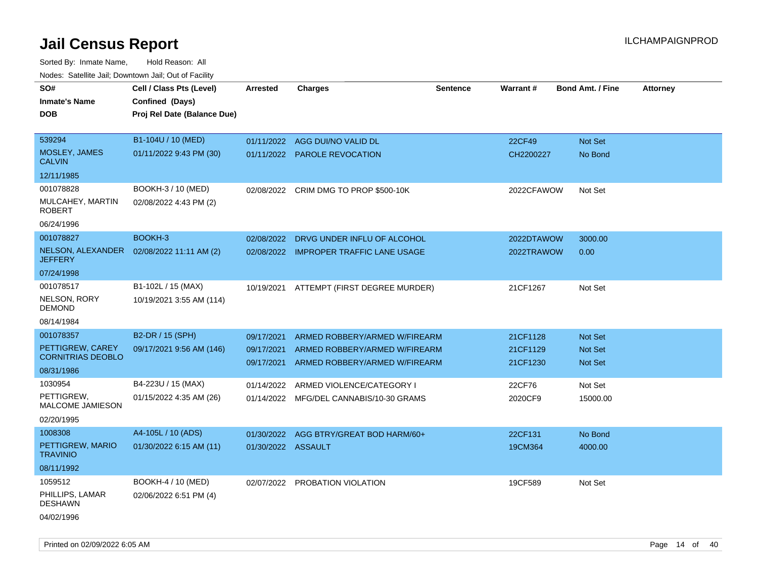# Jail Census Report

ILCHAMPAIGNPROD

Sorted By: Inmate Name, Hold Reason: All

Nodes: Satellite Jail; Downtown Jail; Out of Facility

| SO# / Inmate's Name / DOB | Cell / Class Pts (Level) / Confined (Days) / Proj Rel Date (Balance Due) | Arrested | Charges | Sentence | Warrant # | Bond Amt. / Fine | Attorney |
|---|---|---|---|---|---|---|---|
| 539294<br>MOSLEY, JAMES CALVIN<br>12/11/1985 | B1-104U / 10 (MED)<br>01/11/2022 9:43 PM (30) | 01/11/2022<br>01/11/2022 | AGG DUI/NO VALID DL<br>PAROLE REVOCATION | | 22CF49<br>CH2200227 | Not Set<br>No Bond | |
| 001078828<br>MULCAHEY, MARTIN ROBERT<br>06/24/1996 | BOOKH-3 / 10 (MED)<br>02/08/2022 4:43 PM (2) | 02/08/2022 | CRIM DMG TO PROP $500-10K | | 2022CFAWOW | Not Set | |
| 001078827<br>NELSON, ALEXANDER JEFFERY<br>07/24/1998 | BOOKH-3<br>02/08/2022 11:11 AM (2) | 02/08/2022<br>02/08/2022 | DRVG UNDER INFLU OF ALCOHOL<br>IMPROPER TRAFFIC LANE USAGE | | 2022DTAWOW<br>2022TRAWOW | 3000.00<br>0.00 | |
| 001078517<br>NELSON, RORY DEMOND<br>08/14/1984 | B1-102L / 15 (MAX)<br>10/19/2021 3:55 AM (114) | 10/19/2021 | ATTEMPT (FIRST DEGREE MURDER) | | 21CF1267 | Not Set | |
| 001078357<br>PETTIGREW, CAREY CORNITRIAS DEOBLO<br>08/31/1986 | B2-DR / 15 (SPH)<br>09/17/2021 9:56 AM (146) | 09/17/2021<br>09/17/2021<br>09/17/2021 | ARMED ROBBERY/ARMED W/FIREARM<br>ARMED ROBBERY/ARMED W/FIREARM<br>ARMED ROBBERY/ARMED W/FIREARM | | 21CF1128<br>21CF1129<br>21CF1230 | Not Set<br>Not Set<br>Not Set | |
| 1030954<br>PETTIGREW, MALCOME JAMIESON<br>02/20/1995 | B4-223U / 15 (MAX)<br>01/15/2022 4:35 AM (26) | 01/14/2022<br>01/14/2022 | ARMED VIOLENCE/CATEGORY I<br>MFG/DEL CANNABIS/10-30 GRAMS | | 22CF76<br>2020CF9 | Not Set<br>15000.00 | |
| 1008308<br>PETTIGREW, MARIO TRAVINIO<br>08/11/1992 | A4-105L / 10 (ADS)<br>01/30/2022 6:15 AM (11) | 01/30/2022<br>01/30/2022 | AGG BTRY/GREAT BOD HARM/60+<br>ASSAULT | | 22CF131<br>19CM364 | No Bond<br>4000.00 | |
| 1059512<br>PHILLIPS, LAMAR DESHAWN<br>04/02/1996 | BOOKH-4 / 10 (MED)<br>02/06/2022 6:51 PM (4) | 02/07/2022 | PROBATION VIOLATION | | 19CF589 | Not Set | |

Printed on 02/09/2022 6:05 AM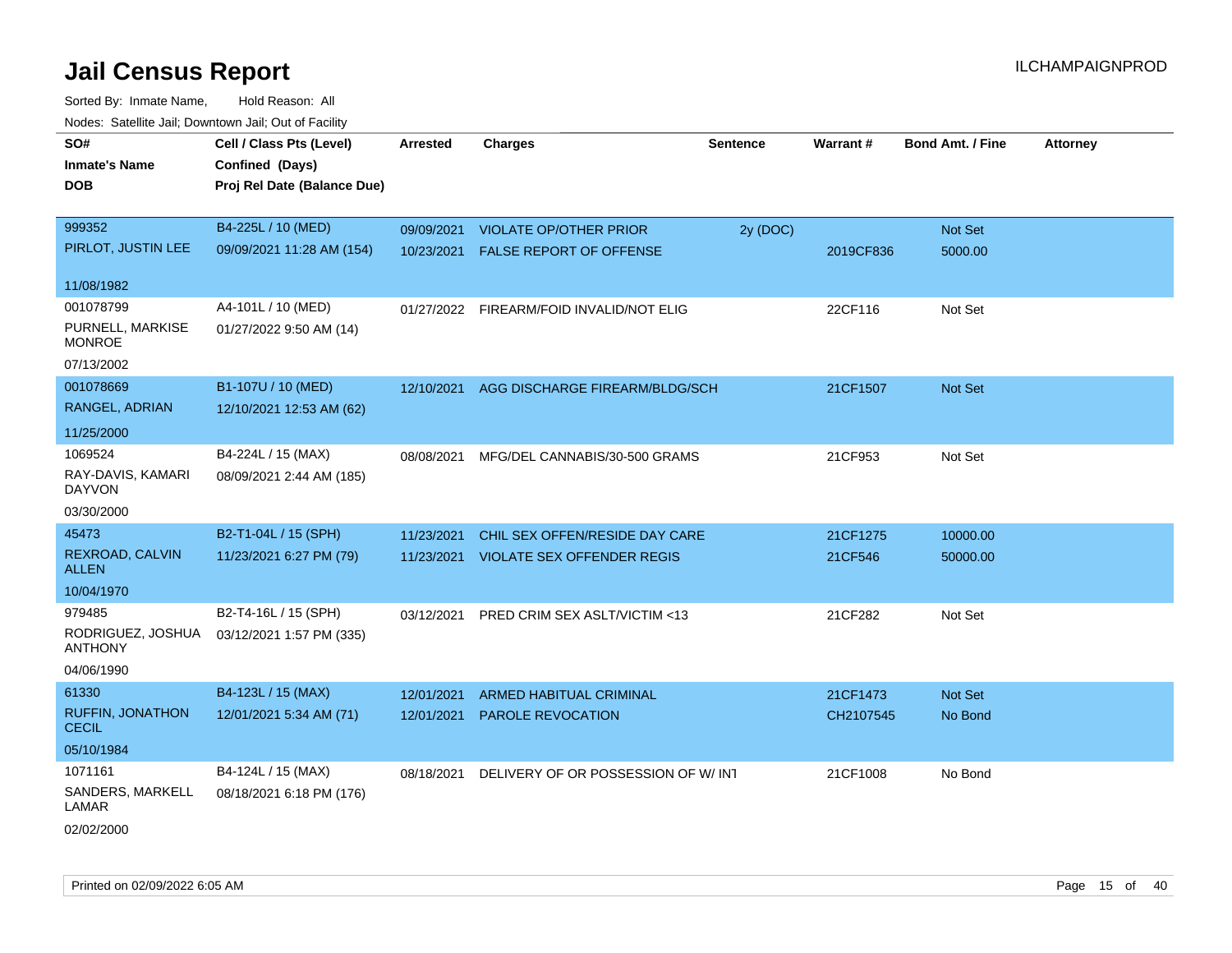# Jail Census Report

ILCHAMPAIGNPROD

Sorted By: Inmate Name, Hold Reason: All

Nodes: Satellite Jail; Downtown Jail; Out of Facility

| SO# / Inmate's Name / DOB | Cell / Class Pts (Level) / Confined (Days) / Proj Rel Date (Balance Due) | Arrested | Charges | Sentence | Warrant # | Bond Amt. / Fine | Attorney |
|---|---|---|---|---|---|---|---|
| 999352<br>PIRLOT, JUSTIN LEE<br>11/08/1982 | B4-225L / 10 (MED)<br>09/09/2021 11:28 AM (154) | 09/09/2021<br>10/23/2021 | VIOLATE OP/OTHER PRIOR<br>FALSE REPORT OF OFFENSE | 2y (DOC) | <br>2019CF836 | Not Set<br>5000.00 | |
| 001078799<br>PURNELL, MARKISE MONROE<br>07/13/2002 | A4-101L / 10 (MED)<br>01/27/2022 9:50 AM (14) | 01/27/2022 | FIREARM/FOID INVALID/NOT ELIG | | 22CF116 | Not Set | |
| 001078669<br>RANGEL, ADRIAN<br>11/25/2000 | B1-107U / 10 (MED)<br>12/10/2021 12:53 AM (62) | 12/10/2021 | AGG DISCHARGE FIREARM/BLDG/SCH | | 21CF1507 | Not Set | |
| 1069524<br>RAY-DAVIS, KAMARI DAYVON<br>03/30/2000 | B4-224L / 15 (MAX)<br>08/09/2021 2:44 AM (185) | 08/08/2021 | MFG/DEL CANNABIS/30-500 GRAMS | | 21CF953 | Not Set | |
| 45473<br>REXROAD, CALVIN ALLEN<br>10/04/1970 | B2-T1-04L / 15 (SPH)<br>11/23/2021 6:27 PM (79) | 11/23/2021<br>11/23/2021 | CHIL SEX OFFEN/RESIDE DAY CARE<br>VIOLATE SEX OFFENDER REGIS | | 21CF1275<br>21CF546 | 10000.00<br>50000.00 | |
| 979485<br>RODRIGUEZ, JOSHUA ANTHONY<br>04/06/1990 | B2-T4-16L / 15 (SPH)<br>03/12/2021 1:57 PM (335) | 03/12/2021 | PRED CRIM SEX ASLT/VICTIM <13 | | 21CF282 | Not Set | |
| 61330<br>RUFFIN, JONATHON CECIL<br>05/10/1984 | B4-123L / 15 (MAX)<br>12/01/2021 5:34 AM (71) | 12/01/2021<br>12/01/2021 | ARMED HABITUAL CRIMINAL<br>PAROLE REVOCATION | | 21CF1473<br>CH2107545 | Not Set<br>No Bond | |
| 1071161<br>SANDERS, MARKELL LAMAR<br>02/02/2000 | B4-124L / 15 (MAX)<br>08/18/2021 6:18 PM (176) | 08/18/2021 | DELIVERY OF OR POSSESSION OF W/ INT | | 21CF1008 | No Bond | |

Printed on 02/09/2022 6:05 AM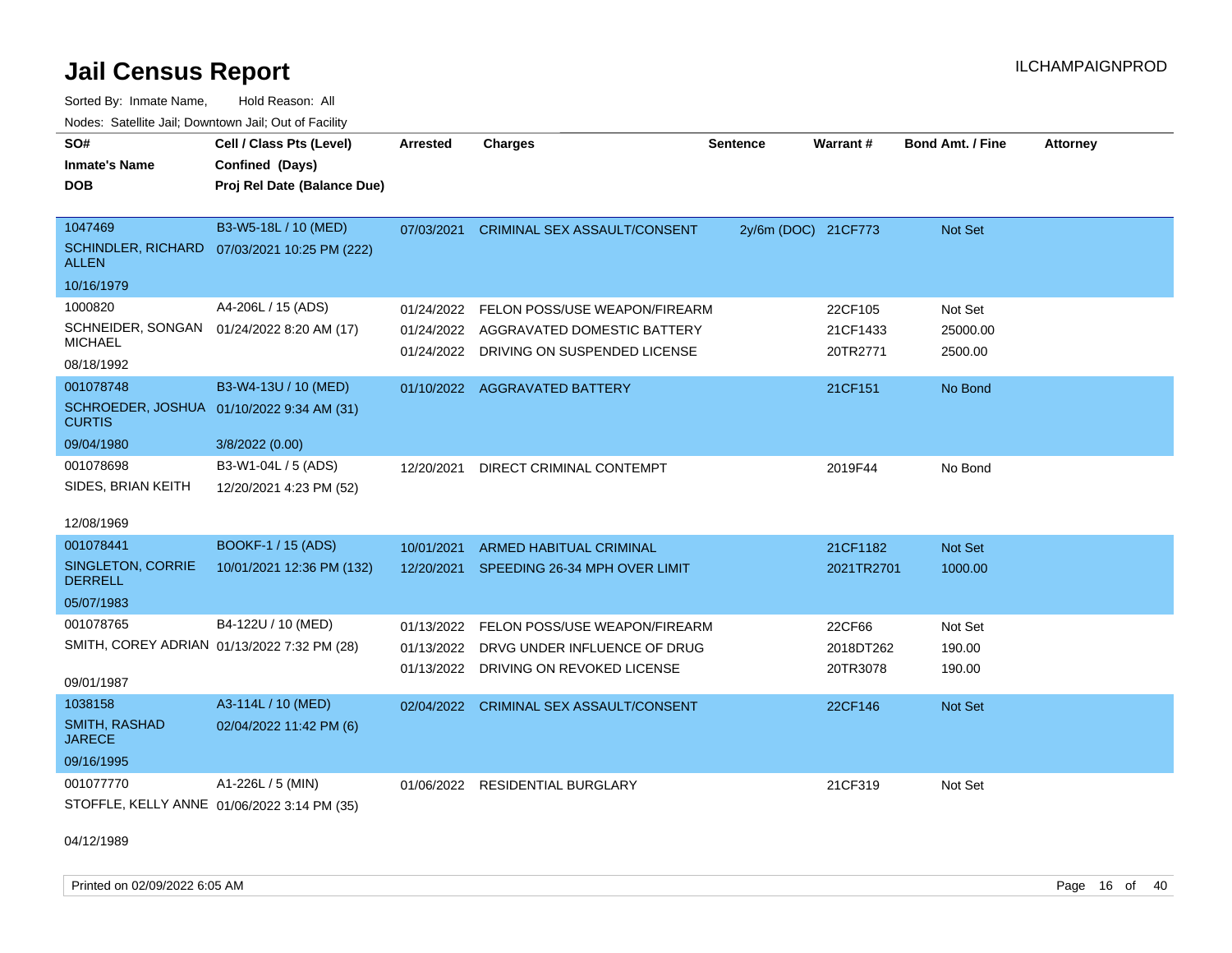# Jail Census Report

ILCHAMPAIGNPROD

Sorted By: Inmate Name, Hold Reason: All

Nodes: Satellite Jail; Downtown Jail; Out of Facility

| SO# / Inmate's Name / DOB | Cell / Class Pts (Level) / Confined (Days) / Proj Rel Date (Balance Due) | Arrested | Charges | Sentence | Warrant # | Bond Amt. / Fine | Attorney |
|---|---|---|---|---|---|---|---|
| 1047469<br>SCHINDLER, RICHARD ALLEN<br>10/16/1979 | B3-W5-18L / 10 (MED)<br>07/03/2021 10:25 PM (222) | 07/03/2021 | CRIMINAL SEX ASSAULT/CONSENT | 2y/6m (DOC) | 21CF773 | Not Set | |
| 1000820<br>SCHNEIDER, SONGAN MICHAEL<br>08/18/1992 | A4-206L / 15 (ADS)<br>01/24/2022 8:20 AM (17) | 01/24/2022<br>01/24/2022<br>01/24/2022 | FELON POSS/USE WEAPON/FIREARM<br>AGGRAVATED DOMESTIC BATTERY<br>DRIVING ON SUSPENDED LICENSE | | 22CF105<br>21CF1433<br>20TR2771 | Not Set<br>25000.00<br>2500.00 | |
| 001078748<br>SCHROEDER, JOSHUA CURTIS<br>09/04/1980 | B3-W4-13U / 10 (MED)<br>01/10/2022 9:34 AM (31)<br>3/8/2022 (0.00) | 01/10/2022 | AGGRAVATED BATTERY | | 21CF151 | No Bond | |
| 001078698<br>SIDES, BRIAN KEITH<br>12/08/1969 | B3-W1-04L / 5 (ADS)<br>12/20/2021 4:23 PM (52) | 12/20/2021 | DIRECT CRIMINAL CONTEMPT | | 2019F44 | No Bond | |
| 001078441<br>SINGLETON, CORRIE DERRELL<br>05/07/1983 | BOOKF-1 / 15 (ADS)<br>10/01/2021 12:36 PM (132) | 10/01/2021<br>12/20/2021 | ARMED HABITUAL CRIMINAL<br>SPEEDING 26-34 MPH OVER LIMIT | | 21CF1182<br>2021TR2701 | Not Set<br>1000.00 | |
| 001078765<br>SMITH, COREY ADRIAN<br>09/01/1987 | B4-122U / 10 (MED)<br>01/13/2022 7:32 PM (28) | 01/13/2022<br>01/13/2022<br>01/13/2022 | FELON POSS/USE WEAPON/FIREARM<br>DRVG UNDER INFLUENCE OF DRUG<br>DRIVING ON REVOKED LICENSE | | 22CF66<br>2018DT262<br>20TR3078 | Not Set<br>190.00<br>190.00 | |
| 1038158<br>SMITH, RASHAD JARECE<br>09/16/1995 | A3-114L / 10 (MED)<br>02/04/2022 11:42 PM (6) | 02/04/2022 | CRIMINAL SEX ASSAULT/CONSENT | | 22CF146 | Not Set | |
| 001077770<br>STOFFLE, KELLY ANNE<br>04/12/1989 | A1-226L / 5 (MIN)<br>01/06/2022 3:14 PM (35) | 01/06/2022 | RESIDENTIAL BURGLARY | | 21CF319 | Not Set | |

Printed on 02/09/2022 6:05 AM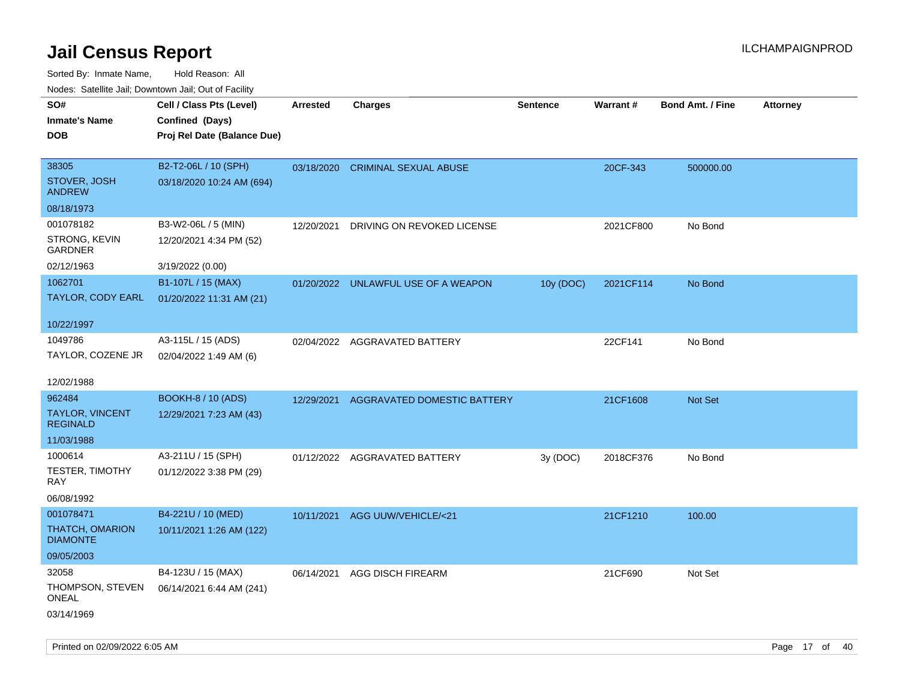# Jail Census Report

ILCHAMPAIGNPROD

Sorted By: Inmate Name, Hold Reason: All

Nodes: Satellite Jail; Downtown Jail; Out of Facility

| SO# / Inmate's Name / DOB | Cell / Class Pts (Level) / Confined (Days) / Proj Rel Date (Balance Due) | Arrested | Charges | Sentence | Warrant # | Bond Amt. / Fine | Attorney |
|---|---|---|---|---|---|---|---|
| 38305<br>STOVER, JOSH ANDREW<br>08/18/1973 | B2-T2-06L / 10 (SPH)<br>03/18/2020 10:24 AM (694) | 03/18/2020 | CRIMINAL SEXUAL ABUSE | | 20CF-343 | 500000.00 | |
| 001078182<br>STRONG, KEVIN GARDNER<br>02/12/1963 | B3-W2-06L / 5 (MIN)<br>12/20/2021 4:34 PM (52)<br>3/19/2022 (0.00) | 12/20/2021 | DRIVING ON REVOKED LICENSE | | 2021CF800 | No Bond | |
| 1062701<br>TAYLOR, CODY EARL<br>10/22/1997 | B1-107L / 15 (MAX)<br>01/20/2022 11:31 AM (21) | 01/20/2022 | UNLAWFUL USE OF A WEAPON | 10y (DOC) | 2021CF114 | No Bond | |
| 1049786<br>TAYLOR, COZENE JR<br>12/02/1988 | A3-115L / 15 (ADS)<br>02/04/2022 1:49 AM (6) | 02/04/2022 | AGGRAVATED BATTERY | | 22CF141 | No Bond | |
| 962484<br>TAYLOR, VINCENT REGINALD<br>11/03/1988 | BOOKH-8 / 10 (ADS)<br>12/29/2021 7:23 AM (43) | 12/29/2021 | AGGRAVATED DOMESTIC BATTERY | | 21CF1608 | Not Set | |
| 1000614<br>TESTER, TIMOTHY RAY<br>06/08/1992 | A3-211U / 15 (SPH)<br>01/12/2022 3:38 PM (29) | 01/12/2022 | AGGRAVATED BATTERY | 3y (DOC) | 2018CF376 | No Bond | |
| 001078471<br>THATCH, OMARION DIAMONTE<br>09/05/2003 | B4-221U / 10 (MED)<br>10/11/2021 1:26 AM (122) | 10/11/2021 | AGG UUW/VEHICLE/<21 | | 21CF1210 | 100.00 | |
| 32058<br>THOMPSON, STEVEN ONEAL<br>03/14/1969 | B4-123U / 15 (MAX)<br>06/14/2021 6:44 AM (241) | 06/14/2021 | AGG DISCH FIREARM | | 21CF690 | Not Set | |

Printed on 02/09/2022 6:05 AM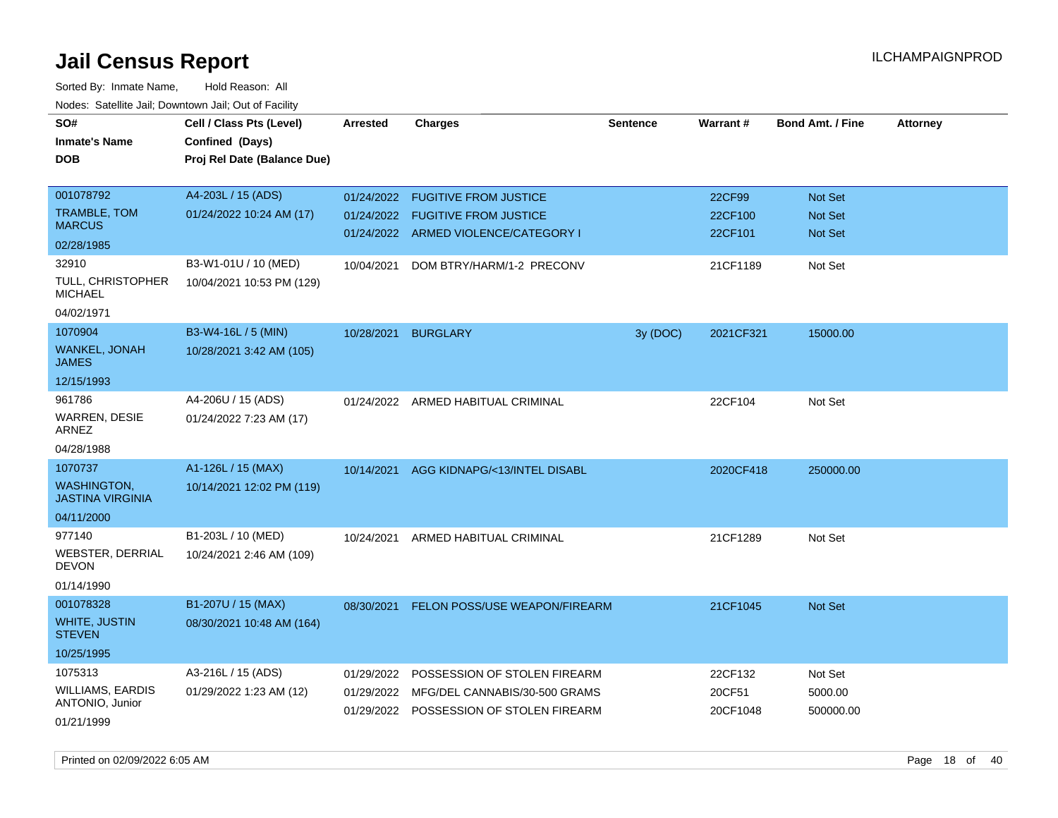# Jail Census Report

ILCHAMPAIGNPROD

Sorted By: Inmate Name, Hold Reason: All

Nodes: Satellite Jail; Downtown Jail; Out of Facility

| SO# / Inmate's Name / DOB | Cell / Class Pts (Level) / Confined (Days) / Proj Rel Date (Balance Due) | Arrested | Charges | Sentence | Warrant # | Bond Amt. / Fine | Attorney |
|---|---|---|---|---|---|---|---|
| 001078792 TRAMBLE, TOM MARCUS 02/28/1985 | A4-203L / 15 (ADS) 01/24/2022 10:24 AM (17) | 01/24/2022 | FUGITIVE FROM JUSTICE | | 22CF99 | Not Set | |
| | | 01/24/2022 | FUGITIVE FROM JUSTICE | | 22CF100 | Not Set | |
| | | 01/24/2022 | ARMED VIOLENCE/CATEGORY I | | 22CF101 | Not Set | |
| 32910 TULL, CHRISTOPHER MICHAEL 04/02/1971 | B3-W1-01U / 10 (MED) 10/04/2021 10:53 PM (129) | 10/04/2021 | DOM BTRY/HARM/1-2 PRECONV | | 21CF1189 | Not Set | |
| 1070904 WANKEL, JONAH JAMES 12/15/1993 | B3-W4-16L / 5 (MIN) 10/28/2021 3:42 AM (105) | 10/28/2021 | BURGLARY | 3y (DOC) | 2021CF321 | 15000.00 | |
| 961786 WARREN, DESIE ARNEZ 04/28/1988 | A4-206U / 15 (ADS) 01/24/2022 7:23 AM (17) | 01/24/2022 | ARMED HABITUAL CRIMINAL | | 22CF104 | Not Set | |
| 1070737 WASHINGTON, JASTINA VIRGINIA 04/11/2000 | A1-126L / 15 (MAX) 10/14/2021 12:02 PM (119) | 10/14/2021 | AGG KIDNAPG/<13/INTEL DISABL | | 2020CF418 | 250000.00 | |
| 977140 WEBSTER, DERRIAL DEVON 01/14/1990 | B1-203L / 10 (MED) 10/24/2021 2:46 AM (109) | 10/24/2021 | ARMED HABITUAL CRIMINAL | | 21CF1289 | Not Set | |
| 001078328 WHITE, JUSTIN STEVEN 10/25/1995 | B1-207U / 15 (MAX) 08/30/2021 10:48 AM (164) | 08/30/2021 | FELON POSS/USE WEAPON/FIREARM | | 21CF1045 | Not Set | |
| 1075313 WILLIAMS, EARDIS ANTONIO, Junior 01/21/1999 | A3-216L / 15 (ADS) 01/29/2022 1:23 AM (12) | 01/29/2022 | POSSESSION OF STOLEN FIREARM | | 22CF132 | Not Set | |
| | | 01/29/2022 | MFG/DEL CANNABIS/30-500 GRAMS | | 20CF51 | 5000.00 | |
| | | 01/29/2022 | POSSESSION OF STOLEN FIREARM | | 20CF1048 | 500000.00 | |

Printed on 02/09/2022 6:05 AM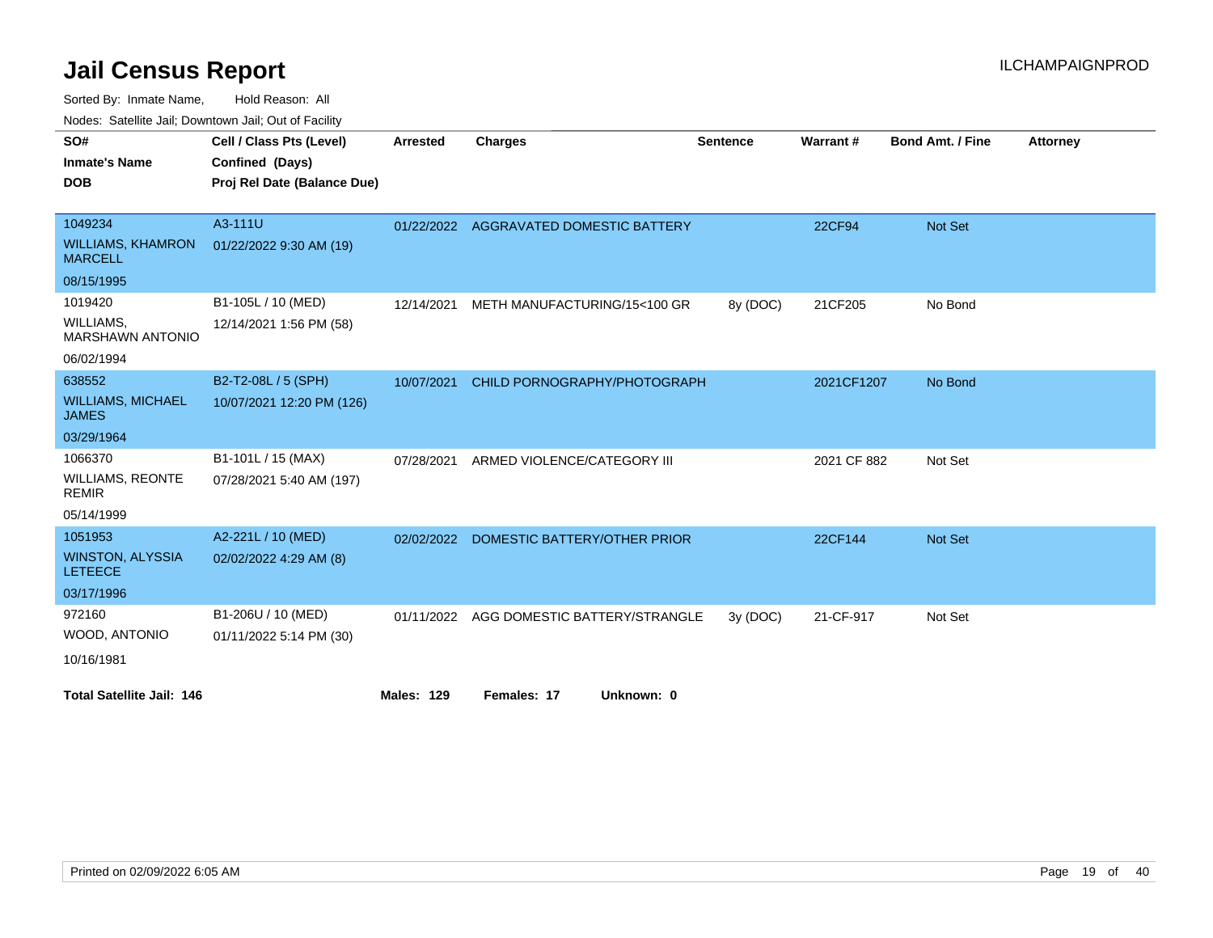# Jail Census Report

ILCHAMPAIGNPROD

Sorted By: Inmate Name, Hold Reason: All

Nodes: Satellite Jail; Downtown Jail; Out of Facility

| SO# / Inmate's Name / DOB | Cell / Class Pts (Level) / Confined (Days) / Proj Rel Date (Balance Due) | Arrested | Charges | Sentence | Warrant # | Bond Amt. / Fine | Attorney |
|---|---|---|---|---|---|---|---|
| 1049234<br>WILLIAMS, KHAMRON MARCELL<br>08/15/1995 | A3-111U<br>01/22/2022 9:30 AM (19) | 01/22/2022 | AGGRAVATED DOMESTIC BATTERY | | 22CF94 | Not Set | |
| 1019420<br>WILLIAMS, MARSHAWN ANTONIO<br>06/02/1994 | B1-105L / 10 (MED)<br>12/14/2021 1:56 PM (58) | 12/14/2021 | METH MANUFACTURING/15<100 GR | 8y (DOC) | 21CF205 | No Bond | |
| 638552<br>WILLIAMS, MICHAEL JAMES<br>03/29/1964 | B2-T2-08L / 5 (SPH)<br>10/07/2021 12:20 PM (126) | 10/07/2021 | CHILD PORNOGRAPHY/PHOTOGRAPH | | 2021CF1207 | No Bond | |
| 1066370<br>WILLIAMS, REONTE REMIR<br>05/14/1999 | B1-101L / 15 (MAX)<br>07/28/2021 5:40 AM (197) | 07/28/2021 | ARMED VIOLENCE/CATEGORY III | | 2021 CF 882 | Not Set | |
| 1051953<br>WINSTON, ALYSSIA LETEECE<br>03/17/1996 | A2-221L / 10 (MED)<br>02/02/2022 4:29 AM (8) | 02/02/2022 | DOMESTIC BATTERY/OTHER PRIOR | | 22CF144 | Not Set | |
| 972160<br>WOOD, ANTONIO<br>10/16/1981 | B1-206U / 10 (MED)<br>01/11/2022 5:14 PM (30) | 01/11/2022 | AGG DOMESTIC BATTERY/STRANGLE | 3y (DOC) | 21-CF-917 | Not Set | |

**Total Satellite Jail: 146** **Males: 129** **Females: 17** **Unknown: 0**

Printed on 02/09/2022 6:05 AM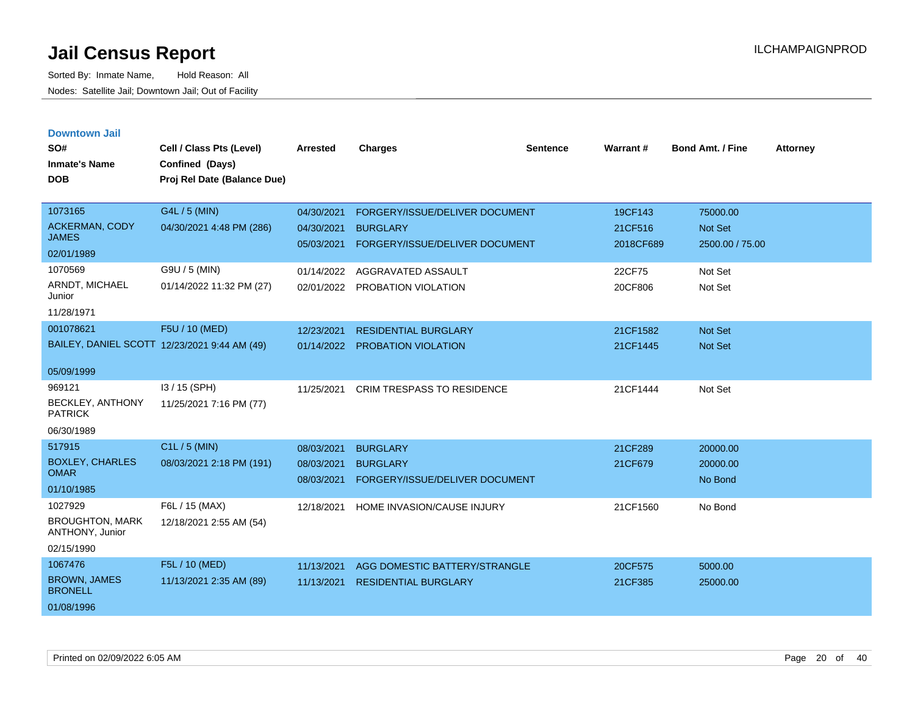# Jail Census Report

Sorted By: Inmate Name, Hold Reason: All

Nodes: Satellite Jail; Downtown Jail; Out of Facility

ILCHAMPAIGNPROD

## Downtown Jail

| SO# / Inmate's Name / DOB | Cell / Class Pts (Level) / Confined (Days) / Proj Rel Date (Balance Due) | Arrested | Charges | Sentence | Warrant # | Bond Amt. / Fine | Attorney |
|---|---|---|---|---|---|---|---|
| 1073165<br>ACKERMAN, CODY JAMES<br>02/01/1989 | G4L / 5 (MIN)<br>04/30/2021 4:48 PM (286) | 04/30/2021<br>04/30/2021<br>05/03/2021 | FORGERY/ISSUE/DELIVER DOCUMENT<br>BURGLARY<br>FORGERY/ISSUE/DELIVER DOCUMENT | | 19CF143<br>21CF516<br>2018CF689 | 75000.00<br>Not Set<br>2500.00 / 75.00 | |
| 1070569<br>ARNDT, MICHAEL Junior<br>11/28/1971 | G9U / 5 (MIN)<br>01/14/2022 11:32 PM (27) | 01/14/2022<br>02/01/2022 | AGGRAVATED ASSAULT<br>PROBATION VIOLATION | | 22CF75<br>20CF806 | Not Set<br>Not Set | |
| 001078621<br>BAILEY, DANIEL SCOTT<br>05/09/1999 | F5U / 10 (MED)<br>12/23/2021 9:44 AM (49) | 12/23/2021<br>01/14/2022 | RESIDENTIAL BURGLARY<br>PROBATION VIOLATION | | 21CF1582<br>21CF1445 | Not Set<br>Not Set | |
| 969121<br>BECKLEY, ANTHONY PATRICK<br>06/30/1989 | I3 / 15 (SPH)<br>11/25/2021 7:16 PM (77) | 11/25/2021 | CRIM TRESPASS TO RESIDENCE | | 21CF1444 | Not Set | |
| 517915<br>BOXLEY, CHARLES OMAR<br>01/10/1985 | C1L / 5 (MIN)<br>08/03/2021 2:18 PM (191) | 08/03/2021<br>08/03/2021<br>08/03/2021 | BURGLARY<br>BURGLARY<br>FORGERY/ISSUE/DELIVER DOCUMENT | | 21CF289<br>21CF679 | 20000.00<br>20000.00<br>No Bond | |
| 1027929<br>BROUGHTON, MARK ANTHONY, Junior<br>02/15/1990 | F6L / 15 (MAX)<br>12/18/2021 2:55 AM (54) | 12/18/2021 | HOME INVASION/CAUSE INJURY | | 21CF1560 | No Bond | |
| 1067476<br>BROWN, JAMES BRONELL<br>01/08/1996 | F5L / 10 (MED)<br>11/13/2021 2:35 AM (89) | 11/13/2021<br>11/13/2021 | AGG DOMESTIC BATTERY/STRANGLE<br>RESIDENTIAL BURGLARY | | 20CF575<br>21CF385 | 5000.00<br>25000.00 | |

Printed on 02/09/2022 6:05 AM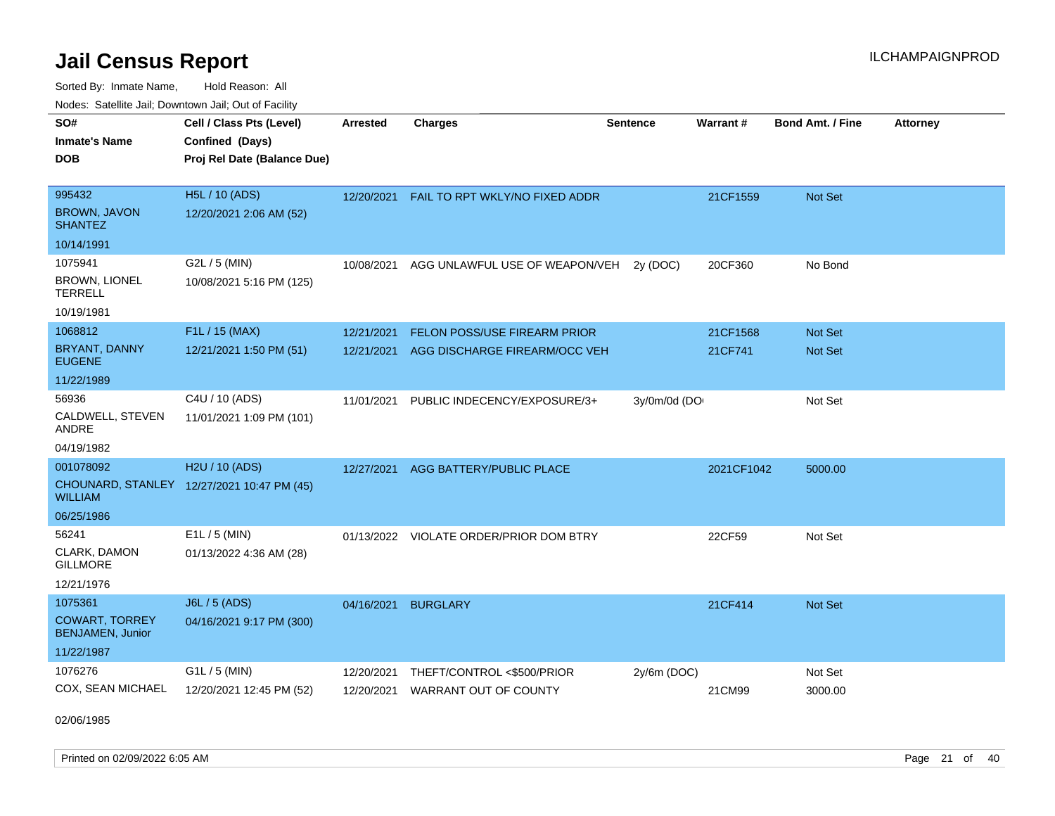# Jail Census Report

Sorted By: Inmate Name, Hold Reason: All

Nodes: Satellite Jail; Downtown Jail; Out of Facility

| SO# / Inmate's Name / DOB | Cell / Class Pts (Level) / Confined (Days) / Proj Rel Date (Balance Due) | Arrested | Charges | Sentence | Warrant # | Bond Amt. / Fine | Attorney |
|---|---|---|---|---|---|---|---|
| 995432<br>BROWN, JAVON SHANTEZ<br>10/14/1991 | H5L / 10 (ADS)<br>12/20/2021 2:06 AM (52) | 12/20/2021 | FAIL TO RPT WKLY/NO FIXED ADDR | | 21CF1559 | Not Set | |
| 1075941<br>BROWN, LIONEL TERRELL<br>10/19/1981 | G2L / 5 (MIN)<br>10/08/2021 5:16 PM (125) | 10/08/2021 | AGG UNLAWFUL USE OF WEAPON/VEH | 2y (DOC) | 20CF360 | No Bond | |
| 1068812<br>BRYANT, DANNY EUGENE<br>11/22/1989 | F1L / 15 (MAX)<br>12/21/2021 1:50 PM (51) | 12/21/2021 | FELON POSS/USE FIREARM PRIOR | | 21CF1568 | Not Set | |
| | | 12/21/2021 | AGG DISCHARGE FIREARM/OCC VEH | | 21CF741 | Not Set | |
| 56936<br>CALDWELL, STEVEN ANDRE<br>04/19/1982 | C4U / 10 (ADS)<br>11/01/2021 1:09 PM (101) | 11/01/2021 | PUBLIC INDECENCY/EXPOSURE/3+ | 3y/0m/0d (DO | | Not Set | |
| 001078092<br>CHOUNARD, STANLEY WILLIAM<br>06/25/1986 | H2U / 10 (ADS)<br>12/27/2021 10:47 PM (45) | 12/27/2021 | AGG BATTERY/PUBLIC PLACE | | 2021CF1042 | 5000.00 | |
| 56241<br>CLARK, DAMON GILLMORE<br>12/21/1976 | E1L / 5 (MIN)<br>01/13/2022 4:36 AM (28) | 01/13/2022 | VIOLATE ORDER/PRIOR DOM BTRY | | 22CF59 | Not Set | |
| 1075361<br>COWART, TORREY BENJAMEN, Junior<br>11/22/1987 | J6L / 5 (ADS)<br>04/16/2021 9:17 PM (300) | 04/16/2021 | BURGLARY | | 21CF414 | Not Set | |
| 1076276<br>COX, SEAN MICHAEL<br>02/06/1985 | G1L / 5 (MIN)<br>12/20/2021 12:45 PM (52) | 12/20/2021 | THEFT/CONTROL <$500/PRIOR | 2y/6m (DOC) | | Not Set | |
| | | 12/20/2021 | WARRANT OUT OF COUNTY | | 21CM99 | 3000.00 | |

Printed on 02/09/2022 6:05 AM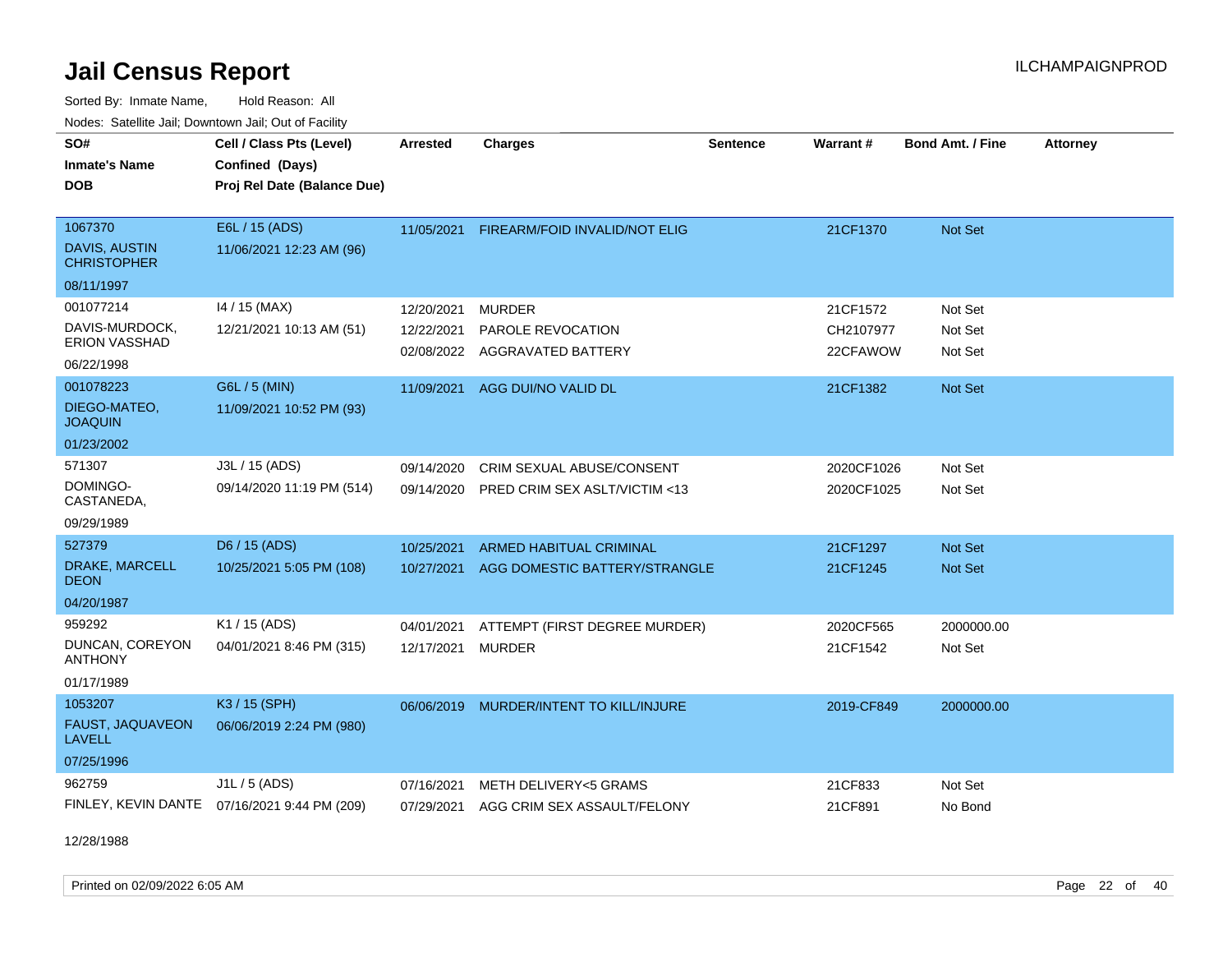# Jail Census Report

ILCHAMPAIGNPROD

Sorted By: Inmate Name, Hold Reason: All

Nodes: Satellite Jail; Downtown Jail; Out of Facility

| SO#<br>Inmate's Name<br>DOB | Cell / Class Pts (Level)<br>Confined (Days)<br>Proj Rel Date (Balance Due) | Arrested | Charges | Sentence | Warrant # | Bond Amt. / Fine | Attorney |
|---|---|---|---|---|---|---|---|
| 1067370<br>DAVIS, AUSTIN CHRISTOPHER<br>08/11/1997 | E6L / 15 (ADS)<br>11/06/2021 12:23 AM (96) | 11/05/2021 | FIREARM/FOID INVALID/NOT ELIG | | 21CF1370 | Not Set | |
| 001077214<br>DAVIS-MURDOCK, ERION VASSHAD<br>06/22/1998 | I4 / 15 (MAX)<br>12/21/2021 10:13 AM (51) | 12/20/2021 | MURDER | | 21CF1572 | Not Set | |
| | | 12/22/2021 | PAROLE REVOCATION | | CH2107977 | Not Set | |
| | | 02/08/2022 | AGGRAVATED BATTERY | | 22CFAWOW | Not Set | |
| 001078223<br>DIEGO-MATEO, JOAQUIN<br>01/23/2002 | G6L / 5 (MIN)<br>11/09/2021 10:52 PM (93) | 11/09/2021 | AGG DUI/NO VALID DL | | 21CF1382 | Not Set | |
| 571307<br>DOMINGO-CASTANEDA,<br>09/29/1989 | J3L / 15 (ADS)<br>09/14/2020 11:19 PM (514) | 09/14/2020 | CRIM SEXUAL ABUSE/CONSENT | | 2020CF1026 | Not Set | |
| | | 09/14/2020 | PRED CRIM SEX ASLT/VICTIM <13 | | 2020CF1025 | Not Set | |
| 527379<br>DRAKE, MARCELL DEON<br>04/20/1987 | D6 / 15 (ADS)<br>10/25/2021 5:05 PM (108) | 10/25/2021 | ARMED HABITUAL CRIMINAL | | 21CF1297 | Not Set | |
| | | 10/27/2021 | AGG DOMESTIC BATTERY/STRANGLE | | 21CF1245 | Not Set | |
| 959292<br>DUNCAN, COREYON ANTHONY<br>01/17/1989 | K1 / 15 (ADS)<br>04/01/2021 8:46 PM (315) | 04/01/2021 | ATTEMPT (FIRST DEGREE MURDER) | | 2020CF565 | 2000000.00 | |
| | | 12/17/2021 | MURDER | | 21CF1542 | Not Set | |
| 1053207<br>FAUST, JAQUAVEON LAVELL<br>07/25/1996 | K3 / 15 (SPH)<br>06/06/2019 2:24 PM (980) | 06/06/2019 | MURDER/INTENT TO KILL/INJURE | | 2019-CF849 | 2000000.00 | |
| 962759<br>FINLEY, KEVIN DANTE<br>12/28/1988 | J1L / 5 (ADS)<br>07/16/2021 9:44 PM (209) | 07/16/2021 | METH DELIVERY<5 GRAMS | | 21CF833 | Not Set | |
| | | 07/29/2021 | AGG CRIM SEX ASSAULT/FELONY | | 21CF891 | No Bond | |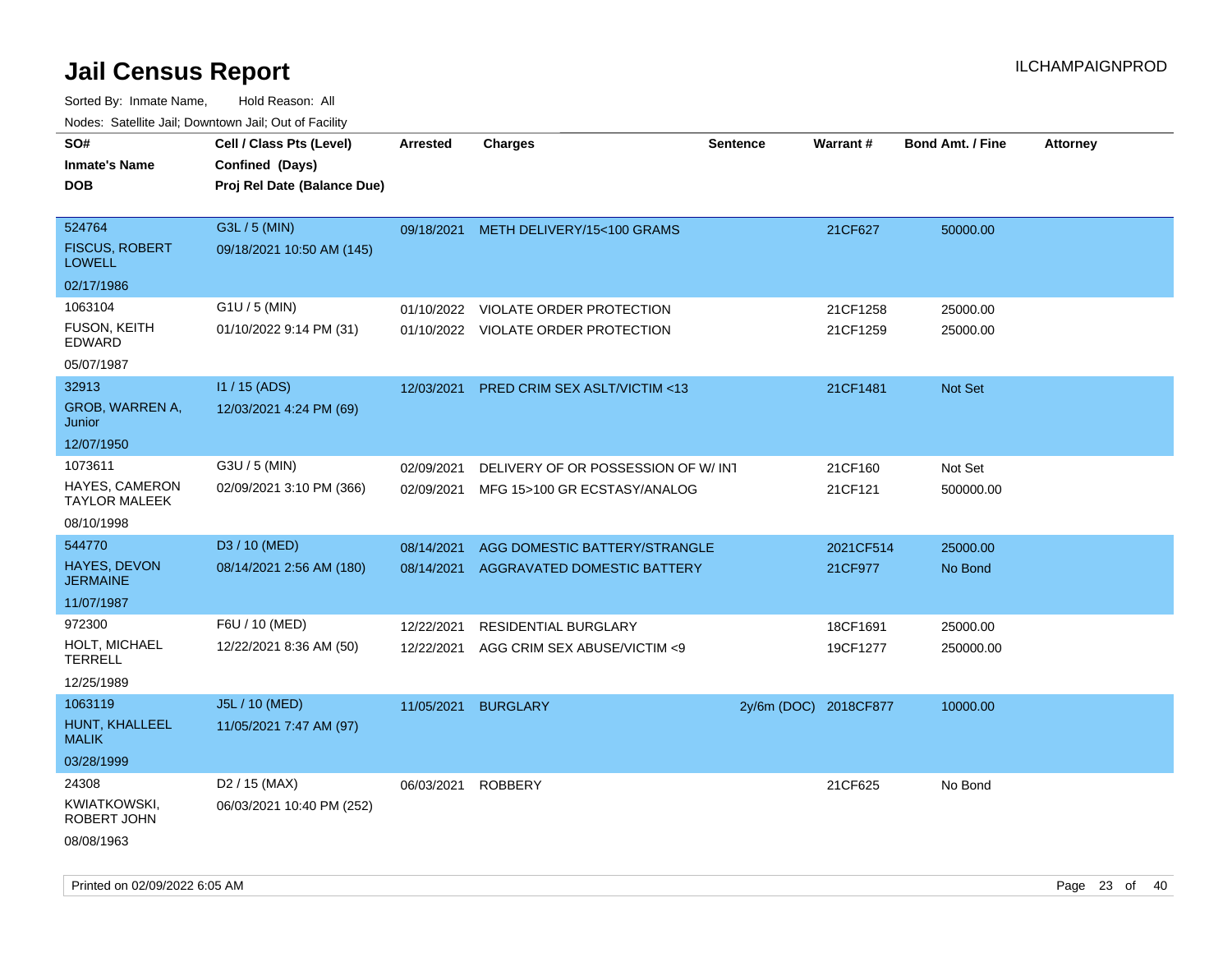# Jail Census Report

ILCHAMPAIGNPROD

Sorted By: Inmate Name, Hold Reason: All

Nodes: Satellite Jail; Downtown Jail; Out of Facility

| SO# / Inmate's Name / DOB | Cell / Class Pts (Level) / Confined (Days) / Proj Rel Date (Balance Due) | Arrested | Charges | Sentence | Warrant # | Bond Amt. / Fine | Attorney |
|---|---|---|---|---|---|---|---|
| 524764<br>FISCUS, ROBERT LOWELL<br>02/17/1986 | G3L / 5 (MIN)<br>09/18/2021 10:50 AM (145) | 09/18/2021 | METH DELIVERY/15<100 GRAMS | | 21CF627 | 50000.00 | |
| 1063104<br>FUSON, KEITH EDWARD<br>05/07/1987 | G1U / 5 (MIN)<br>01/10/2022 9:14 PM (31) | 01/10/2022 | VIOLATE ORDER PROTECTION | | 21CF1258 | 25000.00 | |
| | | 01/10/2022 | VIOLATE ORDER PROTECTION | | 21CF1259 | 25000.00 | |
| 32913<br>GROB, WARREN A, Junior<br>12/07/1950 | I1 / 15 (ADS)<br>12/03/2021 4:24 PM (69) | 12/03/2021 | PRED CRIM SEX ASLT/VICTIM <13 | | 21CF1481 | Not Set | |
| 1073611<br>HAYES, CAMERON TAYLOR MALEEK<br>08/10/1998 | G3U / 5 (MIN)<br>02/09/2021 3:10 PM (366) | 02/09/2021 | DELIVERY OF OR POSSESSION OF W/ INT | | 21CF160 | Not Set | |
| | | 02/09/2021 | MFG 15>100 GR ECSTASY/ANALOG | | 21CF121 | 500000.00 | |
| 544770<br>HAYES, DEVON JERMAINE<br>11/07/1987 | D3 / 10 (MED)<br>08/14/2021 2:56 AM (180) | 08/14/2021 | AGG DOMESTIC BATTERY/STRANGLE | | 2021CF514 | 25000.00 | |
| | | 08/14/2021 | AGGRAVATED DOMESTIC BATTERY | | 21CF977 | No Bond | |
| 972300<br>HOLT, MICHAEL TERRELL<br>12/25/1989 | F6U / 10 (MED)<br>12/22/2021 8:36 AM (50) | 12/22/2021 | RESIDENTIAL BURGLARY | | 18CF1691 | 25000.00 | |
| | | 12/22/2021 | AGG CRIM SEX ABUSE/VICTIM <9 | | 19CF1277 | 250000.00 | |
| 1063119<br>HUNT, KHALLEEL MALIK<br>03/28/1999 | J5L / 10 (MED)<br>11/05/2021 7:47 AM (97) | 11/05/2021 | BURGLARY | 2y/6m (DOC) | 2018CF877 | 10000.00 | |
| 24308<br>KWIATKOWSKI, ROBERT JOHN<br>08/08/1963 | D2 / 15 (MAX)<br>06/03/2021 10:40 PM (252) | 06/03/2021 | ROBBERY | | 21CF625 | No Bond | |

Printed on 02/09/2022 6:05 AM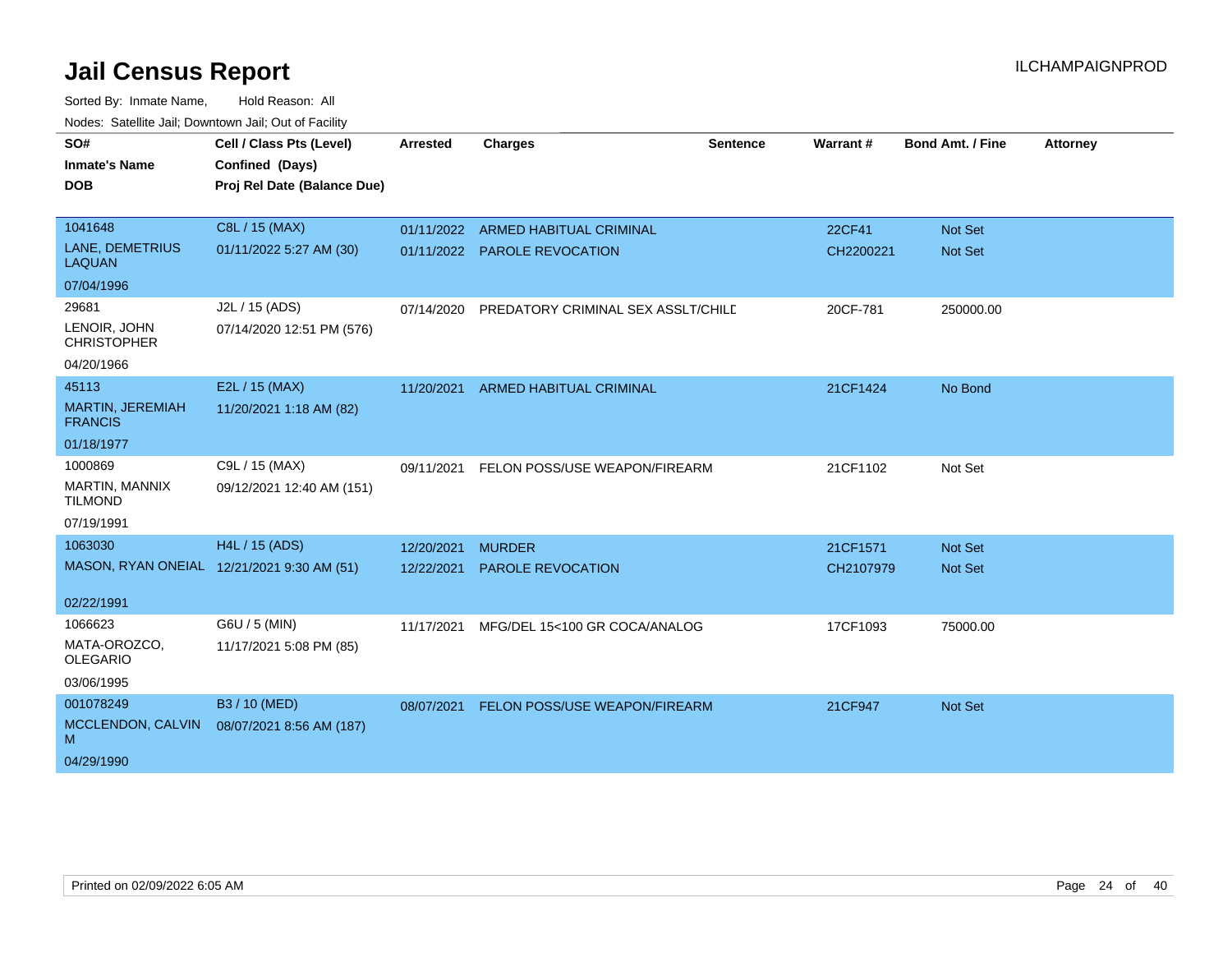# Jail Census Report

ILCHAMPAIGNPROD

Sorted By: Inmate Name, Hold Reason: All

Nodes: Satellite Jail; Downtown Jail; Out of Facility

| SO# / Inmate's Name / DOB | Cell / Class Pts (Level) / Confined (Days) / Proj Rel Date (Balance Due) | Arrested | Charges | Sentence | Warrant # | Bond Amt. / Fine | Attorney |
|---|---|---|---|---|---|---|---|
| 1041648<br>LANE, DEMETRIUS LAQUAN<br>07/04/1996 | C8L / 15 (MAX)<br>01/11/2022 5:27 AM (30) | 01/11/2022<br>01/11/2022 | ARMED HABITUAL CRIMINAL<br>PAROLE REVOCATION | | 22CF41<br>CH2200221 | Not Set<br>Not Set | |
| 29681<br>LENOIR, JOHN CHRISTOPHER<br>04/20/1966 | J2L / 15 (ADS)<br>07/14/2020 12:51 PM (576) | 07/14/2020 | PREDATORY CRIMINAL SEX ASSLT/CHILD | | 20CF-781 | 250000.00 | |
| 45113<br>MARTIN, JEREMIAH FRANCIS<br>01/18/1977 | E2L / 15 (MAX)<br>11/20/2021 1:18 AM (82) | 11/20/2021 | ARMED HABITUAL CRIMINAL | | 21CF1424 | No Bond | |
| 1000869<br>MARTIN, MANNIX TILMOND<br>07/19/1991 | C9L / 15 (MAX)<br>09/12/2021 12:40 AM (151) | 09/11/2021 | FELON POSS/USE WEAPON/FIREARM | | 21CF1102 | Not Set | |
| 1063030<br>MASON, RYAN ONEIAL<br>02/22/1991 | H4L / 15 (ADS)<br>12/21/2021 9:30 AM (51) | 12/20/2021<br>12/22/2021 | MURDER<br>PAROLE REVOCATION | | 21CF1571<br>CH2107979 | Not Set<br>Not Set | |
| 1066623<br>MATA-OROZCO, OLEGARIO<br>03/06/1995 | G6U / 5 (MIN)<br>11/17/2021 5:08 PM (85) | 11/17/2021 | MFG/DEL 15<100 GR COCA/ANALOG | | 17CF1093 | 75000.00 | |
| 001078249<br>MCCLENDON, CALVIN M<br>04/29/1990 | B3 / 10 (MED)<br>08/07/2021 8:56 AM (187) | 08/07/2021 | FELON POSS/USE WEAPON/FIREARM | | 21CF947 | Not Set | |

Printed on 02/09/2022 6:05 AM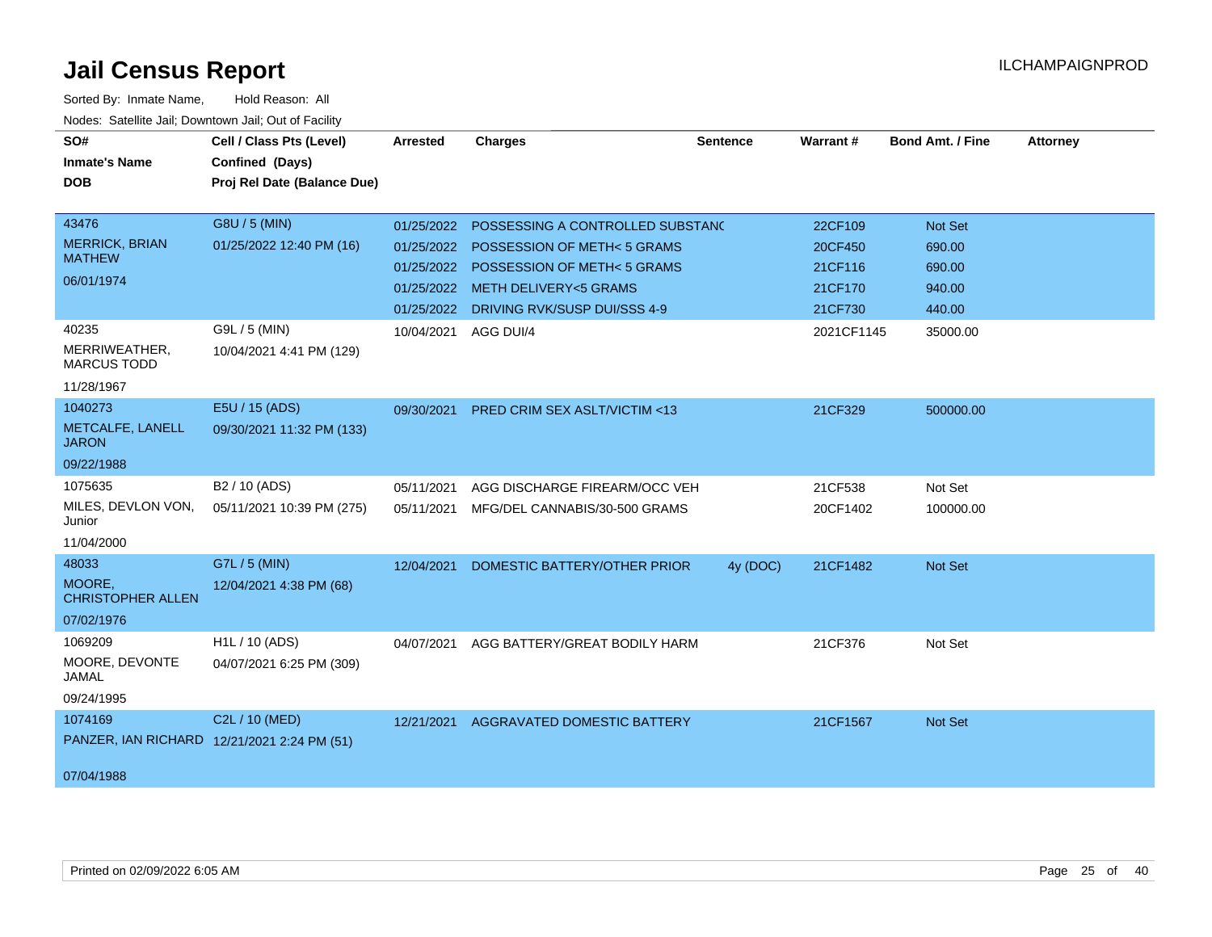# Jail Census Report

ILCHAMPAIGNPROD

Sorted By: Inmate Name, Hold Reason: All

Nodes: Satellite Jail; Downtown Jail; Out of Facility

| SO# / Inmate's Name / DOB | Cell / Class Pts (Level) / Confined (Days) / Proj Rel Date (Balance Due) | Arrested | Charges | Sentence | Warrant # | Bond Amt. / Fine | Attorney |
|---|---|---|---|---|---|---|---|
| 43476 | G8U / 5 (MIN) | 01/25/2022 | POSSESSING A CONTROLLED SUBSTANC | | 22CF109 | Not Set | |
| MERRICK, BRIAN MATHEW | 01/25/2022 12:40 PM (16) | 01/25/2022 | POSSESSION OF METH< 5 GRAMS | | 20CF450 | 690.00 | |
| 06/01/1974 | | 01/25/2022 | POSSESSION OF METH< 5 GRAMS | | 21CF116 | 690.00 | |
| | | 01/25/2022 | METH DELIVERY<5 GRAMS | | 21CF170 | 940.00 | |
| | | 01/25/2022 | DRIVING RVK/SUSP DUI/SSS 4-9 | | 21CF730 | 440.00 | |
| 40235 | G9L / 5 (MIN) | 10/04/2021 | AGG DUI/4 | | 2021CF1145 | 35000.00 | |
| MERRIWEATHER, MARCUS TODD | 10/04/2021 4:41 PM (129) | | | | | | |
| 11/28/1967 | | | | | | | |
| 1040273 | E5U / 15 (ADS) | 09/30/2021 | PRED CRIM SEX ASLT/VICTIM <13 | | 21CF329 | 500000.00 | |
| METCALFE, LANELL JARON | 09/30/2021 11:32 PM (133) | | | | | | |
| 09/22/1988 | | | | | | | |
| 1075635 | B2 / 10 (ADS) | 05/11/2021 | AGG DISCHARGE FIREARM/OCC VEH | | 21CF538 | Not Set | |
| MILES, DEVLON VON, Junior | 05/11/2021 10:39 PM (275) | 05/11/2021 | MFG/DEL CANNABIS/30-500 GRAMS | | 20CF1402 | 100000.00 | |
| 11/04/2000 | | | | | | | |
| 48033 | G7L / 5 (MIN) | 12/04/2021 | DOMESTIC BATTERY/OTHER PRIOR | 4y (DOC) | 21CF1482 | Not Set | |
| MOORE, CHRISTOPHER ALLEN | 12/04/2021 4:38 PM (68) | | | | | | |
| 07/02/1976 | | | | | | | |
| 1069209 | H1L / 10 (ADS) | 04/07/2021 | AGG BATTERY/GREAT BODILY HARM | | 21CF376 | Not Set | |
| MOORE, DEVONTE JAMAL | 04/07/2021 6:25 PM (309) | | | | | | |
| 09/24/1995 | | | | | | | |
| 1074169 | C2L / 10 (MED) | 12/21/2021 | AGGRAVATED DOMESTIC BATTERY | | 21CF1567 | Not Set | |
| PANZER, IAN RICHARD | 12/21/2021 2:24 PM (51) | | | | | | |
| 07/04/1988 | | | | | | | |

Printed on 02/09/2022 6:05 AM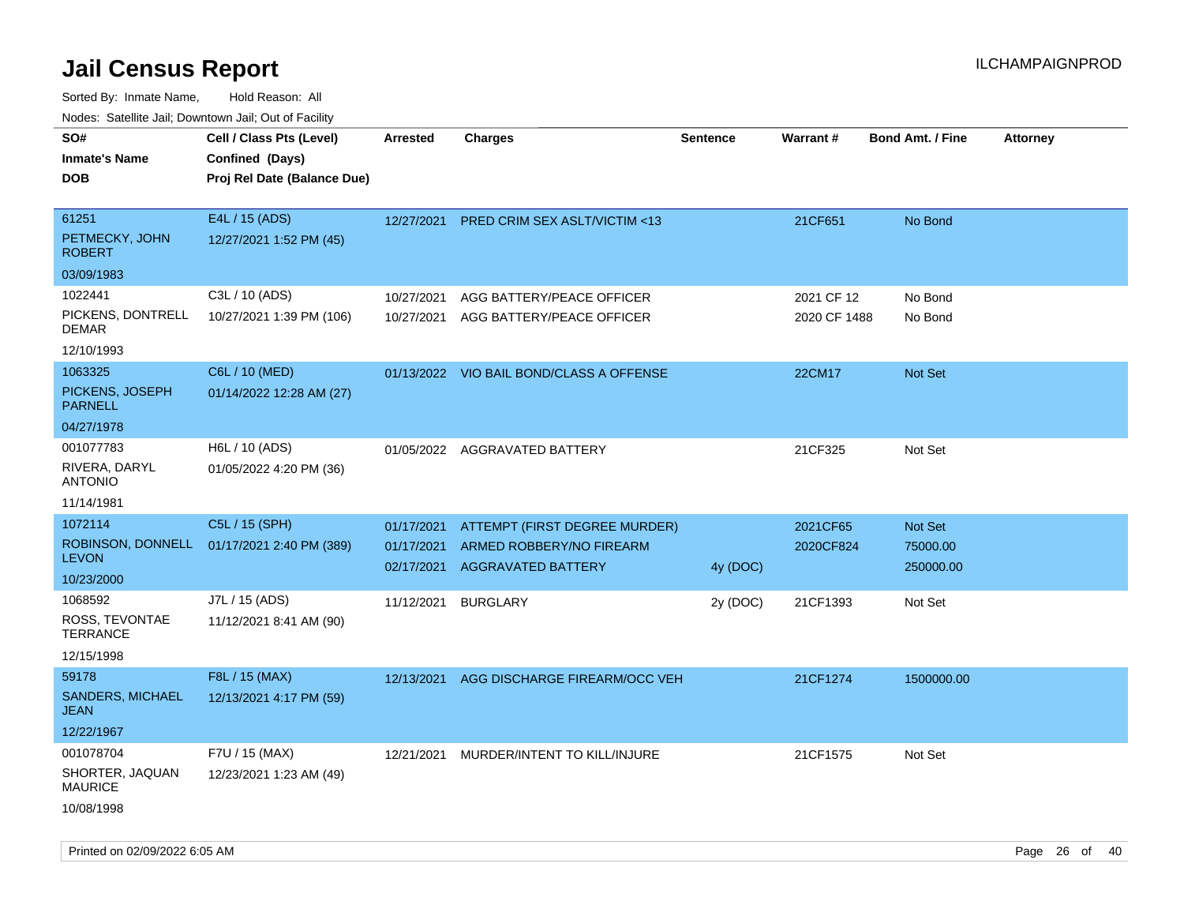# Jail Census Report

Sorted By: Inmate Name, Hold Reason: All

Nodes: Satellite Jail; Downtown Jail; Out of Facility

| SO# Inmate's Name DOB | Cell / Class Pts (Level) Confined (Days) Proj Rel Date (Balance Due) | Arrested | Charges | Sentence | Warrant # | Bond Amt. / Fine | Attorney |
|---|---|---|---|---|---|---|---|
| 61251 PETMECKY, JOHN ROBERT 03/09/1983 | E4L / 15 (ADS) 12/27/2021 1:52 PM (45) | 12/27/2021 | PRED CRIM SEX ASLT/VICTIM <13 | | 21CF651 | No Bond | |
| 1022441 PICKENS, DONTRELL DEMAR 12/10/1993 | C3L / 10 (ADS) 10/27/2021 1:39 PM (106) | 10/27/2021 | AGG BATTERY/PEACE OFFICER | | 2021 CF 12 | No Bond | |
| | | 10/27/2021 | AGG BATTERY/PEACE OFFICER | | 2020 CF 1488 | No Bond | |
| 1063325 PICKENS, JOSEPH PARNELL 04/27/1978 | C6L / 10 (MED) 01/14/2022 12:28 AM (27) | 01/13/2022 | VIO BAIL BOND/CLASS A OFFENSE | | 22CM17 | Not Set | |
| 001077783 RIVERA, DARYL ANTONIO 11/14/1981 | H6L / 10 (ADS) 01/05/2022 4:20 PM (36) | 01/05/2022 | AGGRAVATED BATTERY | | 21CF325 | Not Set | |
| 1072114 ROBINSON, DONNELL LEVON 10/23/2000 | C5L / 15 (SPH) 01/17/2021 2:40 PM (389) | 01/17/2021 | ATTEMPT (FIRST DEGREE MURDER) | | 2021CF65 | Not Set | |
| | | 01/17/2021 | ARMED ROBBERY/NO FIREARM | | 2020CF824 | 75000.00 | |
| | | 02/17/2021 | AGGRAVATED BATTERY | 4y (DOC) | | 250000.00 | |
| 1068592 ROSS, TEVONTAE TERRANCE 12/15/1998 | J7L / 15 (ADS) 11/12/2021 8:41 AM (90) | 11/12/2021 | BURGLARY | 2y (DOC) | 21CF1393 | Not Set | |
| 59178 SANDERS, MICHAEL JEAN 12/22/1967 | F8L / 15 (MAX) 12/13/2021 4:17 PM (59) | 12/13/2021 | AGG DISCHARGE FIREARM/OCC VEH | | 21CF1274 | 1500000.00 | |
| 001078704 SHORTER, JAQUAN MAURICE 10/08/1998 | F7U / 15 (MAX) 12/23/2021 1:23 AM (49) | 12/21/2021 | MURDER/INTENT TO KILL/INJURE | | 21CF1575 | Not Set | |

Printed on 02/09/2022 6:05 AM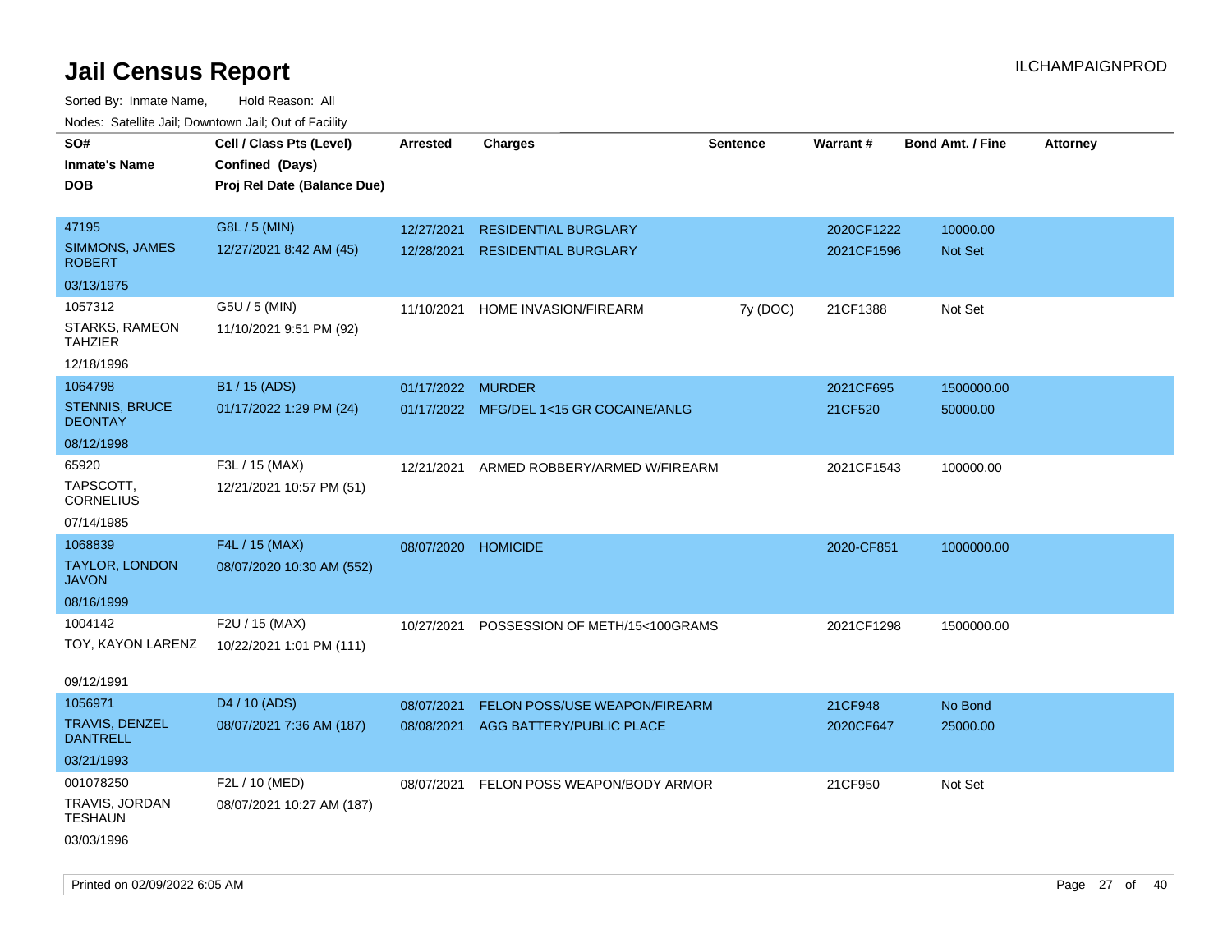# Jail Census Report

ILCHAMPAIGNPROD

Sorted By: Inmate Name, Hold Reason: All

Nodes: Satellite Jail; Downtown Jail; Out of Facility

| SO# / Inmate's Name / DOB | Cell / Class Pts (Level) / Confined (Days) / Proj Rel Date (Balance Due) | Arrested | Charges | Sentence | Warrant # | Bond Amt. / Fine | Attorney |
|---|---|---|---|---|---|---|---|
| 47195<br>SIMMONS, JAMES ROBERT<br>03/13/1975 | G8L / 5 (MIN)<br>12/27/2021 8:42 AM (45) | 12/27/2021<br>12/28/2021 | RESIDENTIAL BURGLARY<br>RESIDENTIAL BURGLARY | | 2020CF1222<br>2021CF1596 | 10000.00<br>Not Set | |
| 1057312<br>STARKS, RAMEON TAHZIER<br>12/18/1996 | G5U / 5 (MIN)<br>11/10/2021 9:51 PM (92) | 11/10/2021 | HOME INVASION/FIREARM | 7y (DOC) | 21CF1388 | Not Set | |
| 1064798<br>STENNIS, BRUCE DEONTAY<br>08/12/1998 | B1 / 15 (ADS)<br>01/17/2022 1:29 PM (24) | 01/17/2022<br>01/17/2022 | MURDER<br>MFG/DEL 1<15 GR COCAINE/ANLG | | 2021CF695<br>21CF520 | 1500000.00<br>50000.00 | |
| 65920<br>TAPSCOTT, CORNELIUS<br>07/14/1985 | F3L / 15 (MAX)<br>12/21/2021 10:57 PM (51) | 12/21/2021 | ARMED ROBBERY/ARMED W/FIREARM | | 2021CF1543 | 100000.00 | |
| 1068839<br>TAYLOR, LONDON JAVON<br>08/16/1999 | F4L / 15 (MAX)<br>08/07/2020 10:30 AM (552) | 08/07/2020 | HOMICIDE | | 2020-CF851 | 1000000.00 | |
| 1004142<br>TOY, KAYON LARENZ<br>09/12/1991 | F2U / 15 (MAX)<br>10/22/2021 1:01 PM (111) | 10/27/2021 | POSSESSION OF METH/15<100GRAMS | | 2021CF1298 | 1500000.00 | |
| 1056971<br>TRAVIS, DENZEL DANTRELL<br>03/21/1993 | D4 / 10 (ADS)<br>08/07/2021 7:36 AM (187) | 08/07/2021<br>08/08/2021 | FELON POSS/USE WEAPON/FIREARM<br>AGG BATTERY/PUBLIC PLACE | | 21CF948<br>2020CF647 | No Bond<br>25000.00 | |
| 001078250<br>TRAVIS, JORDAN TESHAUN<br>03/03/1996 | F2L / 10 (MED)<br>08/07/2021 10:27 AM (187) | 08/07/2021 | FELON POSS WEAPON/BODY ARMOR | | 21CF950 | Not Set | |

Printed on 02/09/2022 6:05 AM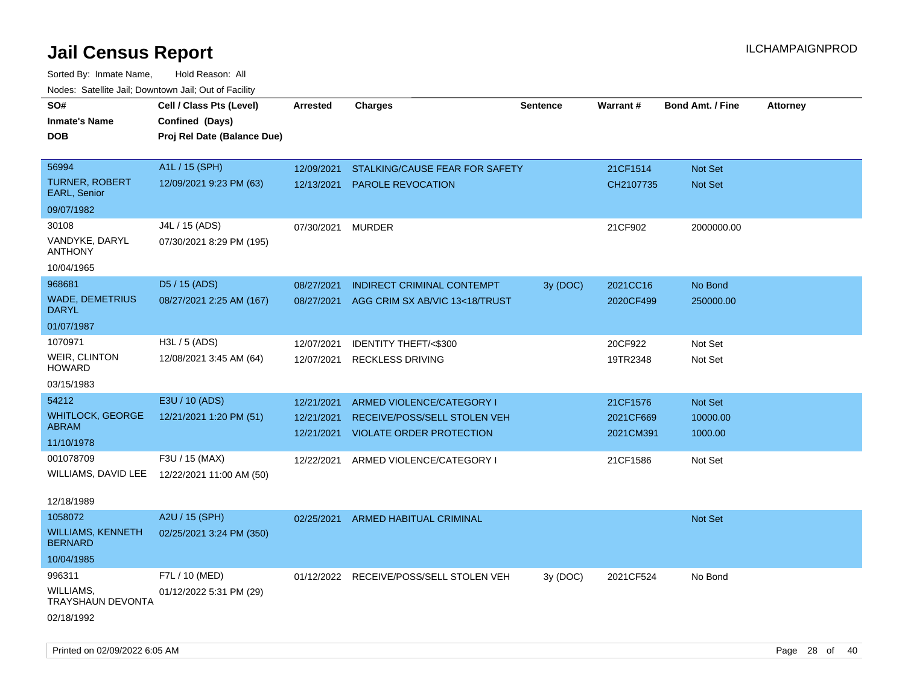# Jail Census Report

Sorted By: Inmate Name, Hold Reason: All

Nodes: Satellite Jail; Downtown Jail; Out of Facility

| SO# / Inmate's Name / DOB | Cell / Class Pts (Level) / Confined (Days) / Proj Rel Date (Balance Due) | Arrested | Charges | Sentence | Warrant # | Bond Amt. / Fine | Attorney |
|---|---|---|---|---|---|---|---|
| 56994 TURNER, ROBERT EARL, Senior 09/07/1982 | A1L / 15 (SPH) 12/09/2021 9:23 PM (63) | 12/09/2021 | STALKING/CAUSE FEAR FOR SAFETY | | 21CF1514 | Not Set | |
| | | 12/13/2021 | PAROLE REVOCATION | | CH2107735 | Not Set | |
| 30108 VANDYKE, DARYL ANTHONY 10/04/1965 | J4L / 15 (ADS) 07/30/2021 8:29 PM (195) | 07/30/2021 | MURDER | | 21CF902 | 2000000.00 | |
| 968681 WADE, DEMETRIUS DARYL 01/07/1987 | D5 / 15 (ADS) 08/27/2021 2:25 AM (167) | 08/27/2021 | INDIRECT CRIMINAL CONTEMPT | 3y (DOC) | 2021CC16 | No Bond | |
| | | 08/27/2021 | AGG CRIM SX AB/VIC 13<18/TRUST | | 2020CF499 | 250000.00 | |
| 1070971 WEIR, CLINTON HOWARD 03/15/1983 | H3L / 5 (ADS) 12/08/2021 3:45 AM (64) | 12/07/2021 | IDENTITY THEFT/<$300 | | 20CF922 | Not Set | |
| | | 12/07/2021 | RECKLESS DRIVING | | 19TR2348 | Not Set | |
| 54212 WHITLOCK, GEORGE ABRAM 11/10/1978 | E3U / 10 (ADS) 12/21/2021 1:20 PM (51) | 12/21/2021 | ARMED VIOLENCE/CATEGORY I | | 21CF1576 | Not Set | |
| | | 12/21/2021 | RECEIVE/POSS/SELL STOLEN VEH | | 2021CF669 | 10000.00 | |
| | | 12/21/2021 | VIOLATE ORDER PROTECTION | | 2021CM391 | 1000.00 | |
| 001078709 WILLIAMS, DAVID LEE 12/18/1989 | F3U / 15 (MAX) 12/22/2021 11:00 AM (50) | 12/22/2021 | ARMED VIOLENCE/CATEGORY I | | 21CF1586 | Not Set | |
| 1058072 WILLIAMS, KENNETH BERNARD 10/04/1985 | A2U / 15 (SPH) 02/25/2021 3:24 PM (350) | 02/25/2021 | ARMED HABITUAL CRIMINAL | | | Not Set | |
| 996311 WILLIAMS, TRAYSHAUN DEVONTA 02/18/1992 | F7L / 10 (MED) 01/12/2022 5:31 PM (29) | 01/12/2022 | RECEIVE/POSS/SELL STOLEN VEH | 3y (DOC) | 2021CF524 | No Bond | |

Printed on 02/09/2022 6:05 AM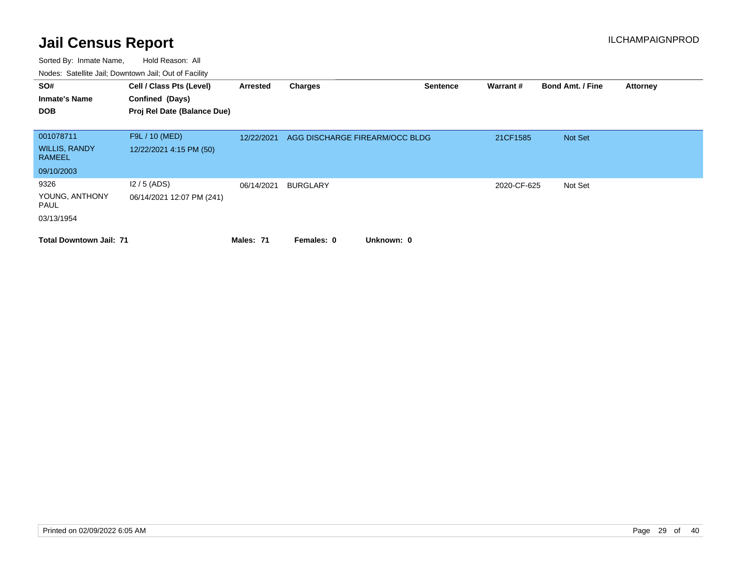# Jail Census Report

ILCHAMPAIGNPROD

Sorted By: Inmate Name, Hold Reason: All

Nodes: Satellite Jail; Downtown Jail; Out of Facility

| SO# / Inmate's Name / DOB | Cell / Class Pts (Level) / Confined (Days) / Proj Rel Date (Balance Due) | Arrested | Charges | Sentence | Warrant # | Bond Amt. / Fine | Attorney |
|---|---|---|---|---|---|---|---|
| 001078711<br>WILLIS, RANDY RAMEEL<br>09/10/2003 | F9L / 10 (MED)<br>12/22/2021 4:15 PM (50) | 12/22/2021 | AGG DISCHARGE FIREARM/OCC BLDG | | 21CF1585 | Not Set | |
| 9326<br>YOUNG, ANTHONY PAUL<br>03/13/1954 | I2 / 5 (ADS)<br>06/14/2021 12:07 PM (241) | 06/14/2021 | BURGLARY | | 2020-CF-625 | Not Set | |

**Total Downtown Jail: 71** **Males: 71** **Females: 0** **Unknown: 0**

Printed on 02/09/2022 6:05 AM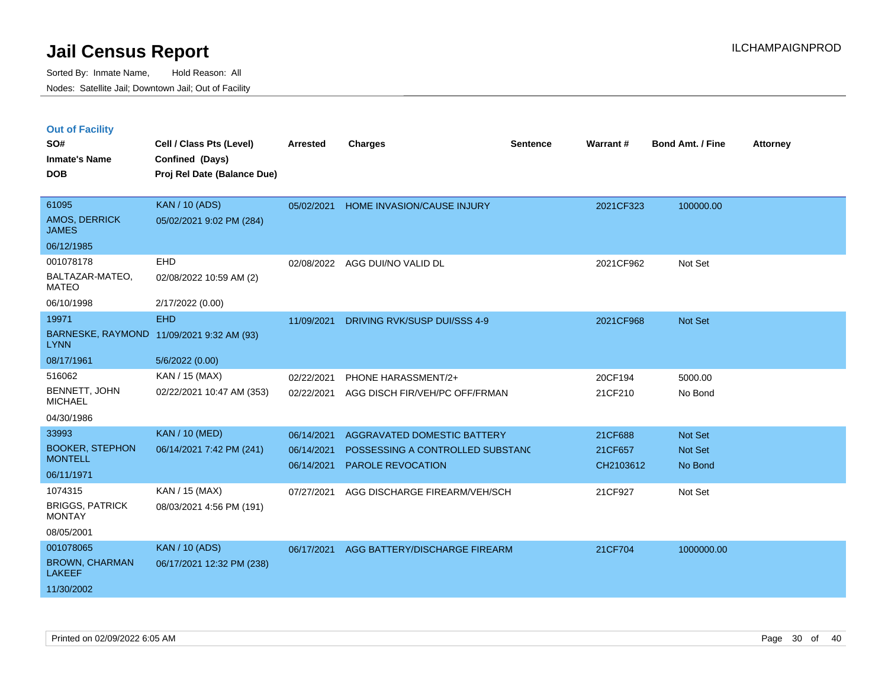# Jail Census Report

Sorted By: Inmate Name, Hold Reason: All

Nodes: Satellite Jail; Downtown Jail; Out of Facility

ILCHAMPAIGNPROD

## Out of Facility

| SO# / Inmate's Name / DOB | Cell / Class Pts (Level) / Confined (Days) / Proj Rel Date (Balance Due) | Arrested | Charges | Sentence | Warrant # | Bond Amt. / Fine | Attorney |
|---|---|---|---|---|---|---|---|
| 61095<br>AMOS, DERRICK JAMES<br>06/12/1985 | KAN / 10 (ADS)<br>05/02/2021 9:02 PM (284) | 05/02/2021 | HOME INVASION/CAUSE INJURY | | 2021CF323 | 100000.00 | |
| 001078178<br>BALTAZAR-MATEO, MATEO<br>06/10/1998 | EHD<br>02/08/2022 10:59 AM (2)<br>2/17/2022 (0.00) | 02/08/2022 | AGG DUI/NO VALID DL | | 2021CF962 | Not Set | |
| 19971<br>BARNESKE, RAYMOND LYNN<br>08/17/1961 | EHD<br>11/09/2021 9:32 AM (93)<br>5/6/2022 (0.00) | 11/09/2021 | DRIVING RVK/SUSP DUI/SSS 4-9 | | 2021CF968 | Not Set | |
| 516062<br>BENNETT, JOHN MICHAEL<br>04/30/1986 | KAN / 15 (MAX)<br>02/22/2021 10:47 AM (353) | 02/22/2021<br>02/22/2021 | PHONE HARASSMENT/2+<br>AGG DISCH FIR/VEH/PC OFF/FRMAN | | 20CF194<br>21CF210 | 5000.00<br>No Bond | |
| 33993<br>BOOKER, STEPHON MONTELL<br>06/11/1971 | KAN / 10 (MED)<br>06/14/2021 7:42 PM (241) | 06/14/2021<br>06/14/2021<br>06/14/2021 | AGGRAVATED DOMESTIC BATTERY<br>POSSESSING A CONTROLLED SUBSTANC<br>PAROLE REVOCATION | | 21CF688<br>21CF657<br>CH2103612 | Not Set<br>Not Set<br>No Bond | |
| 1074315<br>BRIGGS, PATRICK MONTAY<br>08/05/2001 | KAN / 15 (MAX)<br>08/03/2021 4:56 PM (191) | 07/27/2021 | AGG DISCHARGE FIREARM/VEH/SCH | | 21CF927 | Not Set | |
| 001078065<br>BROWN, CHARMAN LAKEEF<br>11/30/2002 | KAN / 10 (ADS)<br>06/17/2021 12:32 PM (238) | 06/17/2021 | AGG BATTERY/DISCHARGE FIREARM | | 21CF704 | 1000000.00 | |

Printed on 02/09/2022 6:05 AM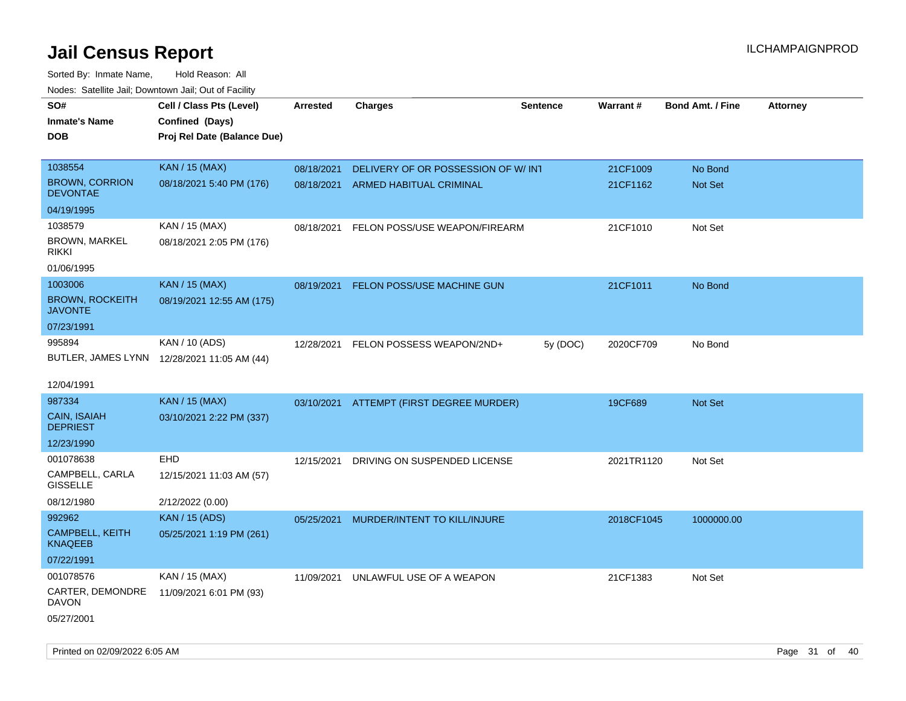# Jail Census Report

ILCHAMPAIGNPROD

Sorted By: Inmate Name, Hold Reason: All

Nodes: Satellite Jail; Downtown Jail; Out of Facility

| SO# / Inmate's Name / DOB | Cell / Class Pts (Level) / Confined (Days) / Proj Rel Date (Balance Due) | Arrested | Charges | Sentence | Warrant # | Bond Amt. / Fine | Attorney |
|---|---|---|---|---|---|---|---|
| 1038554<br>BROWN, CORRION DEVONTAE<br>04/19/1995 | KAN / 15 (MAX)<br>08/18/2021 5:40 PM (176) | 08/18/2021 | DELIVERY OF OR POSSESSION OF W/ INT | | 21CF1009 | No Bond | |
| | | 08/18/2021 | ARMED HABITUAL CRIMINAL | | 21CF1162 | Not Set | |
| 1038579<br>BROWN, MARKEL RIKKI<br>01/06/1995 | KAN / 15 (MAX)<br>08/18/2021 2:05 PM (176) | 08/18/2021 | FELON POSS/USE WEAPON/FIREARM | | 21CF1010 | Not Set | |
| 1003006<br>BROWN, ROCKEITH JAVONTE<br>07/23/1991 | KAN / 15 (MAX)<br>08/19/2021 12:55 AM (175) | 08/19/2021 | FELON POSS/USE MACHINE GUN | | 21CF1011 | No Bond | |
| 995894<br>BUTLER, JAMES LYNN<br>12/04/1991 | KAN / 10 (ADS)<br>12/28/2021 11:05 AM (44) | 12/28/2021 | FELON POSSESS WEAPON/2ND+ | 5y (DOC) | 2020CF709 | No Bond | |
| 987334<br>CAIN, ISAIAH DEPRIEST<br>12/23/1990 | KAN / 15 (MAX)<br>03/10/2021 2:22 PM (337) | 03/10/2021 | ATTEMPT (FIRST DEGREE MURDER) | | 19CF689 | Not Set | |
| 001078638<br>CAMPBELL, CARLA GISSELLE<br>08/12/1980 | EHD<br>12/15/2021 11:03 AM (57)<br>2/12/2022 (0.00) | 12/15/2021 | DRIVING ON SUSPENDED LICENSE | | 2021TR1120 | Not Set | |
| 992962<br>CAMPBELL, KEITH KNAQEEB<br>07/22/1991 | KAN / 15 (ADS)<br>05/25/2021 1:19 PM (261) | 05/25/2021 | MURDER/INTENT TO KILL/INJURE | | 2018CF1045 | 1000000.00 | |
| 001078576<br>CARTER, DEMONDRE DAVON<br>05/27/2001 | KAN / 15 (MAX)<br>11/09/2021 6:01 PM (93) | 11/09/2021 | UNLAWFUL USE OF A WEAPON | | 21CF1383 | Not Set | |

Printed on 02/09/2022 6:05 AM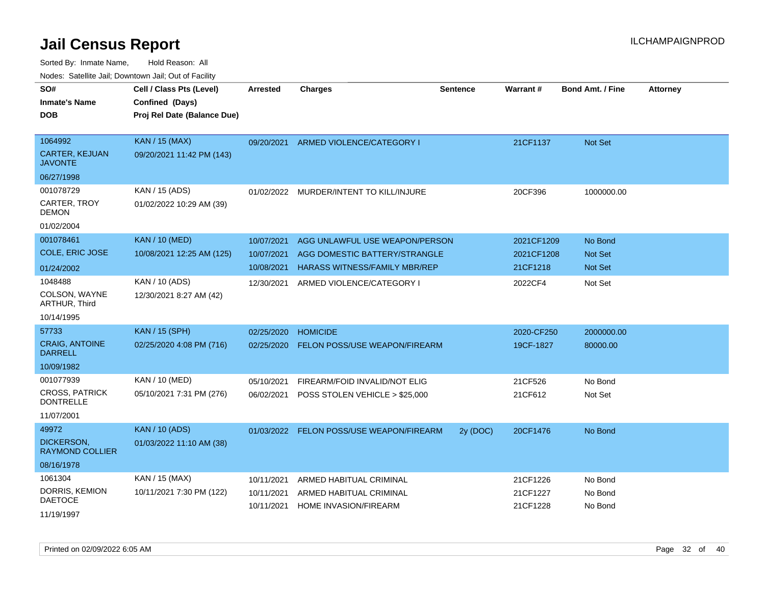# Jail Census Report

ILCHAMPAIGNPROD

Sorted By: Inmate Name, Hold Reason: All

Nodes: Satellite Jail; Downtown Jail; Out of Facility

| SO# / Inmate's Name / DOB | Cell / Class Pts (Level) / Confined (Days) / Proj Rel Date (Balance Due) | Arrested | Charges | Sentence | Warrant # | Bond Amt. / Fine | Attorney |
|---|---|---|---|---|---|---|---|
| 1064992<br>CARTER, KEJUAN JAVONTE<br>06/27/1998 | KAN / 15 (MAX)<br>09/20/2021 11:42 PM (143) | 09/20/2021 | ARMED VIOLENCE/CATEGORY I | | 21CF1137 | Not Set | |
| 001078729<br>CARTER, TROY DEMON<br>01/02/2004 | KAN / 15 (ADS)<br>01/02/2022 10:29 AM (39) | 01/02/2022 | MURDER/INTENT TO KILL/INJURE | | 20CF396 | 1000000.00 | |
| 001078461<br>COLE, ERIC JOSE<br>01/24/2002 | KAN / 10 (MED)<br>10/08/2021 12:25 AM (125) | 10/07/2021 | AGG UNLAWFUL USE WEAPON/PERSON | | 2021CF1209 | No Bond | |
| | | 10/07/2021 | AGG DOMESTIC BATTERY/STRANGLE | | 2021CF1208 | Not Set | |
| | | 10/08/2021 | HARASS WITNESS/FAMILY MBR/REP | | 21CF1218 | Not Set | |
| 1048488<br>COLSON, WAYNE ARTHUR, Third<br>10/14/1995 | KAN / 10 (ADS)<br>12/30/2021 8:27 AM (42) | 12/30/2021 | ARMED VIOLENCE/CATEGORY I | | 2022CF4 | Not Set | |
| 57733<br>CRAIG, ANTOINE DARRELL<br>10/09/1982 | KAN / 15 (SPH)<br>02/25/2020 4:08 PM (716) | 02/25/2020 | HOMICIDE | | 2020-CF250 | 2000000.00 | |
| | | 02/25/2020 | FELON POSS/USE WEAPON/FIREARM | | 19CF-1827 | 80000.00 | |
| 001077939<br>CROSS, PATRICK DONTRELLE<br>11/07/2001 | KAN / 10 (MED)<br>05/10/2021 7:31 PM (276) | 05/10/2021 | FIREARM/FOID INVALID/NOT ELIG | | 21CF526 | No Bond | |
| | | 06/02/2021 | POSS STOLEN VEHICLE > $25,000 | | 21CF612 | Not Set | |
| 49972<br>DICKERSON, RAYMOND COLLIER<br>08/16/1978 | KAN / 10 (ADS)<br>01/03/2022 11:10 AM (38) | 01/03/2022 | FELON POSS/USE WEAPON/FIREARM | 2y (DOC) | 20CF1476 | No Bond | |
| 1061304<br>DORRIS, KEMION DAETOCE<br>11/19/1997 | KAN / 15 (MAX)<br>10/11/2021 7:30 PM (122) | 10/11/2021 | ARMED HABITUAL CRIMINAL | | 21CF1226 | No Bond | |
| | | 10/11/2021 | ARMED HABITUAL CRIMINAL | | 21CF1227 | No Bond | |
| | | 10/11/2021 | HOME INVASION/FIREARM | | 21CF1228 | No Bond | |

Printed on 02/09/2022 6:05 AM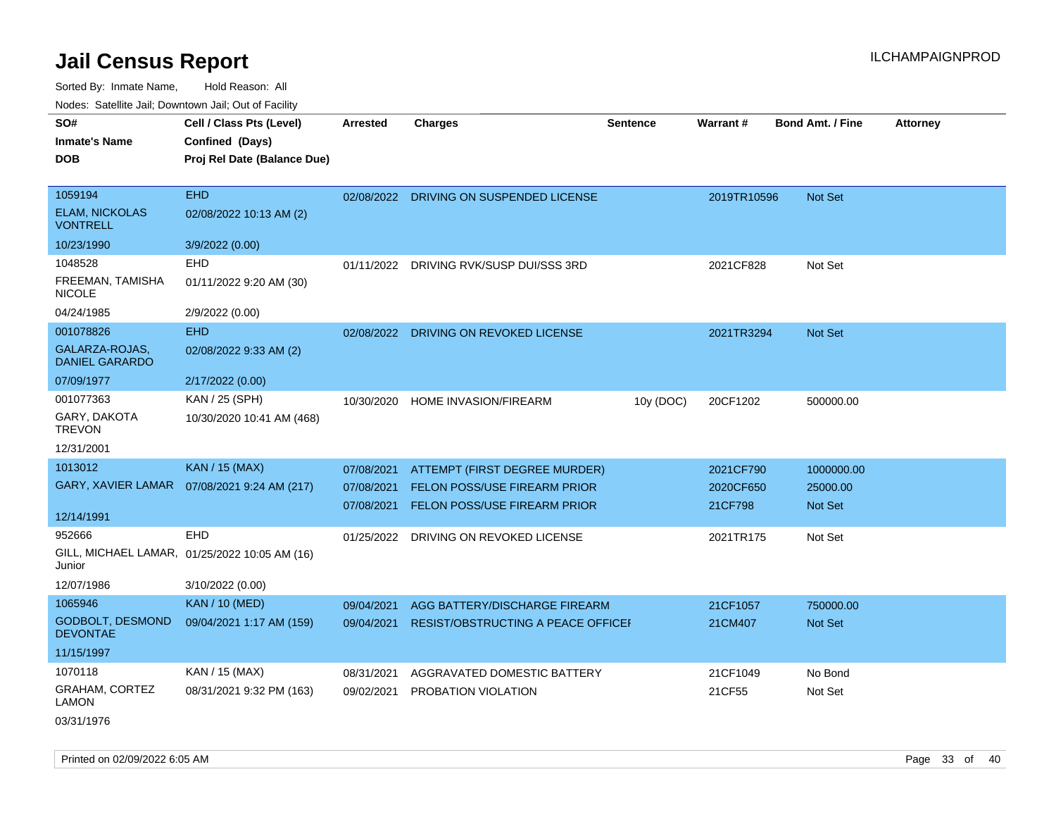# Jail Census Report

ILCHAMPAIGNPROD

Sorted By: Inmate Name, Hold Reason: All

Nodes: Satellite Jail; Downtown Jail; Out of Facility

| SO# / Inmate's Name / DOB | Cell / Class Pts (Level) / Confined (Days) / Proj Rel Date (Balance Due) | Arrested | Charges | Sentence | Warrant # | Bond Amt. / Fine | Attorney |
|---|---|---|---|---|---|---|---|
| 1059194<br>ELAM, NICKOLAS VONTRELL<br>10/23/1990 | EHD<br>02/08/2022 10:13 AM (2)<br>3/9/2022 (0.00) | 02/08/2022 | DRIVING ON SUSPENDED LICENSE | | 2019TR10596 | Not Set | |
| 1048528<br>FREEMAN, TAMISHA NICOLE<br>04/24/1985 | EHD<br>01/11/2022 9:20 AM (30)<br>2/9/2022 (0.00) | 01/11/2022 | DRIVING RVK/SUSP DUI/SSS 3RD | | 2021CF828 | Not Set | |
| 001078826<br>GALARZA-ROJAS, DANIEL GARARDO<br>07/09/1977 | EHD<br>02/08/2022 9:33 AM (2)<br>2/17/2022 (0.00) | 02/08/2022 | DRIVING ON REVOKED LICENSE | | 2021TR3294 | Not Set | |
| 001077363<br>GARY, DAKOTA TREVON<br>12/31/2001 | KAN / 25 (SPH)<br>10/30/2020 10:41 AM (468) | 10/30/2020 | HOME INVASION/FIREARM | 10y (DOC) | 20CF1202 | 500000.00 | |
| 1013012<br>GARY, XAVIER LAMAR<br>12/14/1991 | KAN / 15 (MAX)<br>07/08/2021 9:24 AM (217) | 07/08/2021 | ATTEMPT (FIRST DEGREE MURDER) | | 2021CF790 | 1000000.00 | |
| | | 07/08/2021 | FELON POSS/USE FIREARM PRIOR | | 2020CF650 | 25000.00 | |
| | | 07/08/2021 | FELON POSS/USE FIREARM PRIOR | | 21CF798 | Not Set | |
| 952666<br>GILL, MICHAEL LAMAR, Junior<br>12/07/1986 | EHD<br>01/25/2022 10:05 AM (16)<br>3/10/2022 (0.00) | 01/25/2022 | DRIVING ON REVOKED LICENSE | | 2021TR175 | Not Set | |
| 1065946<br>GODBOLT, DESMOND DEVONTAE<br>11/15/1997 | KAN / 10 (MED)<br>09/04/2021 1:17 AM (159) | 09/04/2021 | AGG BATTERY/DISCHARGE FIREARM | | 21CF1057 | 750000.00 | |
| | | 09/04/2021 | RESIST/OBSTRUCTING A PEACE OFFICEI | | 21CM407 | Not Set | |
| 1070118<br>GRAHAM, CORTEZ LAMON<br>03/31/1976 | KAN / 15 (MAX)<br>08/31/2021 9:32 PM (163) | 08/31/2021 | AGGRAVATED DOMESTIC BATTERY | | 21CF1049 | No Bond | |
| | | 09/02/2021 | PROBATION VIOLATION | | 21CF55 | Not Set | |

Printed on 02/09/2022 6:05 AM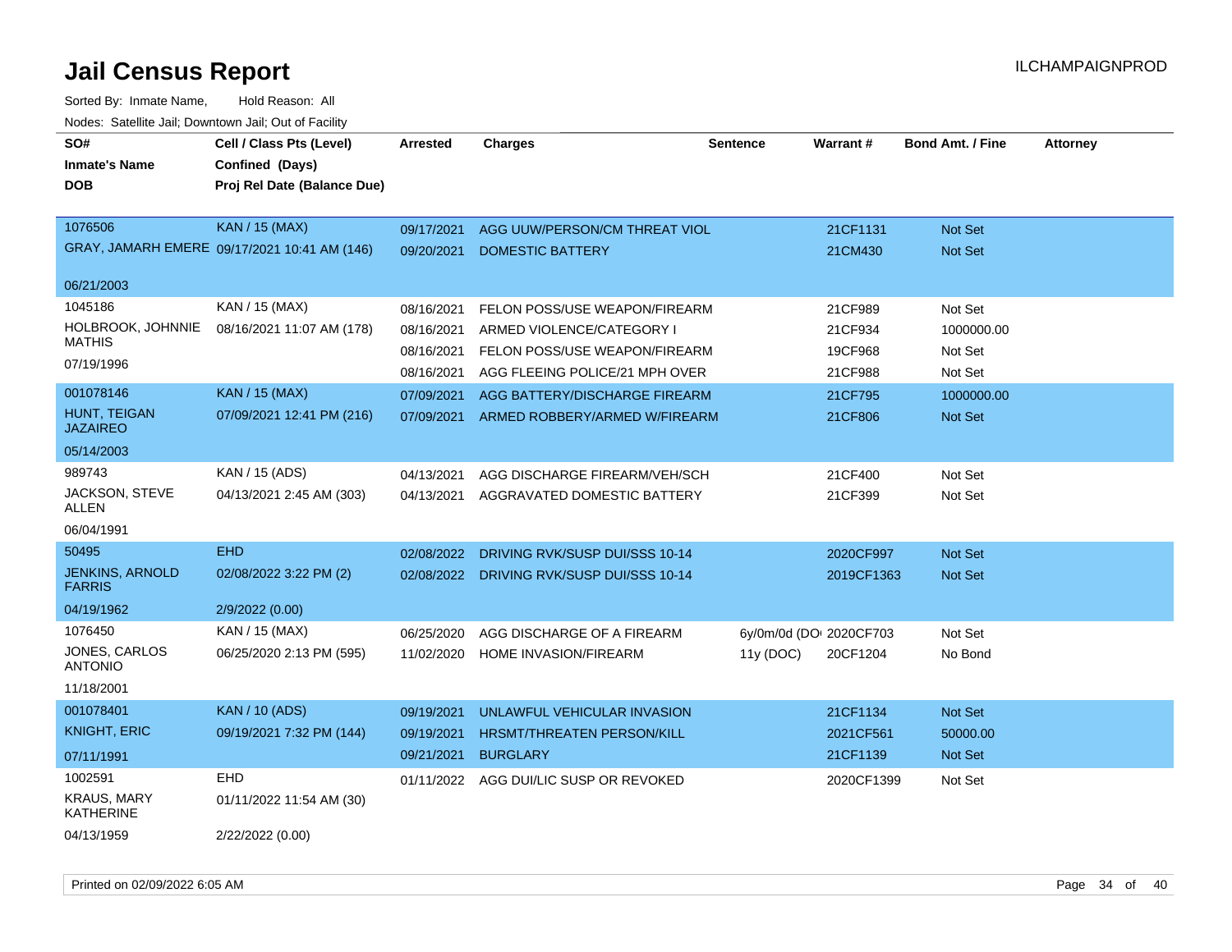# Jail Census Report

ILCHAMPAIGNPROD

Sorted By: Inmate Name, Hold Reason: All

Nodes: Satellite Jail; Downtown Jail; Out of Facility

| SO# / Inmate's Name / DOB | Cell / Class Pts (Level) / Confined (Days) / Proj Rel Date (Balance Due) | Arrested | Charges | Sentence | Warrant # | Bond Amt. / Fine | Attorney |
|---|---|---|---|---|---|---|---|
| 1076506 | KAN / 15 (MAX) | 09/17/2021 | AGG UUW/PERSON/CM THREAT VIOL | | 21CF1131 | Not Set | |
| GRAY, JAMARH EMERE | 09/17/2021 10:41 AM (146) | 09/20/2021 | DOMESTIC BATTERY | | 21CM430 | Not Set | |
| 06/21/2003 | | | | | | | |
| 1045186 | KAN / 15 (MAX) | 08/16/2021 | FELON POSS/USE WEAPON/FIREARM | | 21CF989 | Not Set | |
| HOLBROOK, JOHNNIE MATHIS | 08/16/2021 11:07 AM (178) | 08/16/2021 | ARMED VIOLENCE/CATEGORY I | | 21CF934 | 1000000.00 | |
| 07/19/1996 | | 08/16/2021 | FELON POSS/USE WEAPON/FIREARM | | 19CF968 | Not Set | |
| | | 08/16/2021 | AGG FLEEING POLICE/21 MPH OVER | | 21CF988 | Not Set | |
| 001078146 | KAN / 15 (MAX) | 07/09/2021 | AGG BATTERY/DISCHARGE FIREARM | | 21CF795 | 1000000.00 | |
| HUNT, TEIGAN JAZAIREO | 07/09/2021 12:41 PM (216) | 07/09/2021 | ARMED ROBBERY/ARMED W/FIREARM | | 21CF806 | Not Set | |
| 05/14/2003 | | | | | | | |
| 989743 | KAN / 15 (ADS) | 04/13/2021 | AGG DISCHARGE FIREARM/VEH/SCH | | 21CF400 | Not Set | |
| JACKSON, STEVE ALLEN | 04/13/2021 2:45 AM (303) | 04/13/2021 | AGGRAVATED DOMESTIC BATTERY | | 21CF399 | Not Set | |
| 06/04/1991 | | | | | | | |
| 50495 | EHD | 02/08/2022 | DRIVING RVK/SUSP DUI/SSS 10-14 | | 2020CF997 | Not Set | |
| JENKINS, ARNOLD FARRIS | 02/08/2022 3:22 PM (2) | 02/08/2022 | DRIVING RVK/SUSP DUI/SSS 10-14 | | 2019CF1363 | Not Set | |
| 04/19/1962 | 2/9/2022 (0.00) | | | | | | |
| 1076450 | KAN / 15 (MAX) | 06/25/2020 | AGG DISCHARGE OF A FIREARM | 6y/0m/0d (DO | 2020CF703 | Not Set | |
| JONES, CARLOS ANTONIO | 06/25/2020 2:13 PM (595) | 11/02/2020 | HOME INVASION/FIREARM | 11y (DOC) | 20CF1204 | No Bond | |
| 11/18/2001 | | | | | | | |
| 001078401 | KAN / 10 (ADS) | 09/19/2021 | UNLAWFUL VEHICULAR INVASION | | 21CF1134 | Not Set | |
| KNIGHT, ERIC | 09/19/2021 7:32 PM (144) | 09/19/2021 | HRSMT/THREATEN PERSON/KILL | | 2021CF561 | 50000.00 | |
| 07/11/1991 | | 09/21/2021 | BURGLARY | | 21CF1139 | Not Set | |
| 1002591 | EHD | 01/11/2022 | AGG DUI/LIC SUSP OR REVOKED | | 2020CF1399 | Not Set | |
| KRAUS, MARY KATHERINE | 01/11/2022 11:54 AM (30) | | | | | | |
| 04/13/1959 | 2/22/2022 (0.00) | | | | | | |

Printed on 02/09/2022 6:05 AM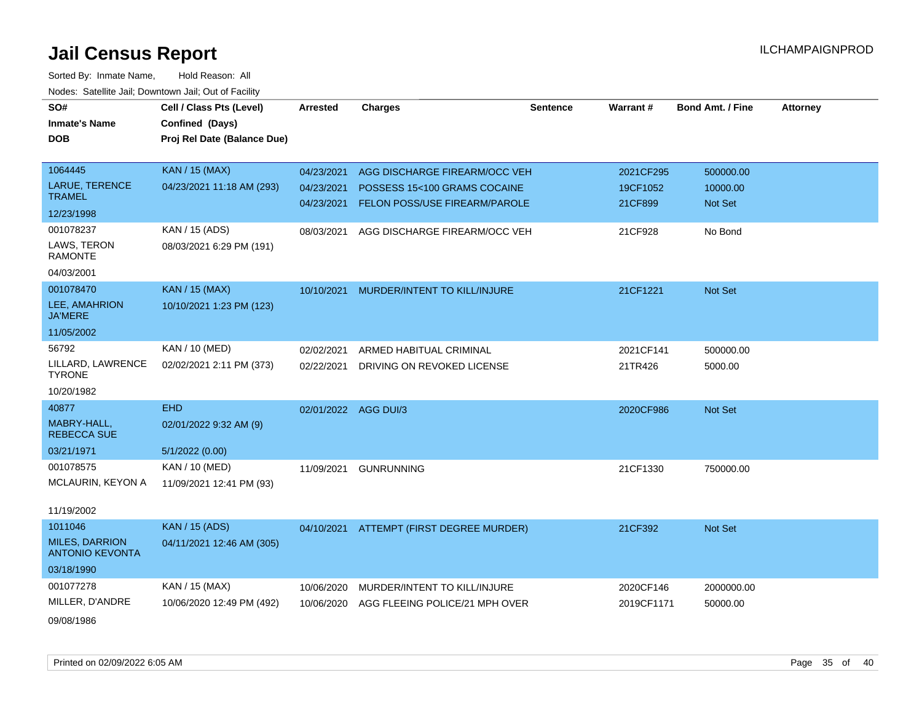# Jail Census Report

Sorted By: Inmate Name, Hold Reason: All

Nodes: Satellite Jail; Downtown Jail; Out of Facility

| SO# / Inmate's Name / DOB | Cell / Class Pts (Level) / Confined (Days) / Proj Rel Date (Balance Due) | Arrested | Charges | Sentence | Warrant # | Bond Amt. / Fine | Attorney |
|---|---|---|---|---|---|---|---|
| 1064445<br>LARUE, TERENCE TRAMEL<br>12/23/1998 | KAN / 15 (MAX)<br>04/23/2021 11:18 AM (293) | 04/23/2021 | AGG DISCHARGE FIREARM/OCC VEH | | 2021CF295 | 500000.00 | |
| | | 04/23/2021 | POSSESS 15<100 GRAMS COCAINE | | 19CF1052 | 10000.00 | |
| | | 04/23/2021 | FELON POSS/USE FIREARM/PAROLE | | 21CF899 | Not Set | |
| 001078237<br>LAWS, TERON RAMONTE<br>04/03/2001 | KAN / 15 (ADS)<br>08/03/2021 6:29 PM (191) | 08/03/2021 | AGG DISCHARGE FIREARM/OCC VEH | | 21CF928 | No Bond | |
| 001078470<br>LEE, AMAHRION JA'MERE<br>11/05/2002 | KAN / 15 (MAX)<br>10/10/2021 1:23 PM (123) | 10/10/2021 | MURDER/INTENT TO KILL/INJURE | | 21CF1221 | Not Set | |
| 56792<br>LILLARD, LAWRENCE TYRONE<br>10/20/1982 | KAN / 10 (MED)<br>02/02/2021 2:11 PM (373) | 02/02/2021 | ARMED HABITUAL CRIMINAL | | 2021CF141 | 500000.00 | |
| | | 02/22/2021 | DRIVING ON REVOKED LICENSE | | 21TR426 | 5000.00 | |
| 40877<br>MABRY-HALL, REBECCA SUE<br>03/21/1971 | EHD<br>02/01/2022 9:32 AM (9)<br>5/1/2022 (0.00) | 02/01/2022 | AGG DUI/3 | | 2020CF986 | Not Set | |
| 001078575<br>MCLAURIN, KEYON A<br>11/19/2002 | KAN / 10 (MED)<br>11/09/2021 12:41 PM (93) | 11/09/2021 | GUNRUNNING | | 21CF1330 | 750000.00 | |
| 1011046<br>MILES, DARRION ANTONIO KEVONTA<br>03/18/1990 | KAN / 15 (ADS)<br>04/11/2021 12:46 AM (305) | 04/10/2021 | ATTEMPT (FIRST DEGREE MURDER) | | 21CF392 | Not Set | |
| 001077278<br>MILLER, D'ANDRE<br>09/08/1986 | KAN / 15 (MAX)<br>10/06/2020 12:49 PM (492) | 10/06/2020 | MURDER/INTENT TO KILL/INJURE | | 2020CF146 | 2000000.00 | |
| | | 10/06/2020 | AGG FLEEING POLICE/21 MPH OVER | | 2019CF1171 | 50000.00 | |

Printed on 02/09/2022 6:05 AM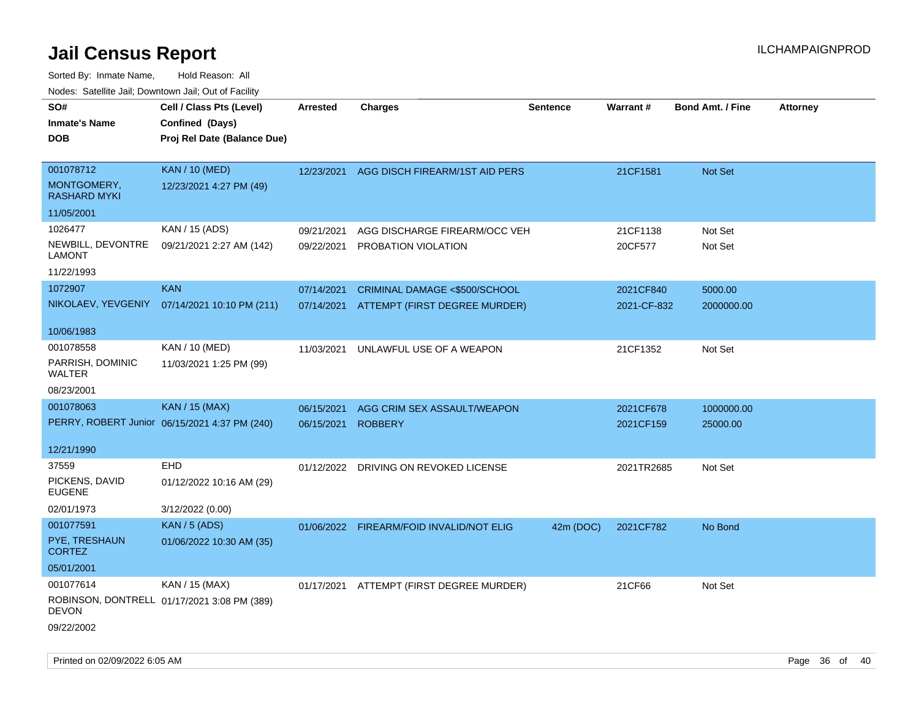# Jail Census Report

ILCHAMPAIGNPROD

Sorted By: Inmate Name, Hold Reason: All

Nodes: Satellite Jail; Downtown Jail; Out of Facility

| SO# / Inmate's Name / DOB | Cell / Class Pts (Level) / Confined (Days) / Proj Rel Date (Balance Due) | Arrested | Charges | Sentence | Warrant # | Bond Amt. / Fine | Attorney |
|---|---|---|---|---|---|---|---|
| 001078712<br>MONTGOMERY, RASHARD MYKI<br>11/05/2001 | KAN / 10 (MED)<br>12/23/2021 4:27 PM (49) | 12/23/2021 | AGG DISCH FIREARM/1ST AID PERS | | 21CF1581 | Not Set | |
| 1026477<br>NEWBILL, DEVONTRE LAMONT<br>11/22/1993 | KAN / 15 (ADS)<br>09/21/2021 2:27 AM (142) | 09/21/2021 | AGG DISCHARGE FIREARM/OCC VEH | | 21CF1138 | Not Set | |
| | | 09/22/2021 | PROBATION VIOLATION | | 20CF577 | Not Set | |
| 1072907<br>NIKOLAEV, YEVGENIY<br>10/06/1983 | KAN<br>07/14/2021 10:10 PM (211) | 07/14/2021 | CRIMINAL DAMAGE <$500/SCHOOL | | 2021CF840 | 5000.00 | |
| | | 07/14/2021 | ATTEMPT (FIRST DEGREE MURDER) | | 2021-CF-832 | 2000000.00 | |
| 001078558<br>PARRISH, DOMINIC WALTER<br>08/23/2001 | KAN / 10 (MED)<br>11/03/2021 1:25 PM (99) | 11/03/2021 | UNLAWFUL USE OF A WEAPON | | 21CF1352 | Not Set | |
| 001078063<br>PERRY, ROBERT Junior<br>12/21/1990 | KAN / 15 (MAX)<br>06/15/2021 4:37 PM (240) | 06/15/2021 | AGG CRIM SEX ASSAULT/WEAPON | | 2021CF678 | 1000000.00 | |
| | | 06/15/2021 | ROBBERY | | 2021CF159 | 25000.00 | |
| 37559<br>PICKENS, DAVID EUGENE<br>02/01/1973 | EHD<br>01/12/2022 10:16 AM (29)<br>3/12/2022 (0.00) | 01/12/2022 | DRIVING ON REVOKED LICENSE | | 2021TR2685 | Not Set | |
| 001077591<br>PYE, TRESHAUN CORTEZ<br>05/01/2001 | KAN / 5 (ADS)<br>01/06/2022 10:30 AM (35) | 01/06/2022 | FIREARM/FOID INVALID/NOT ELIG | 42m (DOC) | 2021CF782 | No Bond | |
| 001077614<br>ROBINSON, DONTRELL DEVON<br>09/22/2002 | KAN / 15 (MAX)<br>01/17/2021 3:08 PM (389) | 01/17/2021 | ATTEMPT (FIRST DEGREE MURDER) | | 21CF66 | Not Set | |

Printed on 02/09/2022 6:05 AM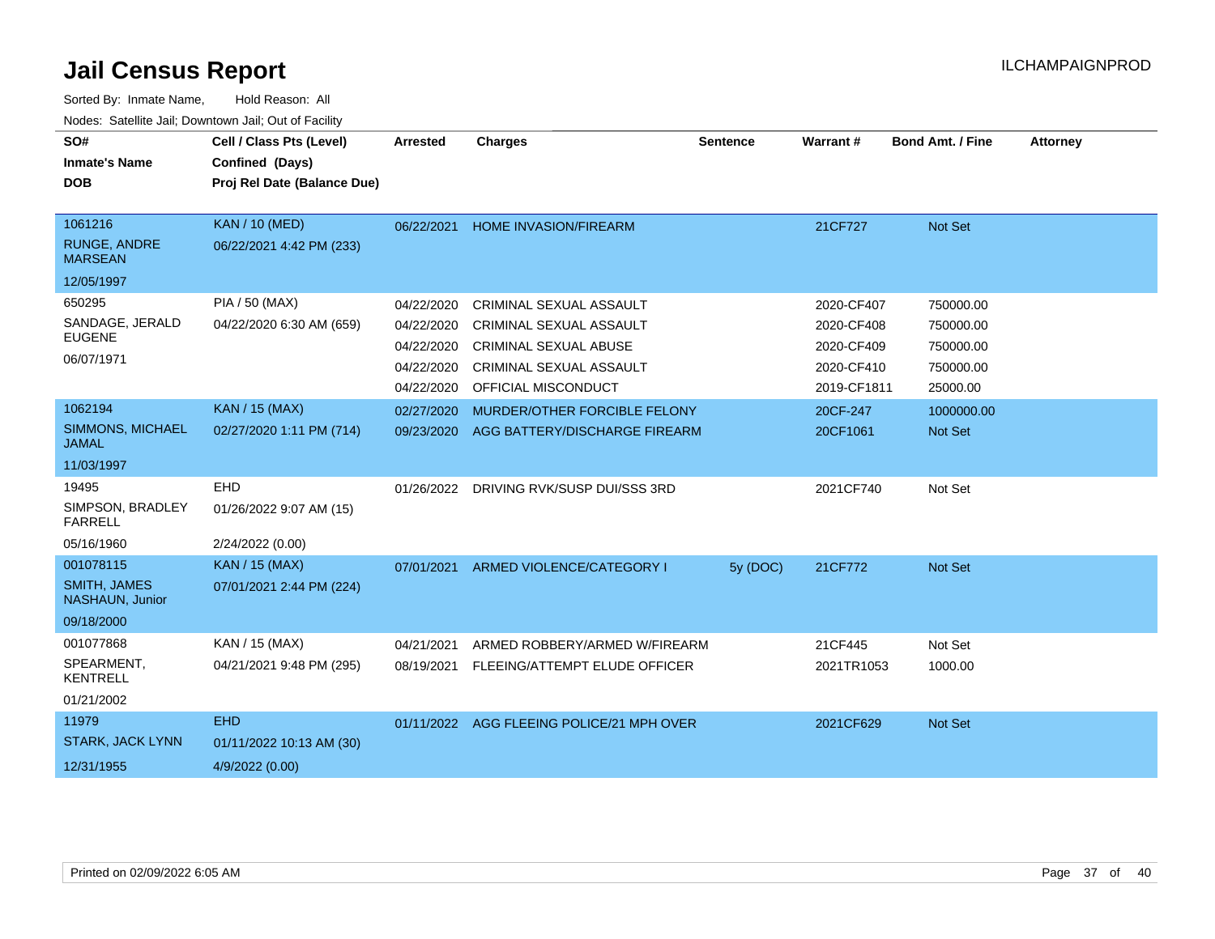# Jail Census Report

ILCHAMPAIGNPROD

Sorted By: Inmate Name, Hold Reason: All

Nodes: Satellite Jail; Downtown Jail; Out of Facility

| SO# / Inmate's Name / DOB | Cell / Class Pts (Level) / Confined (Days) / Proj Rel Date (Balance Due) | Arrested | Charges | Sentence | Warrant # | Bond Amt. / Fine | Attorney |
|---|---|---|---|---|---|---|---|
| 1061216<br>RUNGE, ANDRE MARSEAN<br>12/05/1997 | KAN / 10 (MED)<br>06/22/2021 4:42 PM (233) | 06/22/2021 | HOME INVASION/FIREARM | | 21CF727 | Not Set | |
| 650295<br>SANDAGE, JERALD EUGENE<br>06/07/1971 | PIA / 50 (MAX)<br>04/22/2020 6:30 AM (659) | 04/22/2020 | CRIMINAL SEXUAL ASSAULT | | 2020-CF407 | 750000.00 | |
| | | 04/22/2020 | CRIMINAL SEXUAL ASSAULT | | 2020-CF408 | 750000.00 | |
| | | 04/22/2020 | CRIMINAL SEXUAL ABUSE | | 2020-CF409 | 750000.00 | |
| | | 04/22/2020 | CRIMINAL SEXUAL ASSAULT | | 2020-CF410 | 750000.00 | |
| | | 04/22/2020 | OFFICIAL MISCONDUCT | | 2019-CF1811 | 25000.00 | |
| 1062194<br>SIMMONS, MICHAEL JAMAL<br>11/03/1997 | KAN / 15 (MAX)<br>02/27/2020 1:11 PM (714) | 02/27/2020 | MURDER/OTHER FORCIBLE FELONY | | 20CF-247 | 1000000.00 | |
| | | 09/23/2020 | AGG BATTERY/DISCHARGE FIREARM | | 20CF1061 | Not Set | |
| 19495<br>SIMPSON, BRADLEY FARRELL<br>05/16/1960 | EHD<br>01/26/2022 9:07 AM (15)<br>2/24/2022 (0.00) | 01/26/2022 | DRIVING RVK/SUSP DUI/SSS 3RD | | 2021CF740 | Not Set | |
| 001078115<br>SMITH, JAMES NASHAUN, Junior<br>09/18/2000 | KAN / 15 (MAX)<br>07/01/2021 2:44 PM (224) | 07/01/2021 | ARMED VIOLENCE/CATEGORY I | 5y (DOC) | 21CF772 | Not Set | |
| 001077868<br>SPEARMENT, KENTRELL<br>01/21/2002 | KAN / 15 (MAX)<br>04/21/2021 9:48 PM (295) | 04/21/2021 | ARMED ROBBERY/ARMED W/FIREARM | | 21CF445 | Not Set | |
| | | 08/19/2021 | FLEEING/ATTEMPT ELUDE OFFICER | | 2021TR1053 | 1000.00 | |
| 11979<br>STARK, JACK LYNN<br>12/31/1955 | EHD<br>01/11/2022 10:13 AM (30)<br>4/9/2022 (0.00) | 01/11/2022 | AGG FLEEING POLICE/21 MPH OVER | | 2021CF629 | Not Set | |

Printed on 02/09/2022 6:05 AM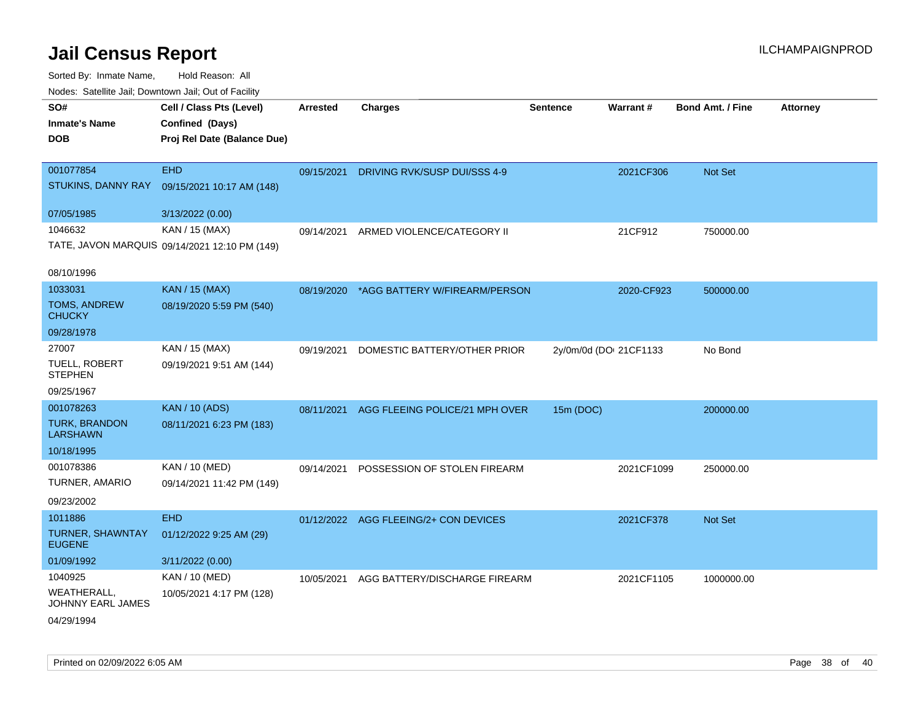# Jail Census Report

ILCHAMPAIGNPROD

Sorted By: Inmate Name, Hold Reason: All

Nodes: Satellite Jail; Downtown Jail; Out of Facility

| SO# / Inmate's Name / DOB | Cell / Class Pts (Level) / Confined (Days) / Proj Rel Date (Balance Due) | Arrested | Charges | Sentence | Warrant # | Bond Amt. / Fine | Attorney |
|---|---|---|---|---|---|---|---|
| 001077854<br>STUKINS, DANNY RAY<br>07/05/1985 | EHD<br>09/15/2021 10:17 AM (148)<br>3/13/2022 (0.00) | 09/15/2021 | DRIVING RVK/SUSP DUI/SSS 4-9 | | 2021CF306 | Not Set | |
| 1046632<br>TATE, JAVON MARQUIS<br>08/10/1996 | KAN / 15 (MAX)<br>09/14/2021 12:10 PM (149) | 09/14/2021 | ARMED VIOLENCE/CATEGORY II | | 21CF912 | 750000.00 | |
| 1033031<br>TOMS, ANDREW CHUCKY<br>09/28/1978 | KAN / 15 (MAX)<br>08/19/2020 5:59 PM (540) | 08/19/2020 | *AGG BATTERY W/FIREARM/PERSON | | 2020-CF923 | 500000.00 | |
| 27007<br>TUELL, ROBERT STEPHEN<br>09/25/1967 | KAN / 15 (MAX)<br>09/19/2021 9:51 AM (144) | 09/19/2021 | DOMESTIC BATTERY/OTHER PRIOR | 2y/0m/0d (DOI | 21CF1133 | No Bond | |
| 001078263<br>TURK, BRANDON LARSHAWN<br>10/18/1995 | KAN / 10 (ADS)<br>08/11/2021 6:23 PM (183) | 08/11/2021 | AGG FLEEING POLICE/21 MPH OVER | 15m (DOC) | | 200000.00 | |
| 001078386<br>TURNER, AMARIO<br>09/23/2002 | KAN / 10 (MED)<br>09/14/2021 11:42 PM (149) | 09/14/2021 | POSSESSION OF STOLEN FIREARM | | 2021CF1099 | 250000.00 | |
| 1011886<br>TURNER, SHAWNTAY EUGENE<br>01/09/1992 | EHD<br>01/12/2022 9:25 AM (29)<br>3/11/2022 (0.00) | 01/12/2022 | AGG FLEEING/2+ CON DEVICES | | 2021CF378 | Not Set | |
| 1040925<br>WEATHERALL, JOHNNY EARL JAMES<br>04/29/1994 | KAN / 10 (MED)<br>10/05/2021 4:17 PM (128) | 10/05/2021 | AGG BATTERY/DISCHARGE FIREARM | | 2021CF1105 | 1000000.00 | |

Printed on 02/09/2022 6:05 AM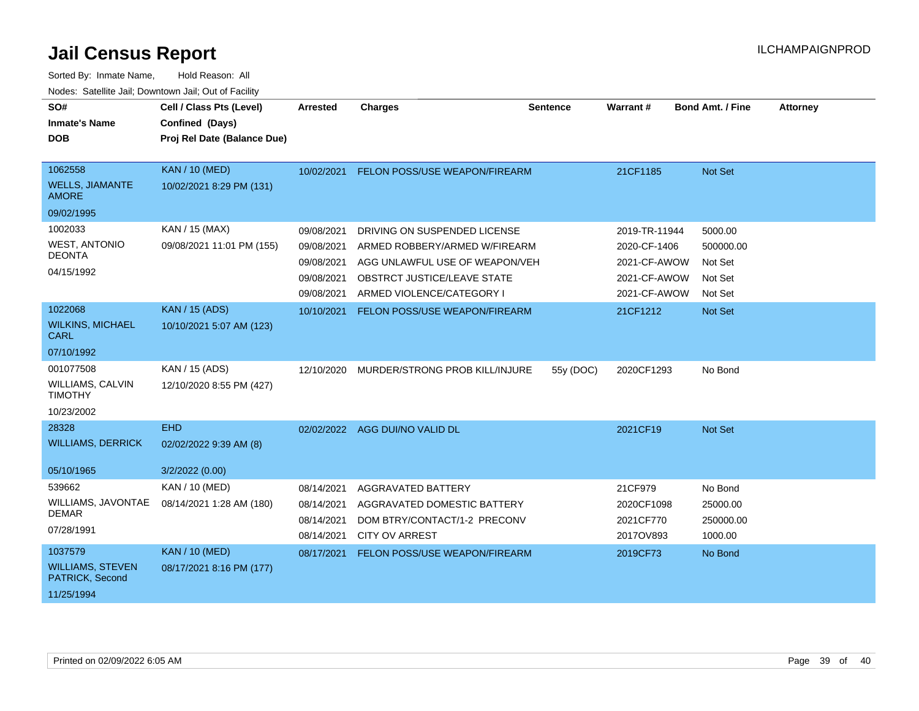# Jail Census Report

ILCHAMPAIGNPROD

Sorted By: Inmate Name, Hold Reason: All

Nodes: Satellite Jail; Downtown Jail; Out of Facility

| SO# / Inmate's Name / DOB | Cell / Class Pts (Level) / Confined (Days) / Proj Rel Date (Balance Due) | Arrested | Charges | Sentence | Warrant # | Bond Amt. / Fine | Attorney |
|---|---|---|---|---|---|---|---|
| 1062558<br>WELLS, JIAMANTE AMORE<br>09/02/1995 | KAN / 10 (MED)<br>10/02/2021 8:29 PM (131) | 10/02/2021 | FELON POSS/USE WEAPON/FIREARM | | 21CF1185 | Not Set | |
| 1002033<br>WEST, ANTONIO DEONTA<br>04/15/1992 | KAN / 15 (MAX)<br>09/08/2021 11:01 PM (155) | 09/08/2021 | DRIVING ON SUSPENDED LICENSE | | 2019-TR-11944 | 5000.00 | |
| | | 09/08/2021 | ARMED ROBBERY/ARMED W/FIREARM | | 2020-CF-1406 | 500000.00 | |
| | | 09/08/2021 | AGG UNLAWFUL USE OF WEAPON/VEH | | 2021-CF-AWOW | Not Set | |
| | | 09/08/2021 | OBSTRCT JUSTICE/LEAVE STATE | | 2021-CF-AWOW | Not Set | |
| | | 09/08/2021 | ARMED VIOLENCE/CATEGORY I | | 2021-CF-AWOW | Not Set | |
| 1022068<br>WILKINS, MICHAEL CARL<br>07/10/1992 | KAN / 15 (ADS)<br>10/10/2021 5:07 AM (123) | 10/10/2021 | FELON POSS/USE WEAPON/FIREARM | | 21CF1212 | Not Set | |
| 001077508<br>WILLIAMS, CALVIN TIMOTHY<br>10/23/2002 | KAN / 15 (ADS)<br>12/10/2020 8:55 PM (427) | 12/10/2020 | MURDER/STRONG PROB KILL/INJURE | 55y (DOC) | 2020CF1293 | No Bond | |
| 28328<br>WILLIAMS, DERRICK<br>05/10/1965 | EHD<br>02/02/2022 9:39 AM (8)<br>3/2/2022 (0.00) | 02/02/2022 | AGG DUI/NO VALID DL | | 2021CF19 | Not Set | |
| 539662<br>WILLIAMS, JAVONTAE DEMAR<br>07/28/1991 | KAN / 10 (MED)<br>08/14/2021 1:28 AM (180) | 08/14/2021 | AGGRAVATED BATTERY | | 21CF979 | No Bond | |
| | | 08/14/2021 | AGGRAVATED DOMESTIC BATTERY | | 2020CF1098 | 25000.00 | |
| | | 08/14/2021 | DOM BTRY/CONTACT/1-2 PRECONV | | 2021CF770 | 250000.00 | |
| | | 08/14/2021 | CITY OV ARREST | | 2017OV893 | 1000.00 | |
| 1037579<br>WILLIAMS, STEVEN PATRICK, Second<br>11/25/1994 | KAN / 10 (MED)<br>08/17/2021 8:16 PM (177) | 08/17/2021 | FELON POSS/USE WEAPON/FIREARM | | 2019CF73 | No Bond | |

Printed on 02/09/2022 6:05 AM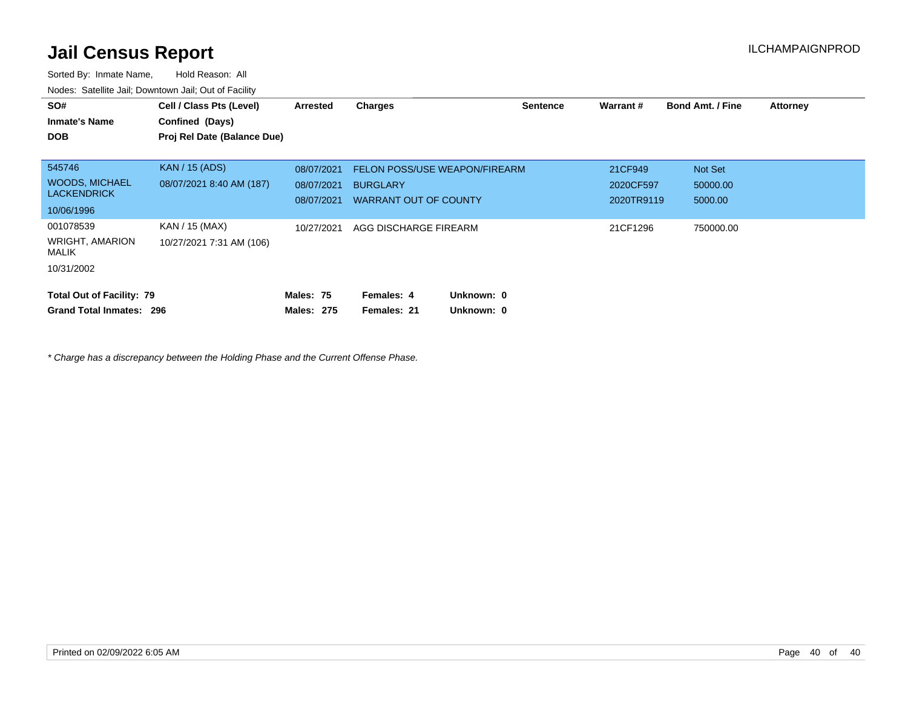# Jail Census Report

ILCHAMPAIGNPROD

Sorted By: Inmate Name, Hold Reason: All

Nodes: Satellite Jail; Downtown Jail; Out of Facility

| SO# / Inmate's Name / DOB | Cell / Class Pts (Level) / Confined (Days) / Proj Rel Date (Balance Due) | Arrested | Charges | Sentence | Warrant # | Bond Amt. / Fine | Attorney |
|---|---|---|---|---|---|---|---|
| 545746 WOODS, MICHAEL LACKENDRICK 10/06/1996 | KAN / 15 (ADS) 08/07/2021 8:40 AM (187) | 08/07/2021 | FELON POSS/USE WEAPON/FIREARM | | 21CF949 | Not Set | |
| | | 08/07/2021 | BURGLARY | | 2020CF597 | 50000.00 | |
| | | 08/07/2021 | WARRANT OUT OF COUNTY | | 2020TR9119 | 5000.00 | |
| 001078539 WRIGHT, AMARION MALIK 10/31/2002 | KAN / 15 (MAX) 10/27/2021 7:31 AM (106) | 10/27/2021 | AGG DISCHARGE FIREARM | | 21CF1296 | 750000.00 | |

**Total Out of Facility: 79** **Males: 75** **Females: 4** **Unknown: 0**

**Grand Total Inmates: 296** **Males: 275** **Females: 21** **Unknown: 0**

*\* Charge has a discrepancy between the Holding Phase and the Current Offense Phase.*

Printed on 02/09/2022 6:05 AM